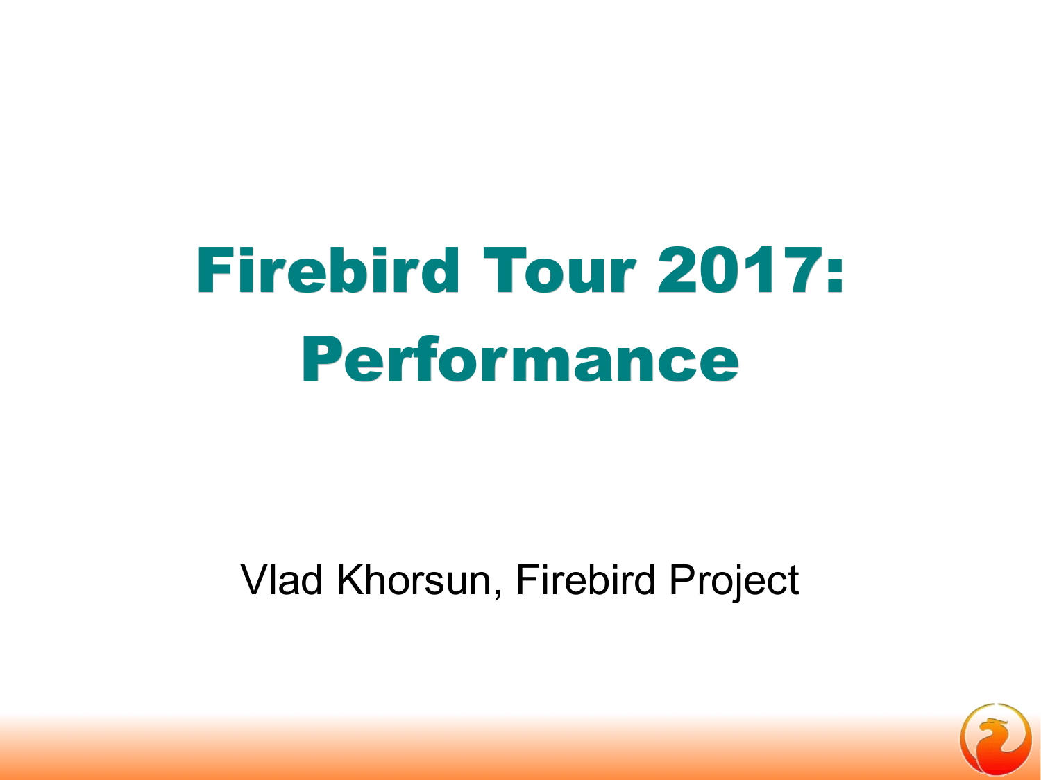# Firebird Tour 2017: Performance

Vlad Khorsun, Firebird Project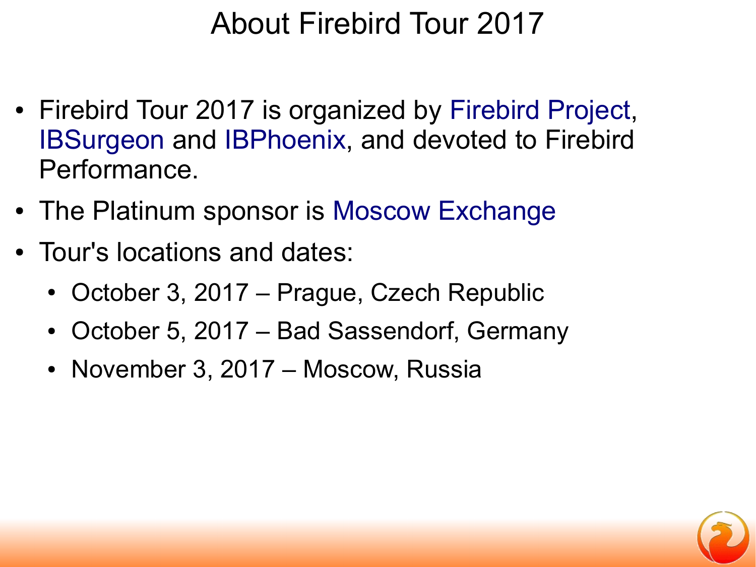# About Firebird Tour 2017

- Firebird Tour 2017 is organized by Firebird Project, IBSurgeon and IBPhoenix, and devoted to Firebird Performance.
- The Platinum sponsor is Moscow Exchange
- Tour's locations and dates:
  - October 3, 2017 – Prague, Czech Republic
  - October 5, 2017 – Bad Sassendorf, Germany
  - November 3, 2017 – Moscow, Russia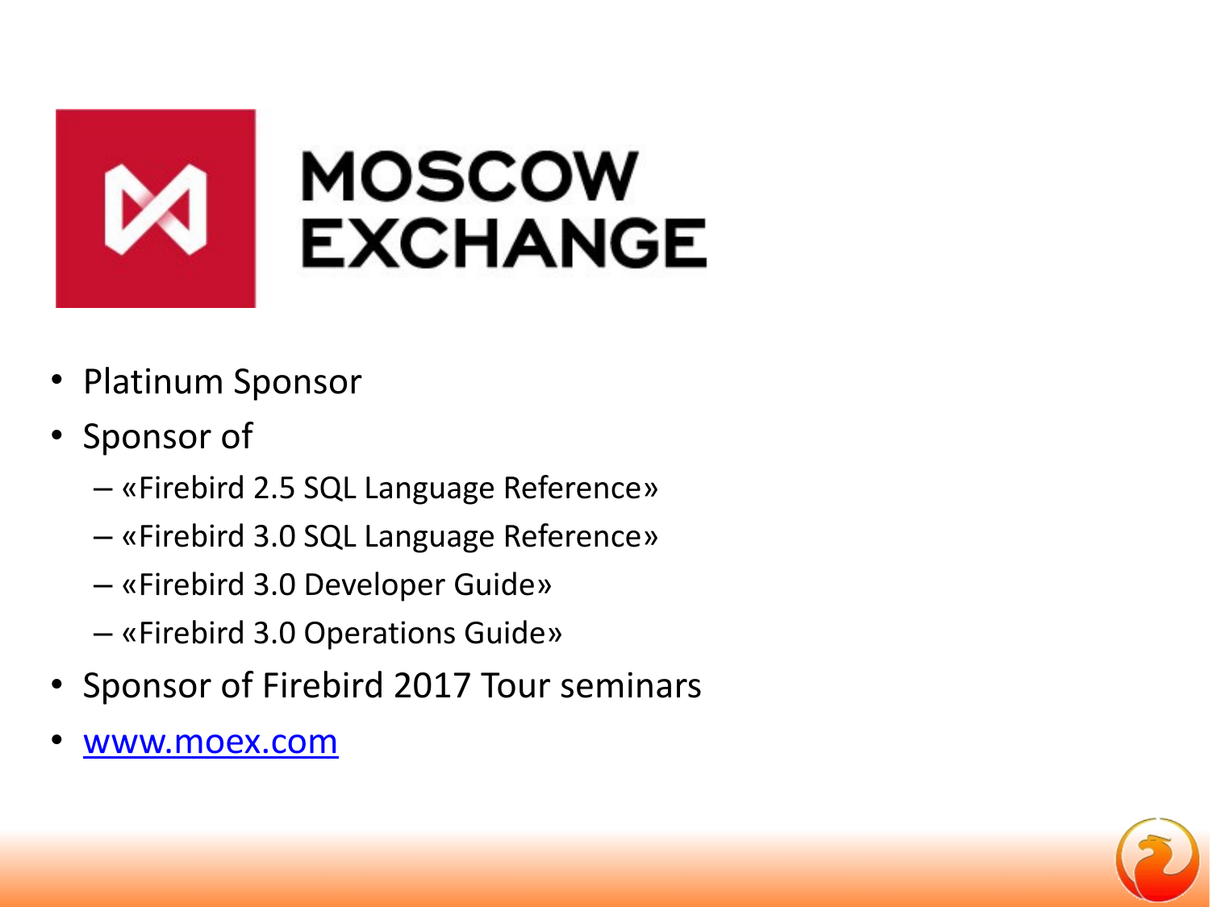# MOSCOW EXCHANGE

- Platinum Sponsor
- Sponsor of
  - «Firebird 2.5 SQL Language Reference»
  - «Firebird 3.0 SQL Language Reference»
  - «Firebird 3.0 Developer Guide»
  - «Firebird 3.0 Operations Guide»
- Sponsor of Firebird 2017 Tour seminars
- [www.moex.com](http://www.moex.com)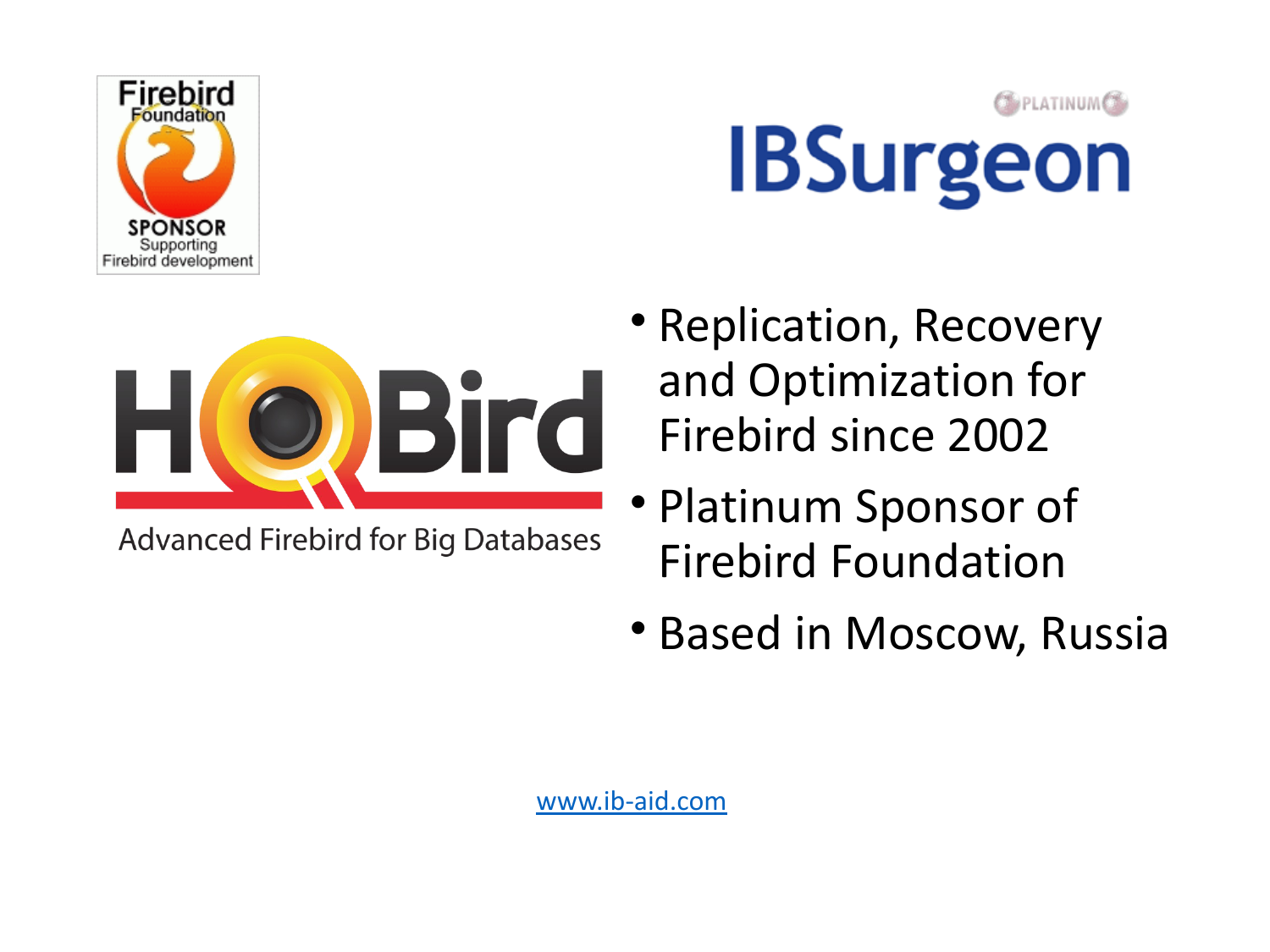Firebird Foundation SPONSOR Supporting Firebird development

PLATINUM

IBSurgeon

HQBird

Advanced Firebird for Big Databases

- Replication, Recovery and Optimization for Firebird since 2002
- Platinum Sponsor of Firebird Foundation
- Based in Moscow, Russia

www.ib-aid.com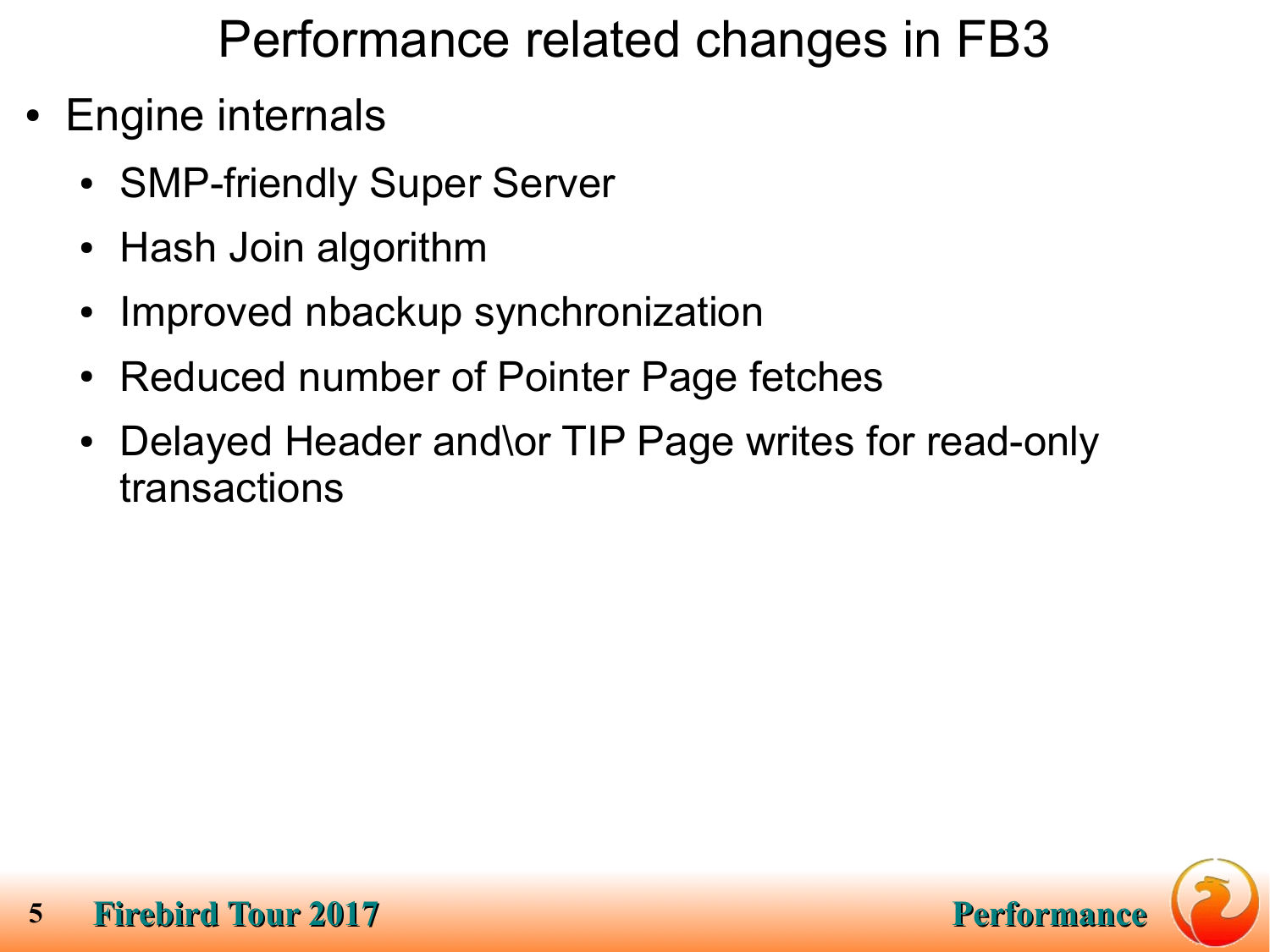# Performance related changes in FB3

- Engine internals
  - SMP-friendly Super Server
  - Hash Join algorithm
  - Improved nbackup synchronization
  - Reduced number of Pointer Page fetches
  - Delayed Header and\or TIP Page writes for read-only transactions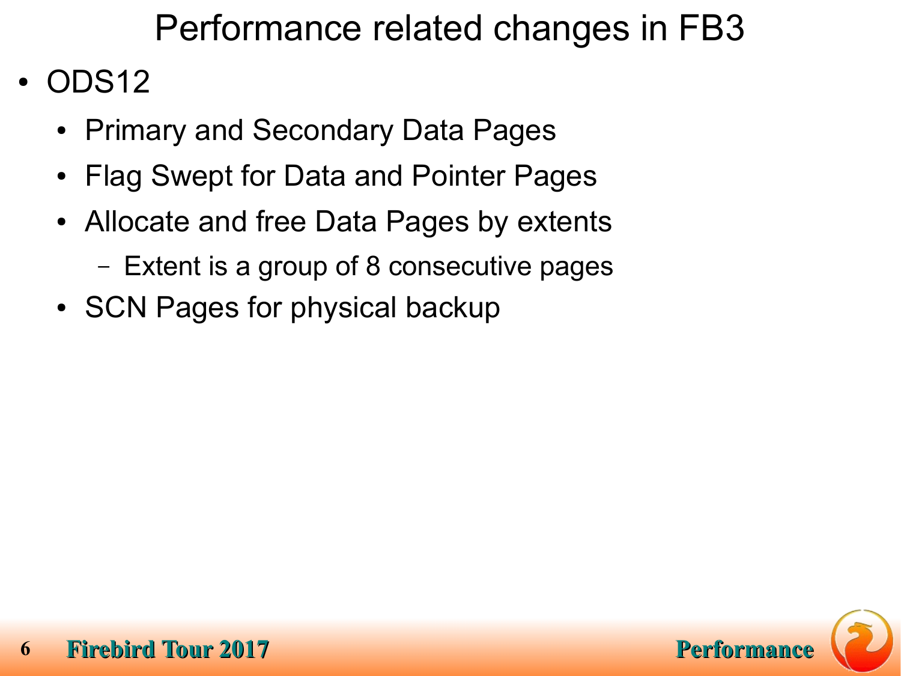# Performance related changes in FB3

- ODS12
  - Primary and Secondary Data Pages
  - Flag Swept for Data and Pointer Pages
  - Allocate and free Data Pages by extents
    - Extent is a group of 8 consecutive pages
  - SCN Pages for physical backup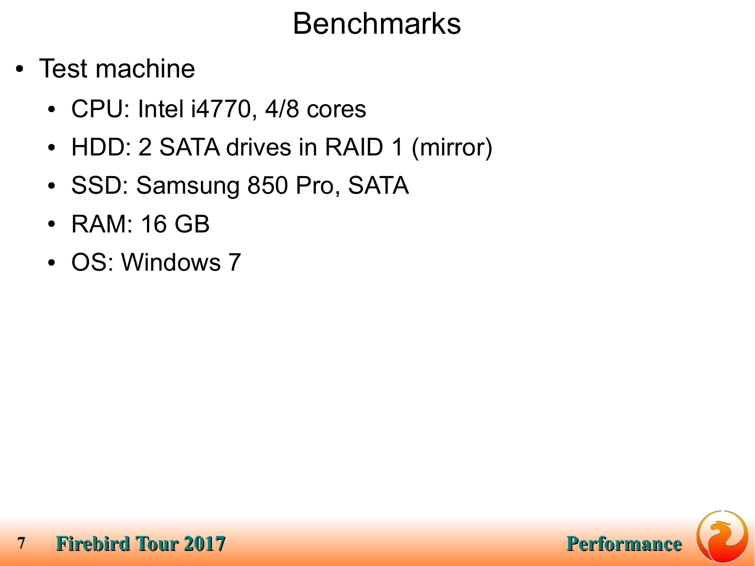# Benchmarks

- Test machine
  - CPU: Intel i4770, 4/8 cores
  - HDD: 2 SATA drives in RAID 1 (mirror)
  - SSD: Samsung 850 Pro, SATA
  - RAM: 16 GB
  - OS: Windows 7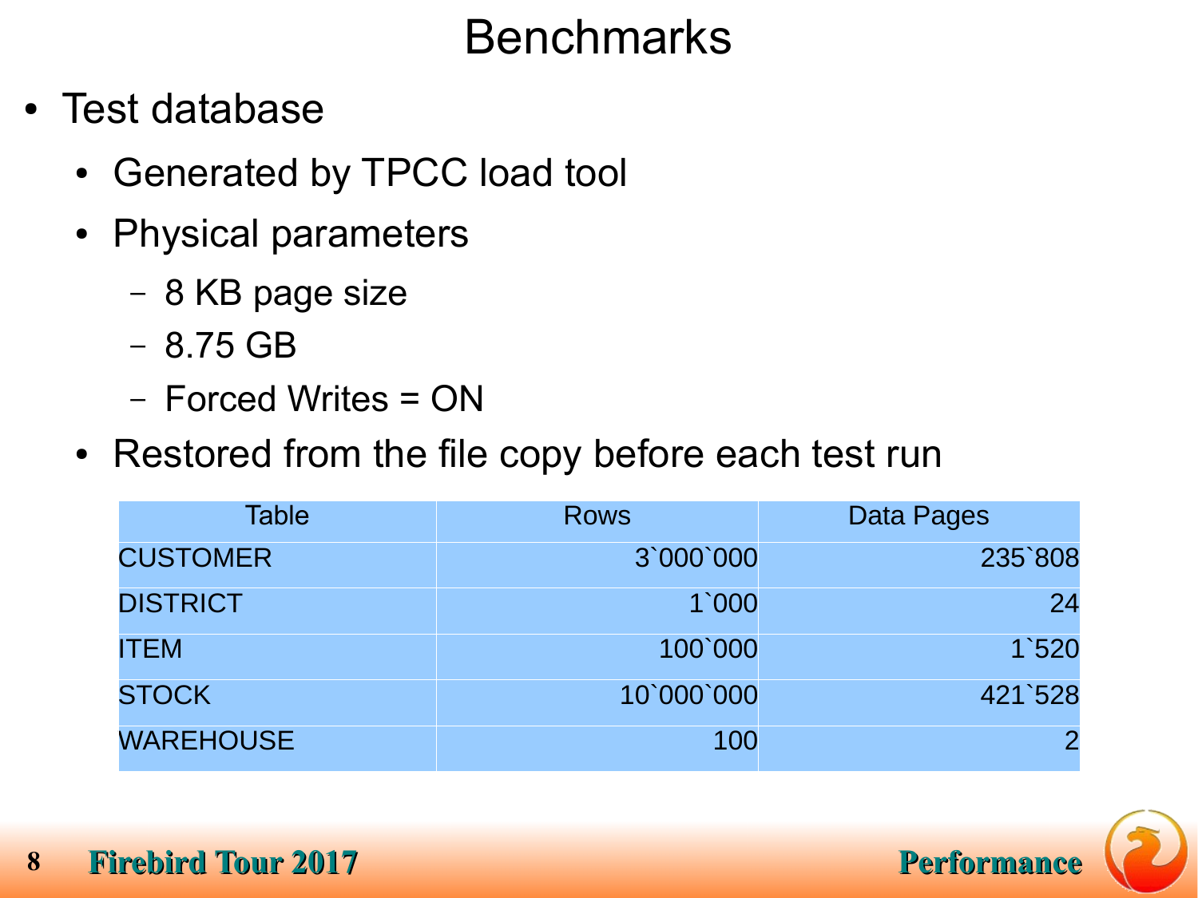# Benchmarks

- Test database
  - Generated by TPCC load tool
  - Physical parameters
    - 8 KB page size
    - 8.75 GB
    - Forced Writes = ON
  - Restored from the file copy before each test run

| Table | Rows | Data Pages |
|---|---:|---:|
| CUSTOMER | 3\`000\`000 | 235\`808 |
| DISTRICT | 1\`000 | 24 |
| ITEM | 100\`000 | 1\`520 |
| STOCK | 10\`000\`000 | 421\`528 |
| WAREHOUSE | 100 | 2 |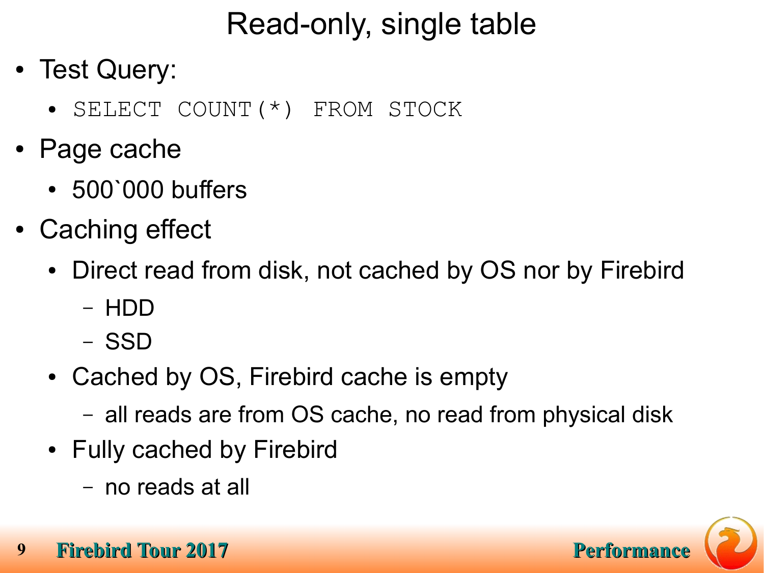# Read-only, single table

- Test Query:
  - `SELECT COUNT(*) FROM STOCK`
- Page cache
  - 500`000 buffers
- Caching effect
  - Direct read from disk, not cached by OS nor by Firebird
    - HDD
    - SSD
  - Cached by OS, Firebird cache is empty
    - all reads are from OS cache, no read from physical disk
  - Fully cached by Firebird
    - no reads at all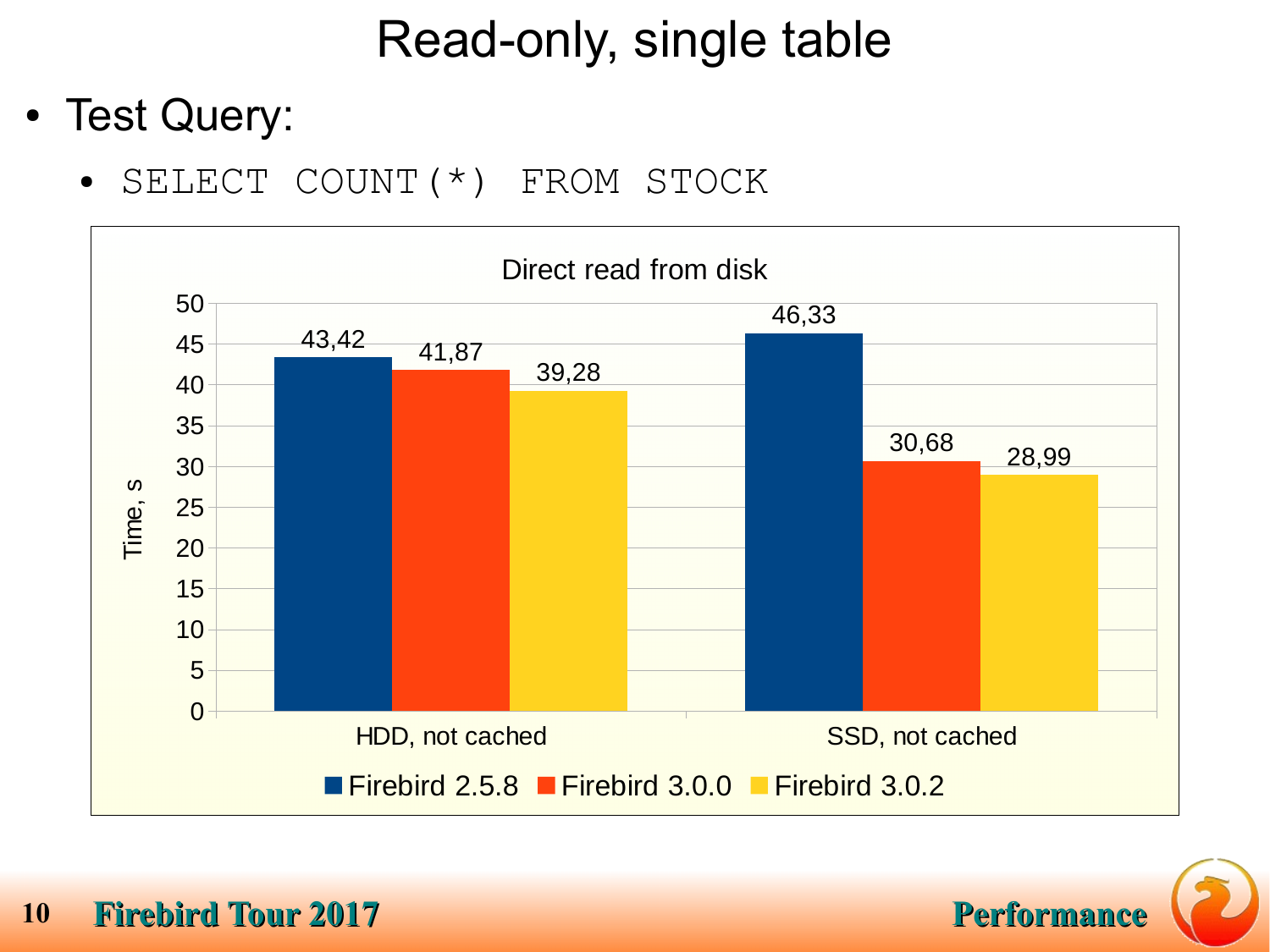# Read-only, single table

- Test Query:
  - `SELECT COUNT(*) FROM STOCK`

**Direct read from disk**

Time, s

| | Firebird 2.5.8 | Firebird 3.0.0 | Firebird 3.0.2 |
|---|---|---|---|
| HDD, not cached | 43,42 | 41,87 | 39,28 |
| SSD, not cached | 46,33 | 30,68 | 28,99 |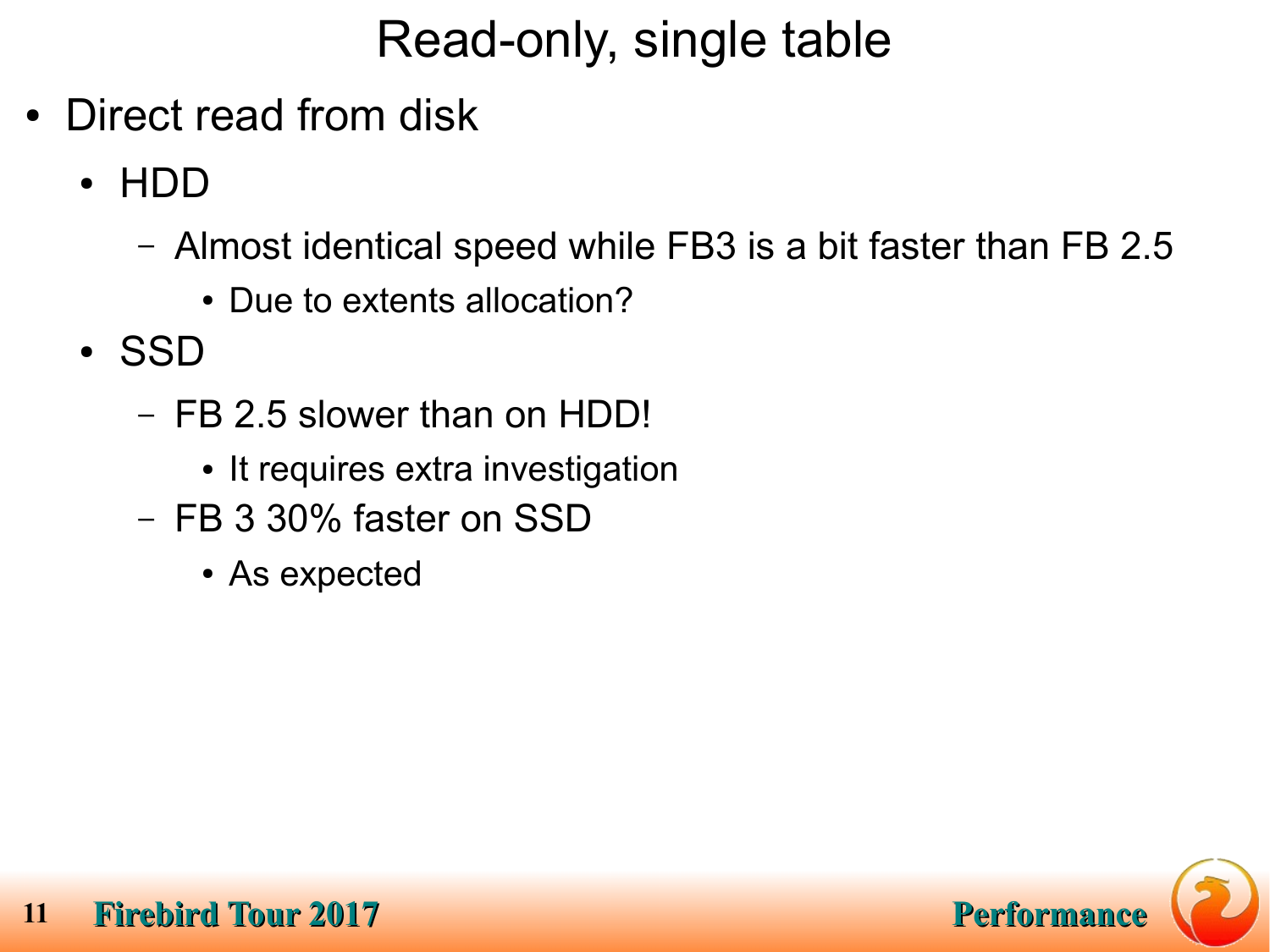# Read-only, single table

- Direct read from disk
  - HDD
    - Almost identical speed while FB3 is a bit faster than FB 2.5
      - Due to extents allocation?
  - SSD
    - FB 2.5 slower than on HDD!
      - It requires extra investigation
    - FB 3 30% faster on SSD
      - As expected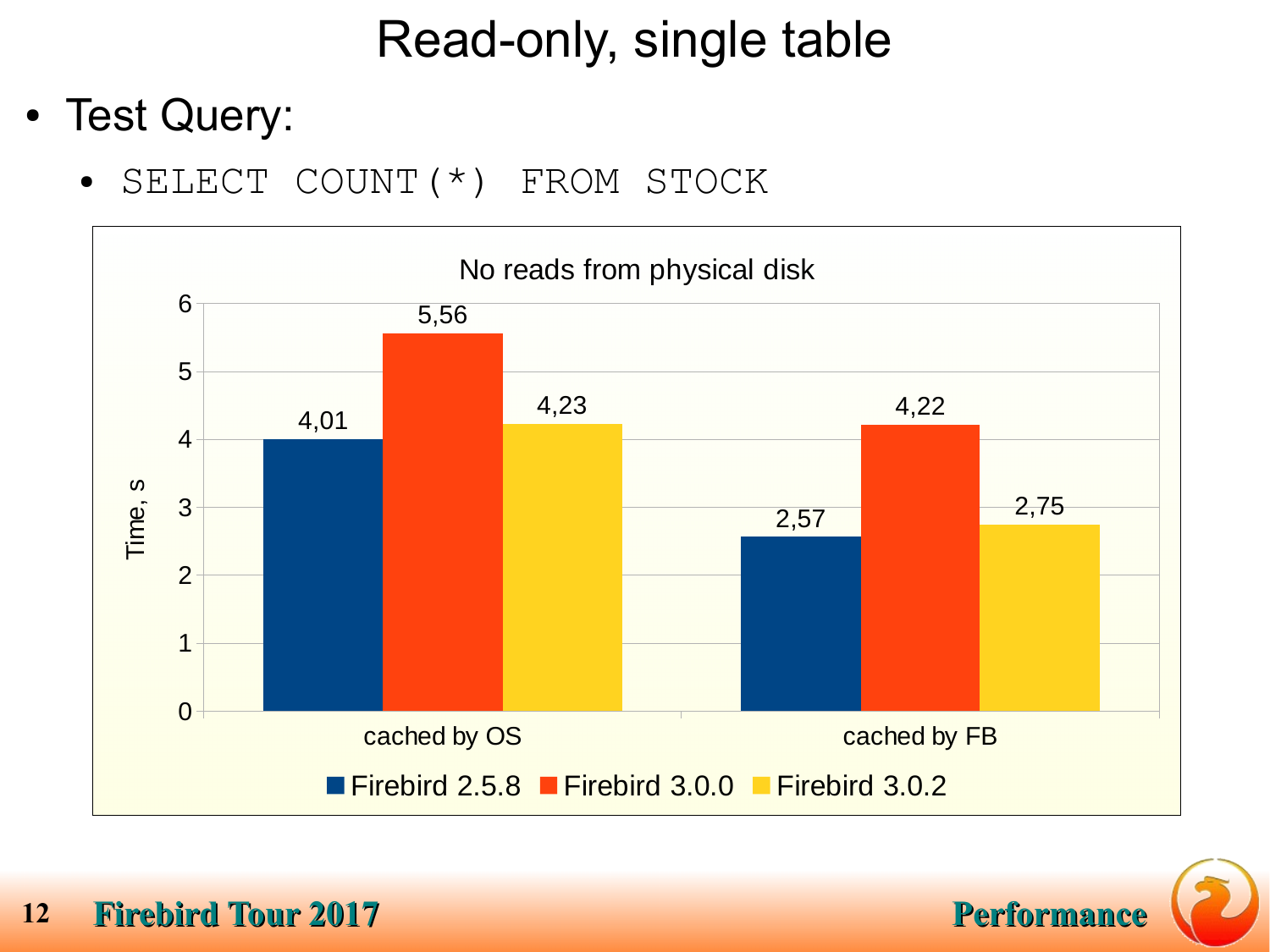# Read-only, single table

- Test Query:
  - `SELECT COUNT(*) FROM STOCK`

No reads from physical disk

| Time, s | Firebird 2.5.8 | Firebird 3.0.0 | Firebird 3.0.2 |
|---|---|---|---|
| cached by OS | 4,01 | 5,56 | 4,23 |
| cached by FB | 2,57 | 4,22 | 2,75 |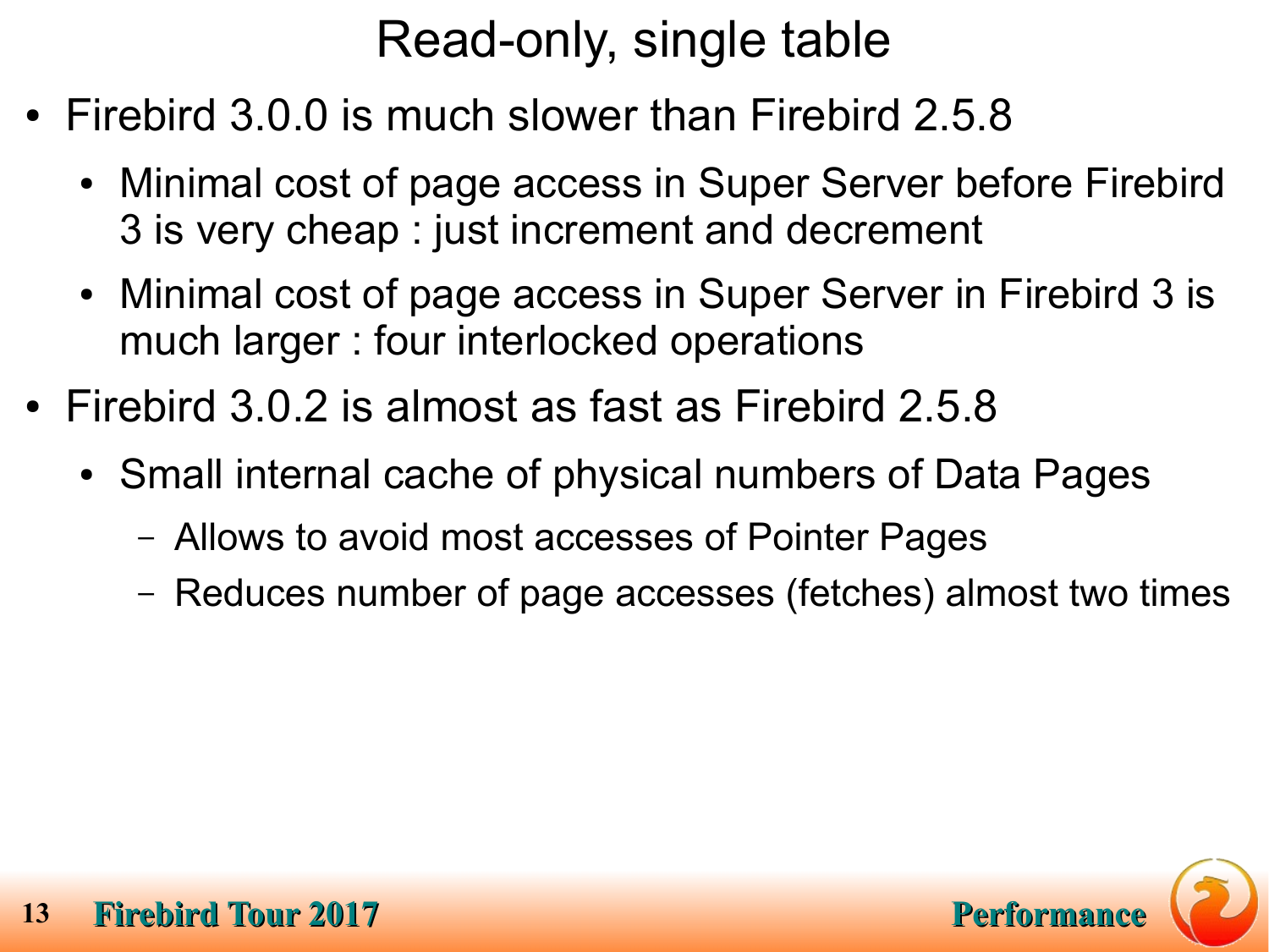# Read-only, single table

- Firebird 3.0.0 is much slower than Firebird 2.5.8
  - Minimal cost of page access in Super Server before Firebird 3 is very cheap : just increment and decrement
  - Minimal cost of page access in Super Server in Firebird 3 is much larger : four interlocked operations
- Firebird 3.0.2 is almost as fast as Firebird 2.5.8
  - Small internal cache of physical numbers of Data Pages
    - Allows to avoid most accesses of Pointer Pages
    - Reduces number of page accesses (fetches) almost two times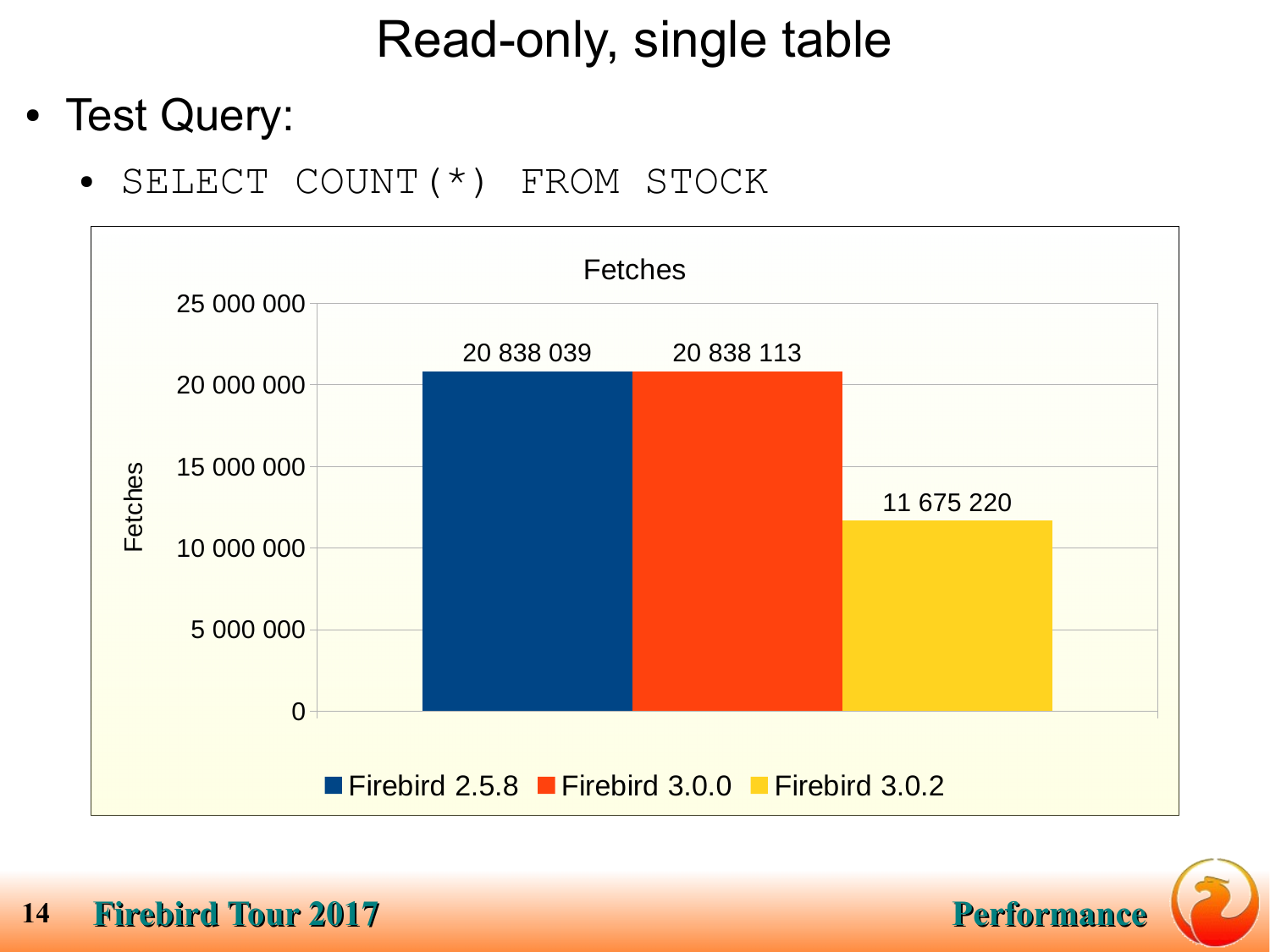# Read-only, single table

- Test Query:
  - `SELECT COUNT(*) FROM STOCK`

**Fetches**

| | Fetches |
|---|---|
| Firebird 2.5.8 | 20 838 039 |
| Firebird 3.0.0 | 20 838 113 |
| Firebird 3.0.2 | 11 675 220 |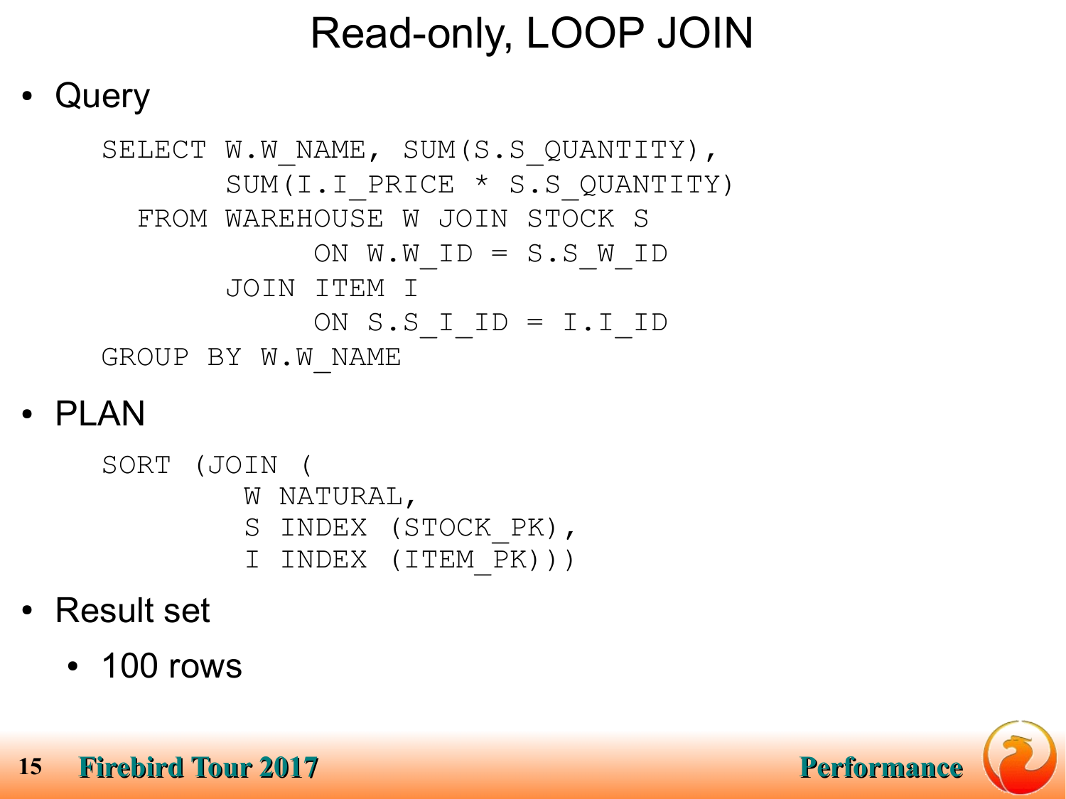# Read-only, LOOP JOIN

- Query

```
SELECT W.W_NAME, SUM(S.S_QUANTITY),
       SUM(I.I_PRICE * S.S_QUANTITY)
  FROM WAREHOUSE W JOIN STOCK S
            ON W.W_ID = S.S_W_ID
       JOIN ITEM I
            ON S.S_I_ID = I.I_ID
GROUP BY W.W_NAME
```

- PLAN

```
SORT (JOIN (
        W NATURAL,
        S INDEX (STOCK_PK),
        I INDEX (ITEM_PK)))
```

- Result set
  - 100 rows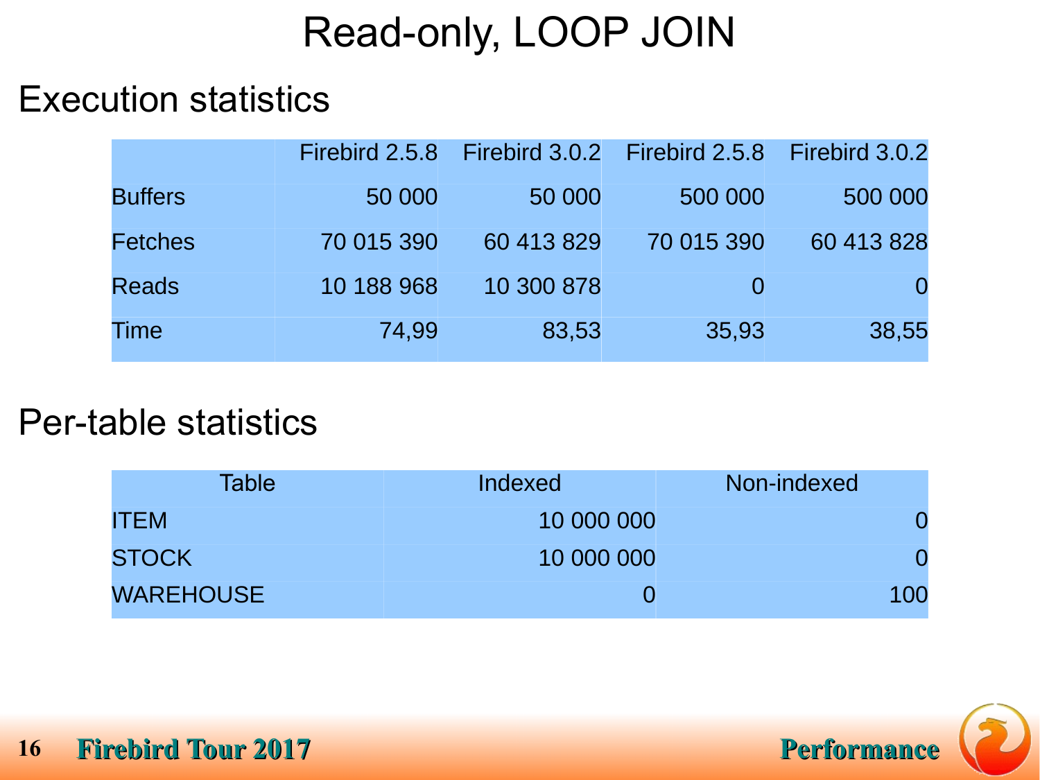# Read-only, LOOP JOIN

## Execution statistics

| | Firebird 2.5.8 | Firebird 3.0.2 | Firebird 2.5.8 | Firebird 3.0.2 |
|---|---|---|---|---|
| Buffers | 50 000 | 50 000 | 500 000 | 500 000 |
| Fetches | 70 015 390 | 60 413 829 | 70 015 390 | 60 413 828 |
| Reads | 10 188 968 | 10 300 878 | 0 | 0 |
| Time | 74,99 | 83,53 | 35,93 | 38,55 |

## Per-table statistics

| Table | Indexed | Non-indexed |
|---|---|---|
| ITEM | 10 000 000 | 0 |
| STOCK | 10 000 000 | 0 |
| WAREHOUSE | 0 | 100 |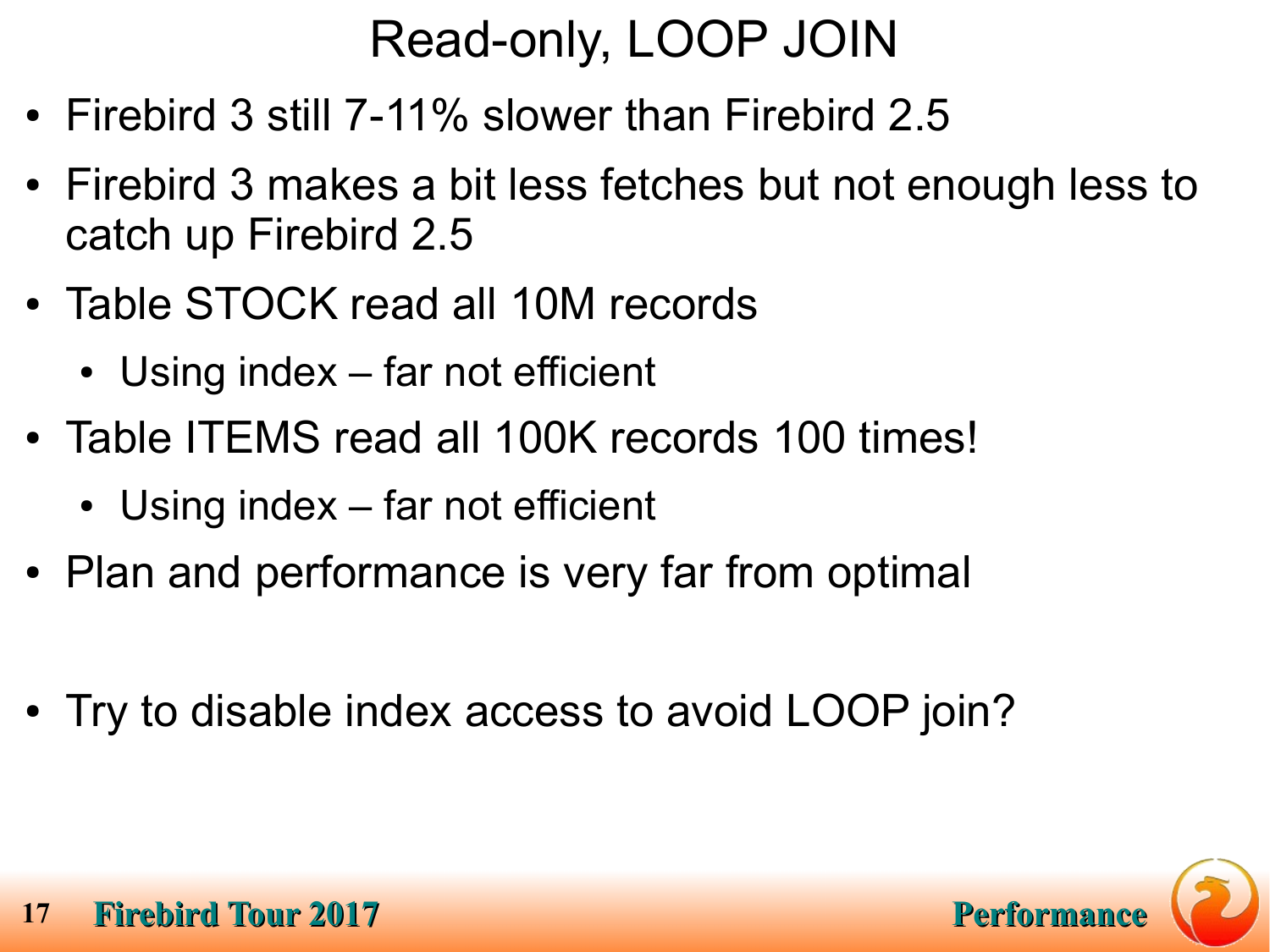# Read-only, LOOP JOIN

- Firebird 3 still 7-11% slower than Firebird 2.5
- Firebird 3 makes a bit less fetches but not enough less to catch up Firebird 2.5
- Table STOCK read all 10M records
  - Using index – far not efficient
- Table ITEMS read all 100K records 100 times!
  - Using index – far not efficient
- Plan and performance is very far from optimal

- Try to disable index access to avoid LOOP join?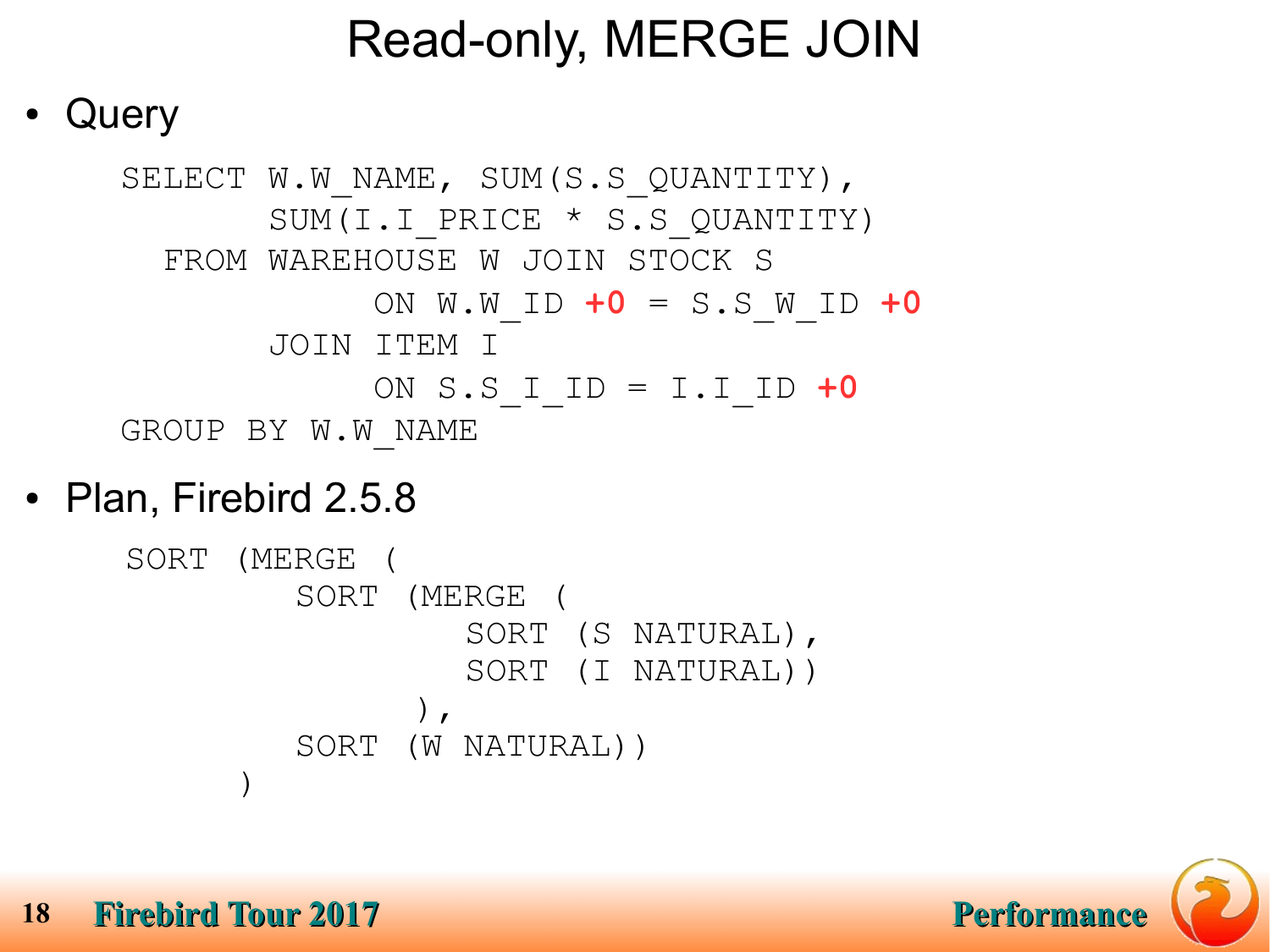# Read-only, MERGE JOIN

- Query

```
SELECT W.W_NAME, SUM(S.S_QUANTITY),
       SUM(I.I_PRICE * S.S_QUANTITY)
  FROM WAREHOUSE W JOIN STOCK S
           ON W.W_ID +0 = S.S_W_ID +0
       JOIN ITEM I
           ON S.S_I_ID = I.I_ID +0
GROUP BY W.W_NAME
```

- Plan, Firebird 2.5.8

```
SORT (MERGE (
        SORT (MERGE (
                SORT (S NATURAL),
                SORT (I NATURAL))
             ),
        SORT (W NATURAL))
     )
```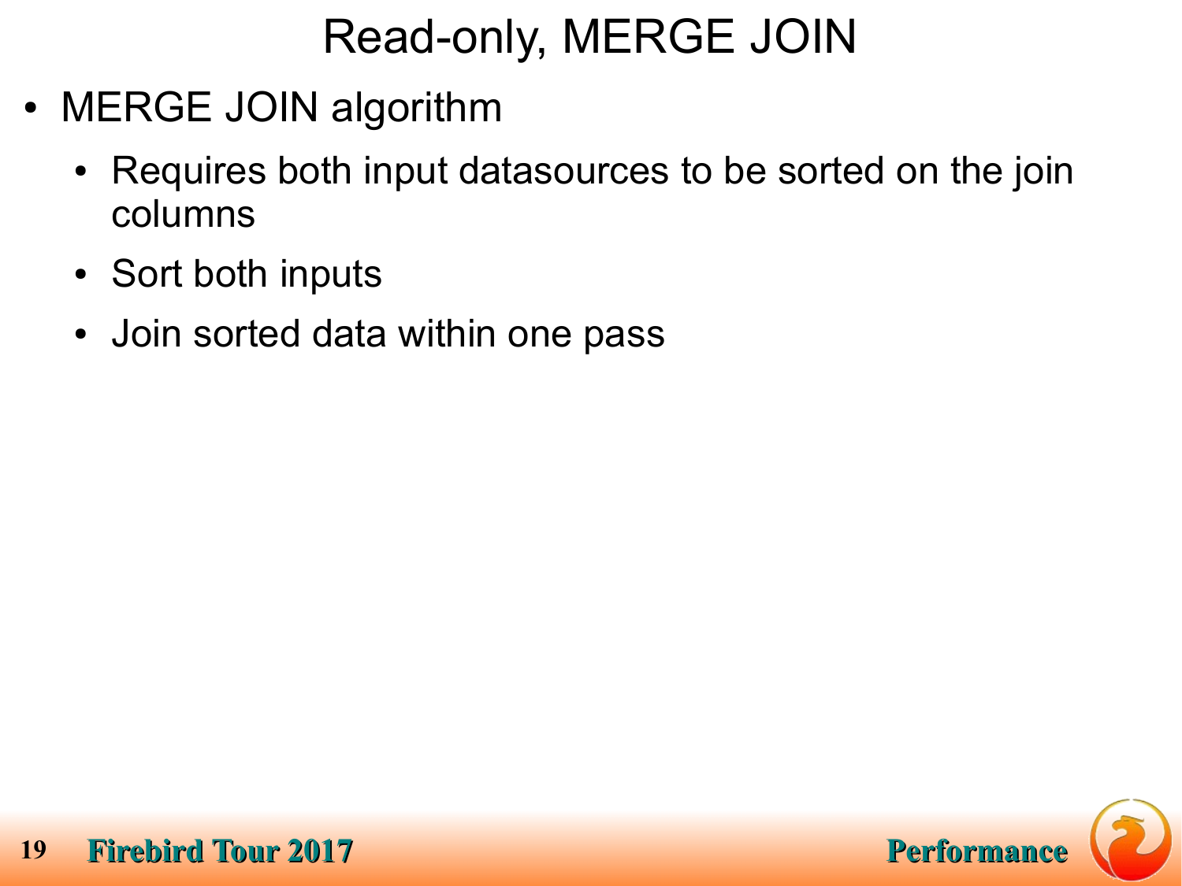# Read-only, MERGE JOIN

- MERGE JOIN algorithm
  - Requires both input datasources to be sorted on the join columns
  - Sort both inputs
  - Join sorted data within one pass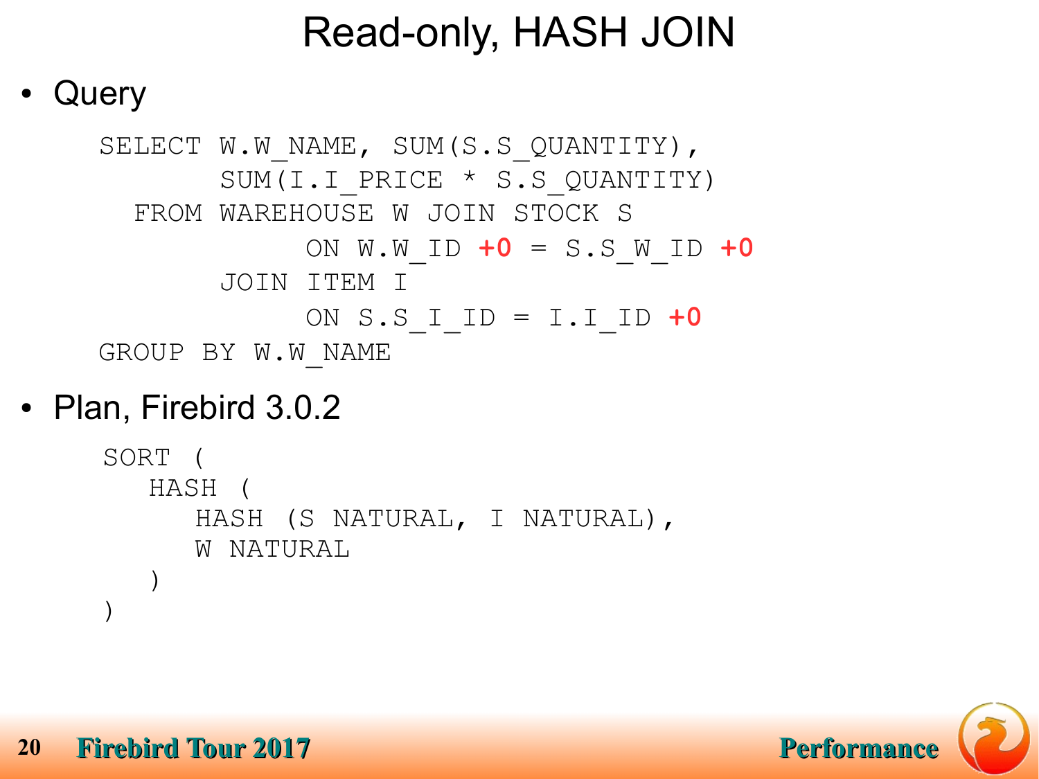# Read-only, HASH JOIN

- Query

```
SELECT W.W_NAME, SUM(S.S_QUANTITY),
       SUM(I.I_PRICE * S.S_QUANTITY)
  FROM WAREHOUSE W JOIN STOCK S
            ON W.W_ID +0 = S.S_W_ID +0
       JOIN ITEM I
            ON S.S_I_ID = I.I_ID +0
GROUP BY W.W_NAME
```

- Plan, Firebird 3.0.2

```
SORT (
   HASH (
      HASH (S NATURAL, I NATURAL),
      W NATURAL
   )
)
```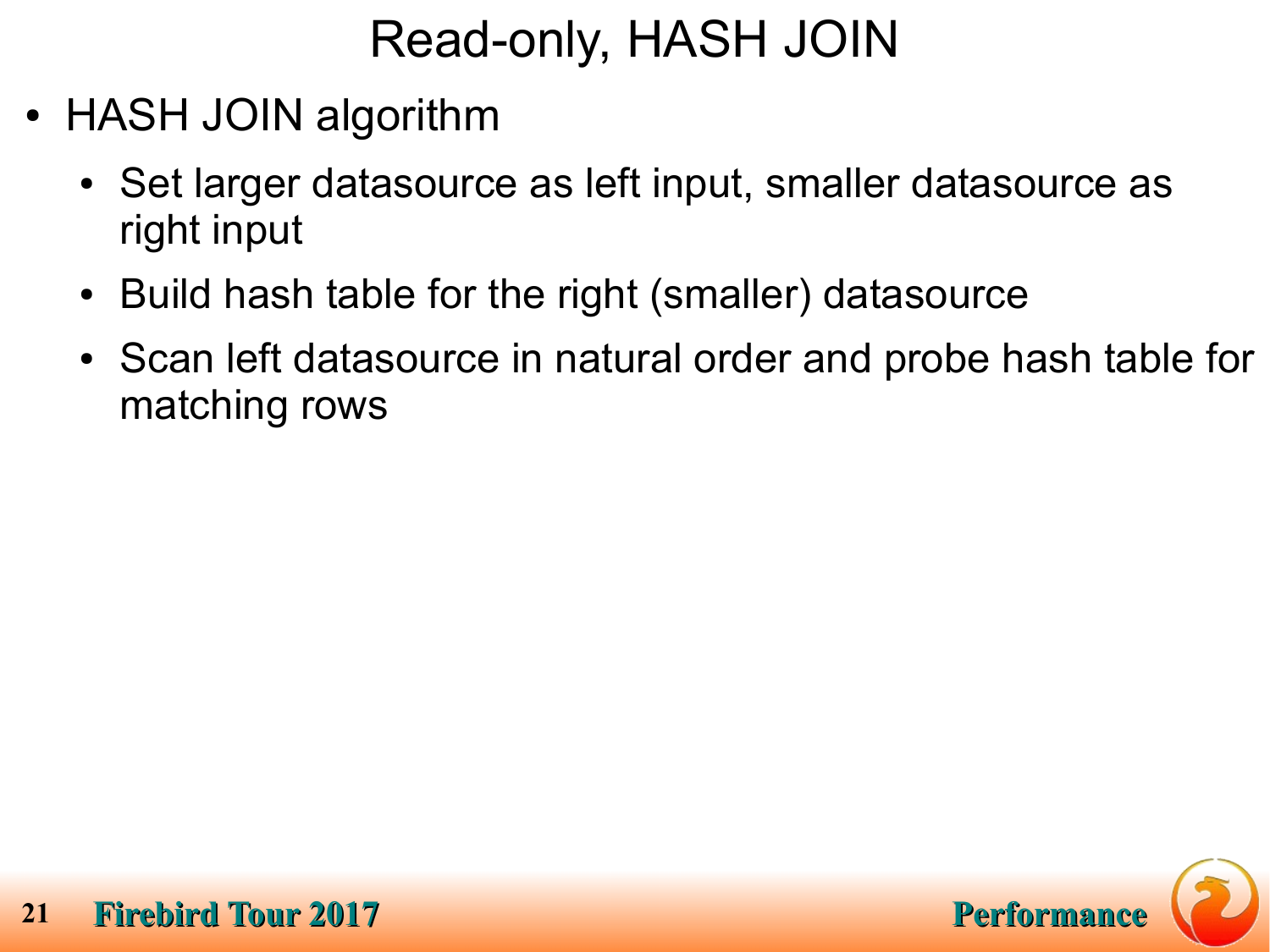# Read-only, HASH JOIN

- HASH JOIN algorithm
  - Set larger datasource as left input, smaller datasource as right input
  - Build hash table for the right (smaller) datasource
  - Scan left datasource in natural order and probe hash table for matching rows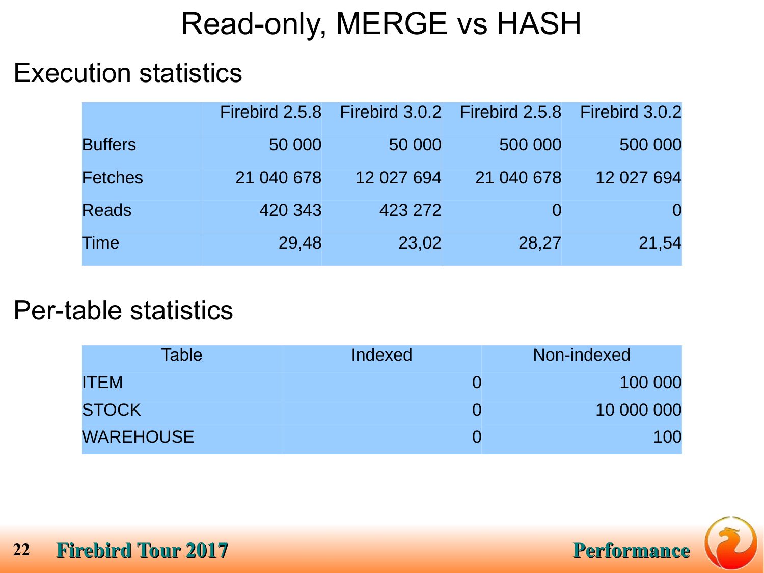# Read-only, MERGE vs HASH

## Execution statistics

| | Firebird 2.5.8 | Firebird 3.0.2 | Firebird 2.5.8 | Firebird 3.0.2 |
|---|---|---|---|---|
| Buffers | 50 000 | 50 000 | 500 000 | 500 000 |
| Fetches | 21 040 678 | 12 027 694 | 21 040 678 | 12 027 694 |
| Reads | 420 343 | 423 272 | 0 | 0 |
| Time | 29,48 | 23,02 | 28,27 | 21,54 |

## Per-table statistics

| Table | Indexed | Non-indexed |
|---|---|---|
| ITEM | 0 | 100 000 |
| STOCK | 0 | 10 000 000 |
| WAREHOUSE | 0 | 100 |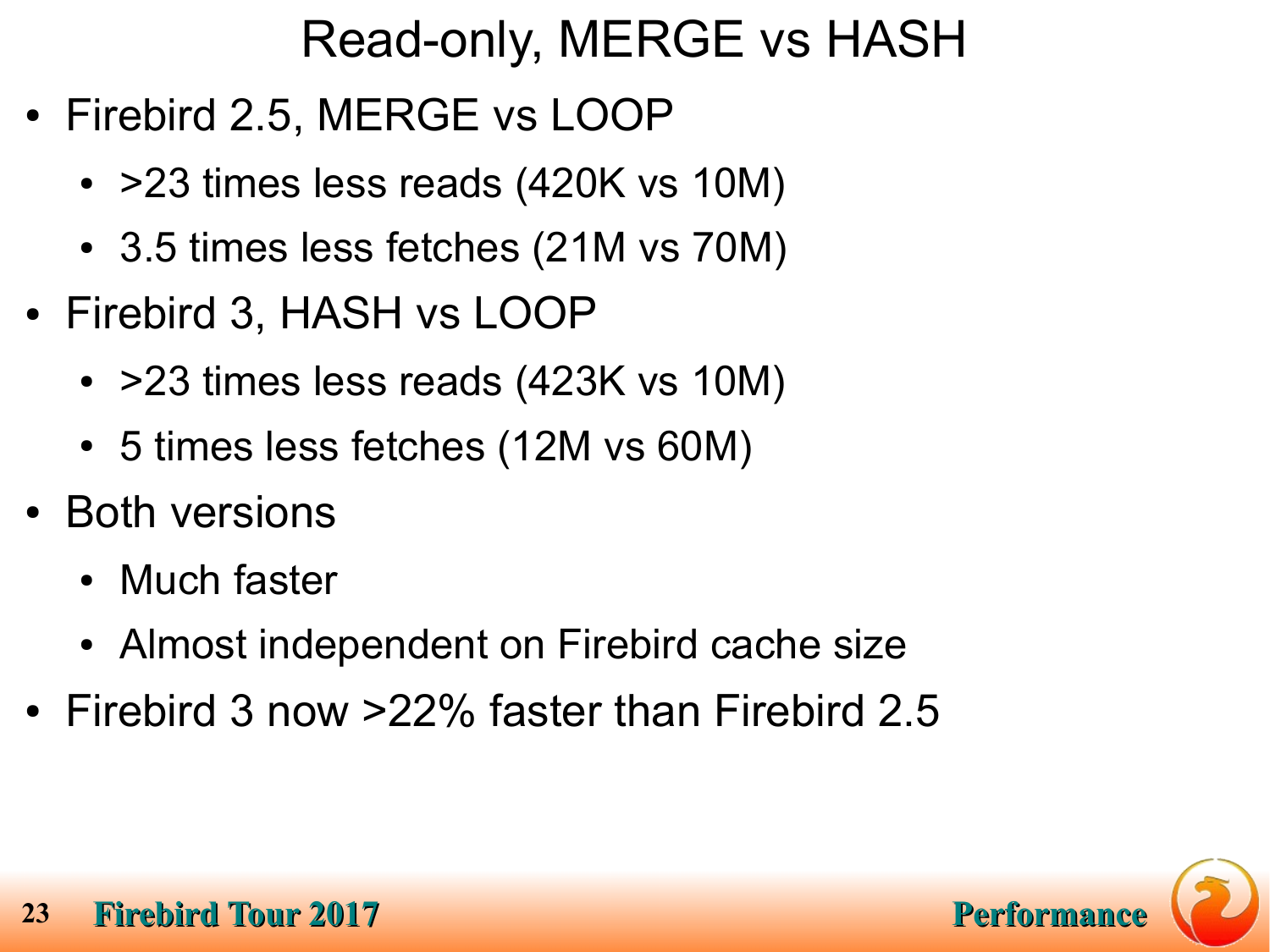# Read-only, MERGE vs HASH

- Firebird 2.5, MERGE vs LOOP
  - >23 times less reads (420K vs 10M)
  - 3.5 times less fetches (21M vs 70M)
- Firebird 3, HASH vs LOOP
  - >23 times less reads (423K vs 10M)
  - 5 times less fetches (12M vs 60M)
- Both versions
  - Much faster
  - Almost independent on Firebird cache size
- Firebird 3 now >22% faster than Firebird 2.5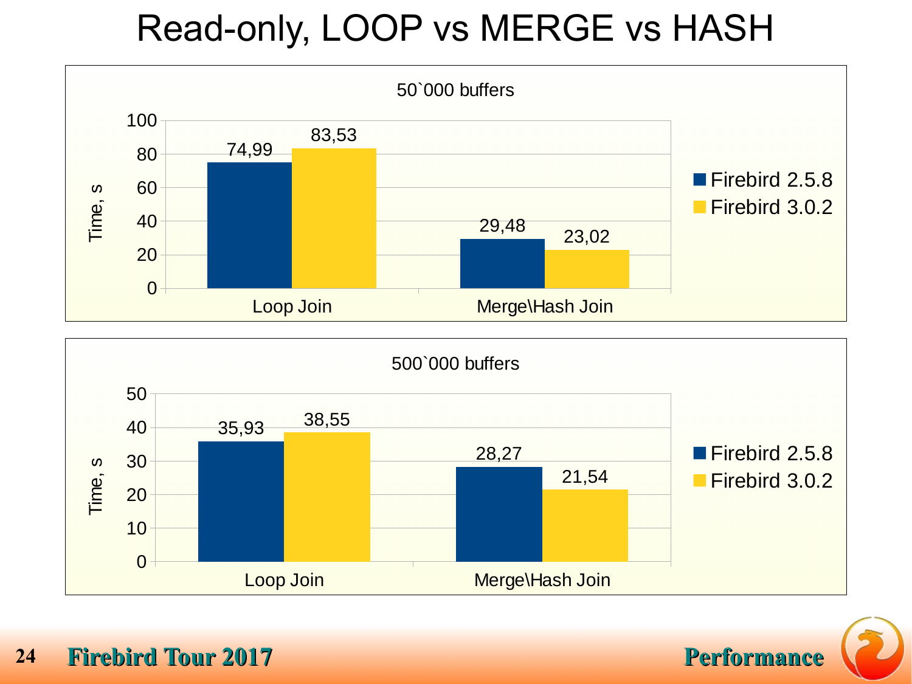# Read-only, LOOP vs MERGE vs HASH

**50`000 buffers**

| Time, s | Firebird 2.5.8 | Firebird 3.0.2 |
| --- | --- | --- |
| Loop Join | 74,99 | 83,53 |
| Merge\Hash Join | 29,48 | 23,02 |

**500`000 buffers**

| Time, s | Firebird 2.5.8 | Firebird 3.0.2 |
| --- | --- | --- |
| Loop Join | 35,93 | 38,55 |
| Merge\Hash Join | 28,27 | 21,54 |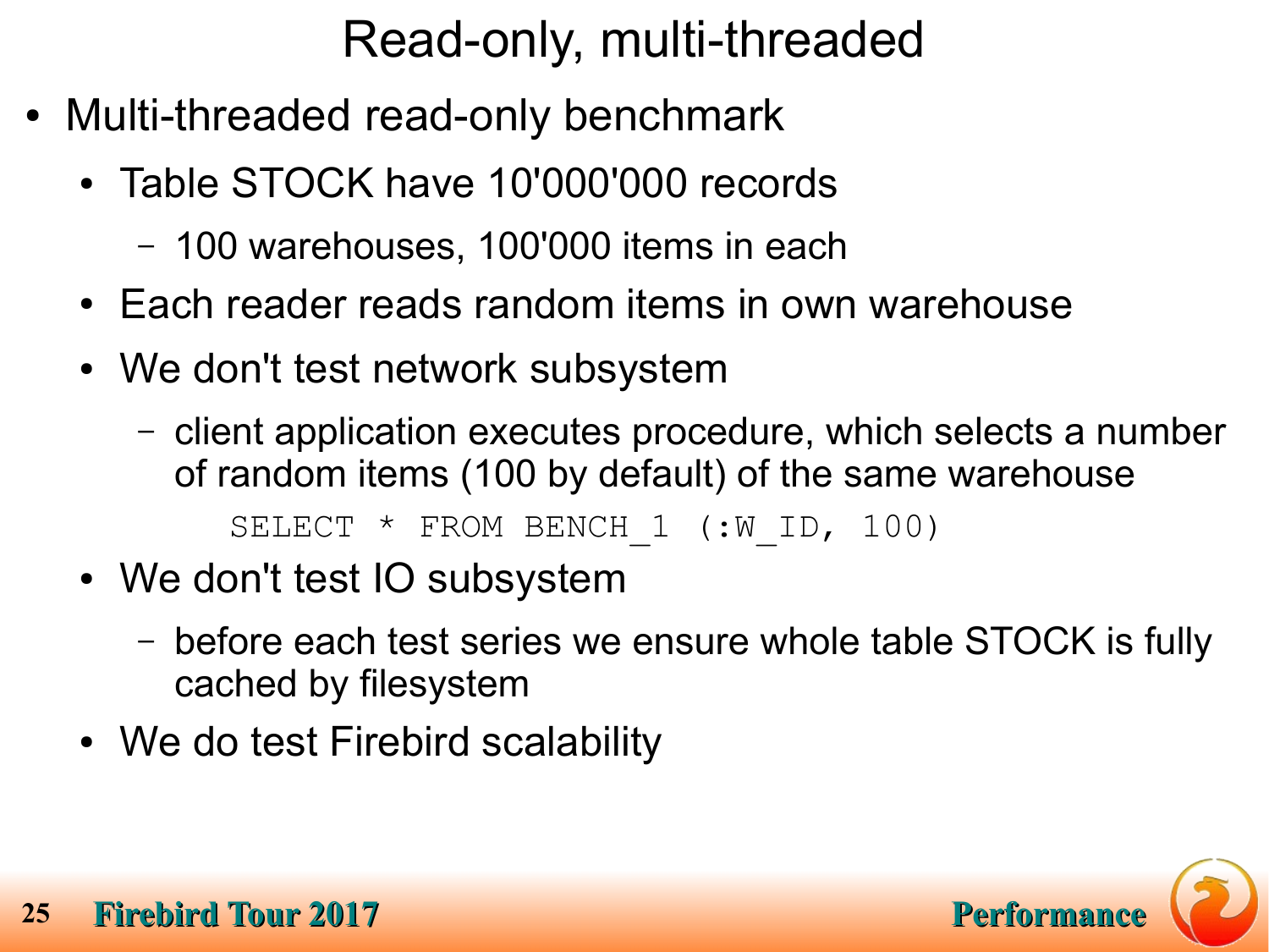# Read-only, multi-threaded

- Multi-threaded read-only benchmark
  - Table STOCK have 10'000'000 records
    - 100 warehouses, 100'000 items in each
  - Each reader reads random items in own warehouse
  - We don't test network subsystem
    - client application executes procedure, which selects a number of random items (100 by default) of the same warehouse

      ```
      SELECT * FROM BENCH_1 (:W_ID, 100)
      ```
  - We don't test IO subsystem
    - before each test series we ensure whole table STOCK is fully cached by filesystem
  - We do test Firebird scalability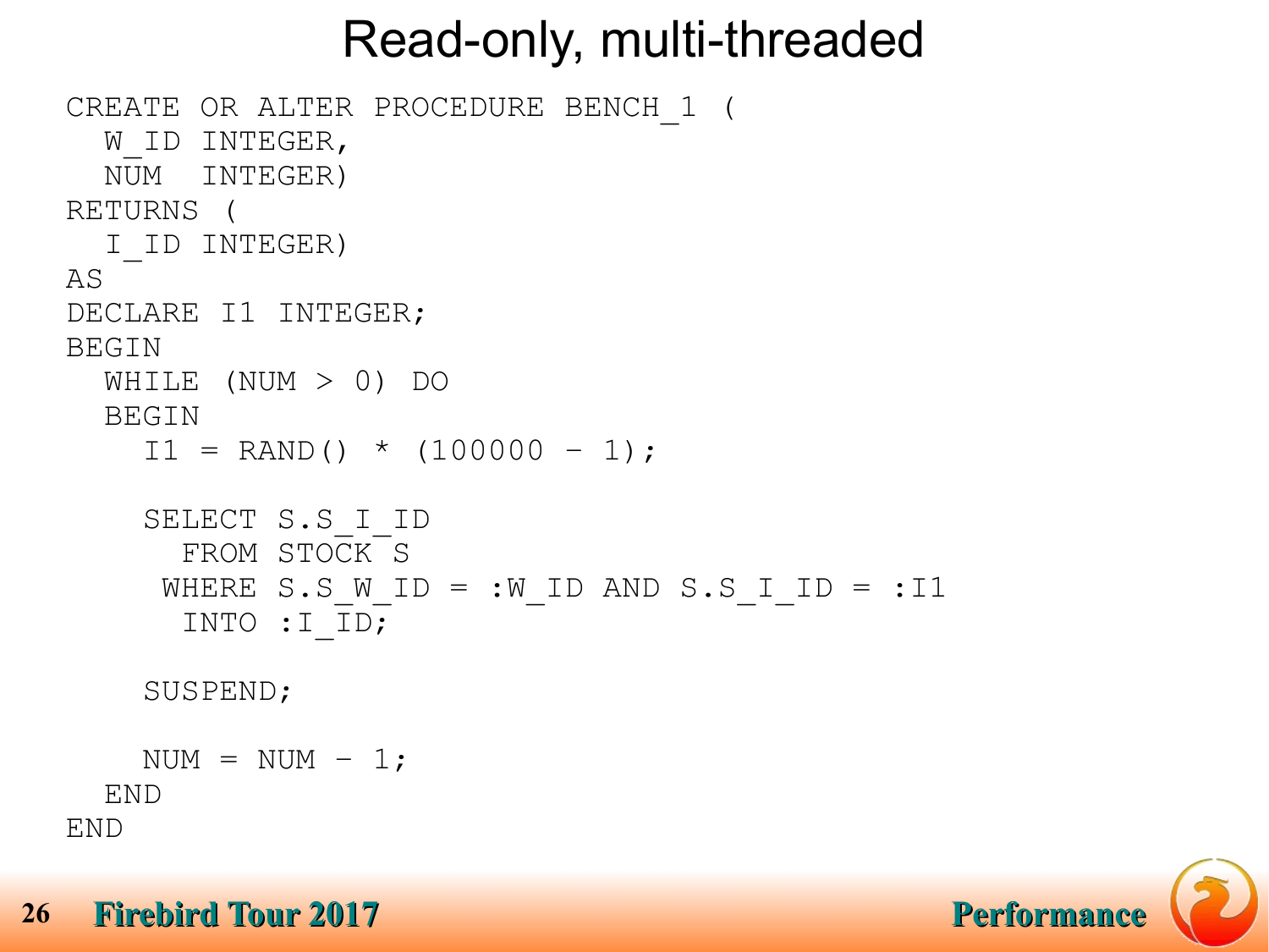# Read-only, multi-threaded

```
CREATE OR ALTER PROCEDURE BENCH_1 (
  W_ID INTEGER,
  NUM  INTEGER)
RETURNS (
  I_ID INTEGER)
AS
DECLARE I1 INTEGER;
BEGIN
  WHILE (NUM > 0) DO
  BEGIN
    I1 = RAND() * (100000 - 1);

    SELECT S.S_I_ID
      FROM STOCK S
     WHERE S.S_W_ID = :W_ID AND S.S_I_ID = :I1
      INTO :I_ID;

    SUSPEND;

    NUM = NUM - 1;
  END
END
```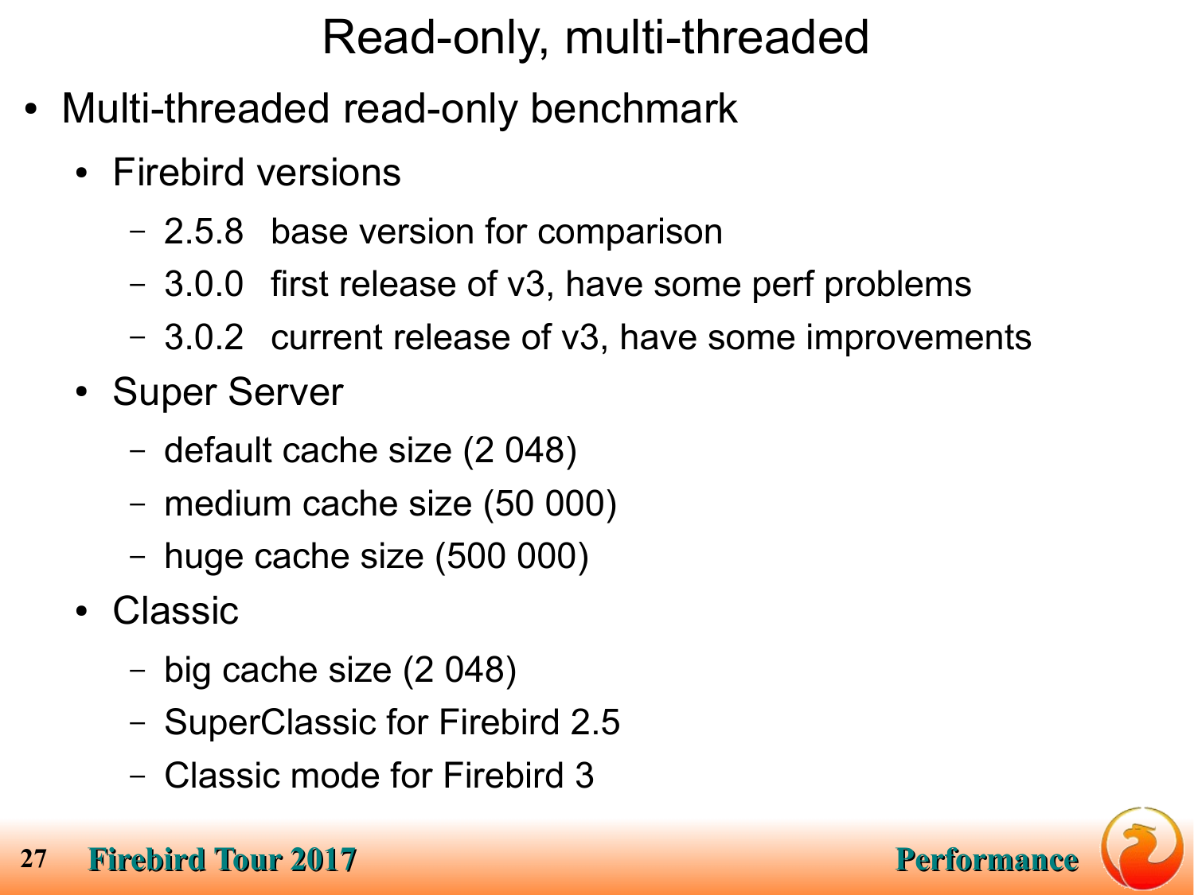# Read-only, multi-threaded

- Multi-threaded read-only benchmark
  - Firebird versions
    - 2.5.8 base version for comparison
    - 3.0.0 first release of v3, have some perf problems
    - 3.0.2 current release of v3, have some improvements
  - Super Server
    - default cache size (2 048)
    - medium cache size (50 000)
    - huge cache size (500 000)
  - Classic
    - big cache size (2 048)
    - SuperClassic for Firebird 2.5
    - Classic mode for Firebird 3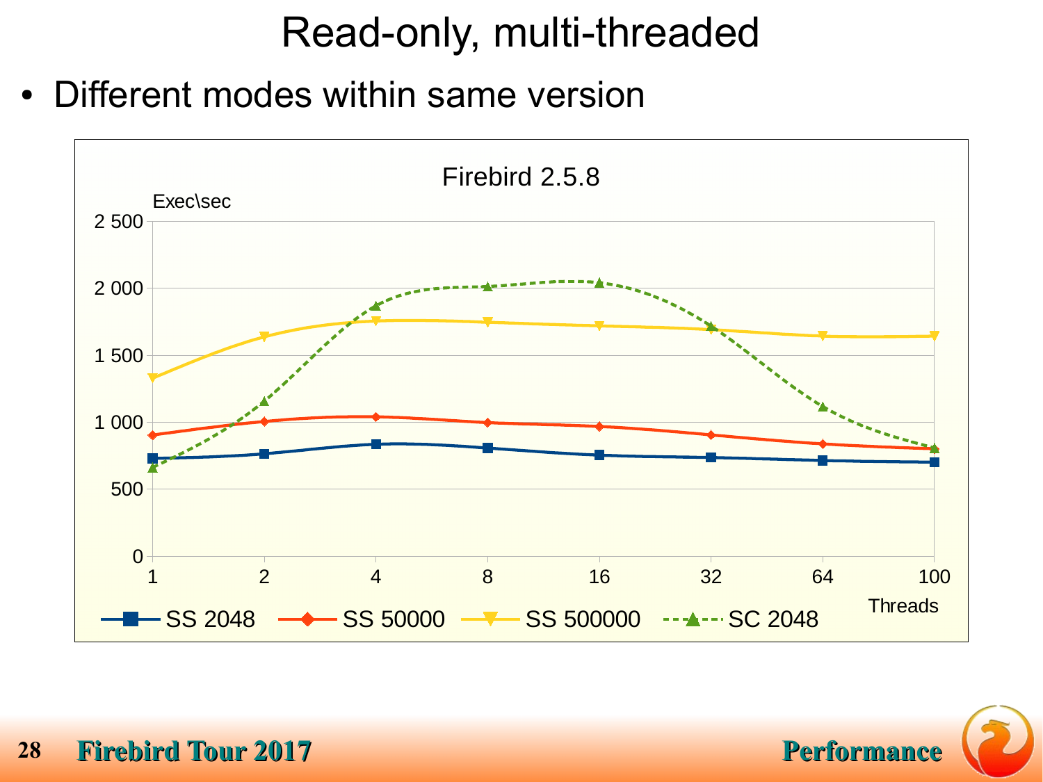# Read-only, multi-threaded

- Different modes within same version

Firebird 2.5.8

Exec\sec

| Threads | SS 2048 | SS 50000 | SS 500000 | SC 2048 |
|---|---|---|---|---|
| 1 | 730 | 905 | 1330 | 660 |
| 2 | 765 | 1005 | 1640 | 1160 |
| 4 | 840 | 1040 | 1755 | 1870 |
| 8 | 810 | 1000 | 1745 | 2015 |
| 16 | 755 | 970 | 1720 | 2045 |
| 32 | 735 | 905 | 1695 | 1720 |
| 64 | 715 | 840 | 1645 | 1115 |
| 100 | 700 | 800 | 1645 | 805 |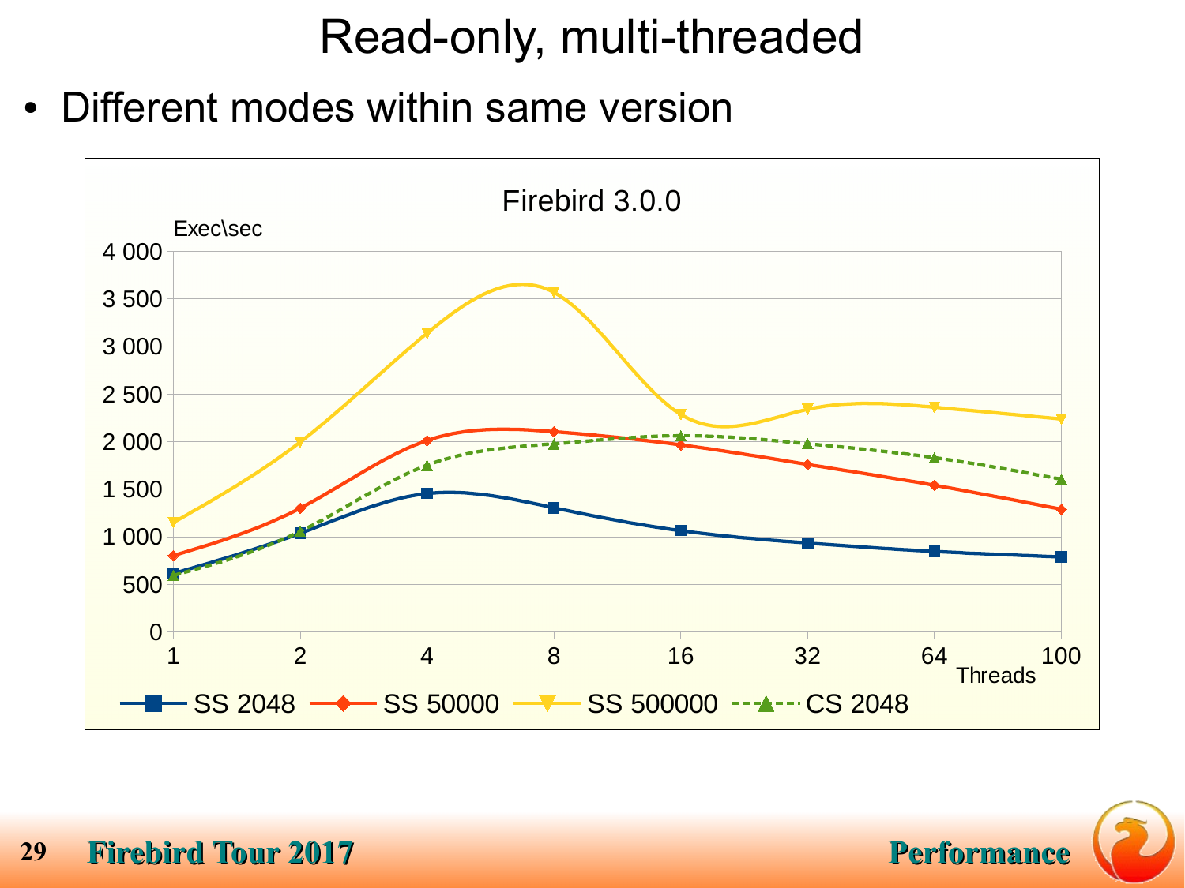# Read-only, multi-threaded

- Different modes within same version

Firebird 3.0.0

Exec\sec

| Threads | SS 2048 | SS 50000 | SS 500000 | CS 2048 |
|---|---|---|---|---|
| 1 | | | | |
| 2 | | | | |
| 4 | | | | |
| 8 | | | | |
| 16 | | | | |
| 32 | | | | |
| 64 | | | | |
| 100 | | | | |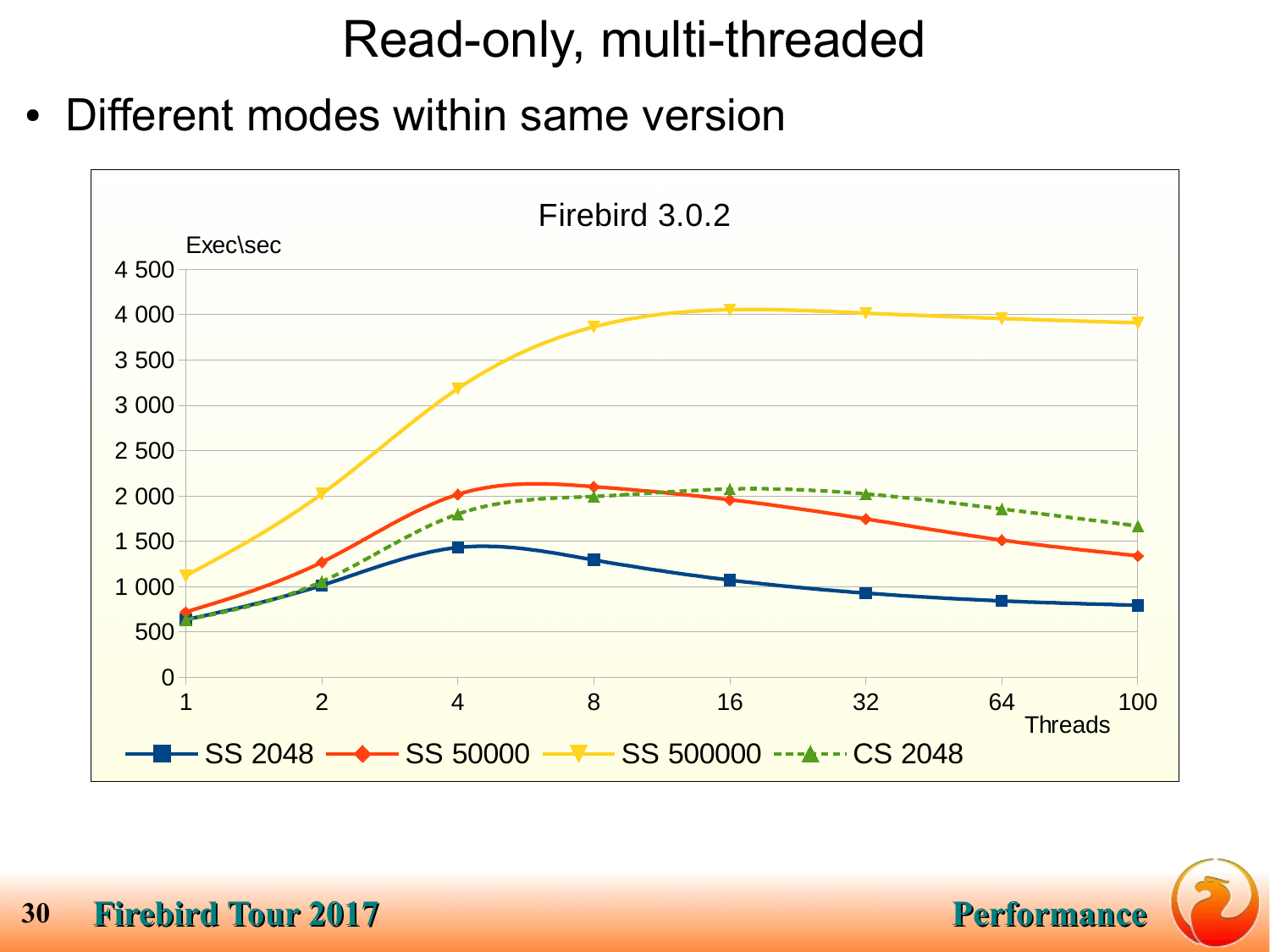# Read-only, multi-threaded

- Different modes within same version

Firebird 3.0.2

Exec\sec

| Threads | SS 2048 | SS 50000 | SS 500000 | CS 2048 |
|---|---|---|---|---|
| 1 | ~640 | ~710 | ~1120 | ~630 |
| 2 | ~1010 | ~1260 | ~2020 | ~1040 |
| 4 | ~1430 | ~2010 | ~3190 | ~1790 |
| 8 | ~1290 | ~2100 | ~3870 | ~1990 |
| 16 | ~1070 | ~1950 | ~4050 | ~2070 |
| 32 | ~930 | ~1740 | ~4020 | ~2020 |
| 64 | ~840 | ~1510 | ~3960 | ~1850 |
| 100 | ~790 | ~1340 | ~3910 | ~1670 |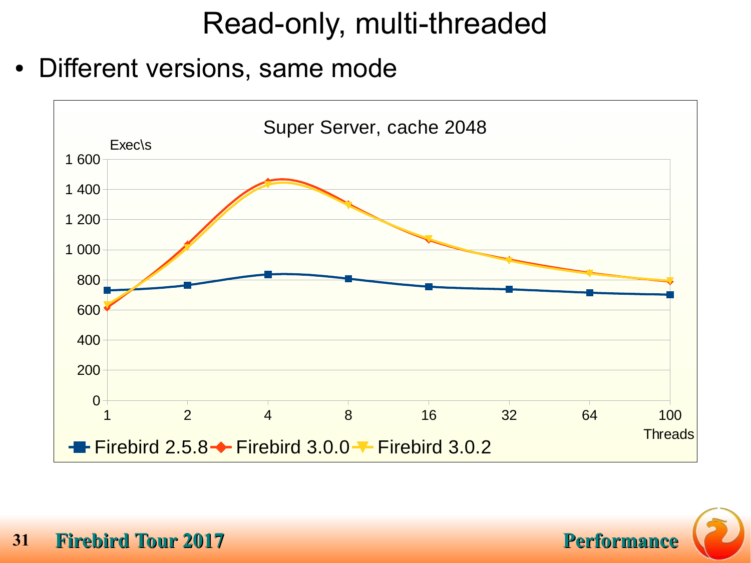# Read-only, multi-threaded

- Different versions, same mode

Super Server, cache 2048

Exec\s

1 600
1 400
1 200
1 000
800
600
400
200
0

1 2 4 8 16 32 64 100

Threads

Firebird 2.5.8 Firebird 3.0.0 Firebird 3.0.2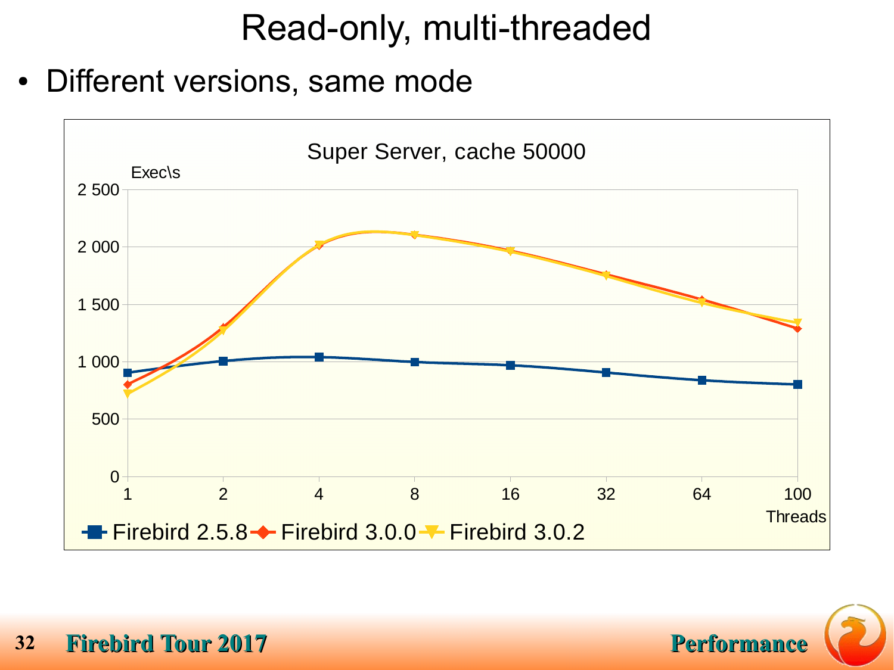# Read-only, multi-threaded

- Different versions, same mode

Super Server, cache 50000

Exec\s

2 500
2 000
1 500
1 000
500
0

1 2 4 8 16 32 64 100

Threads

Firebird 2.5.8 Firebird 3.0.0 Firebird 3.0.2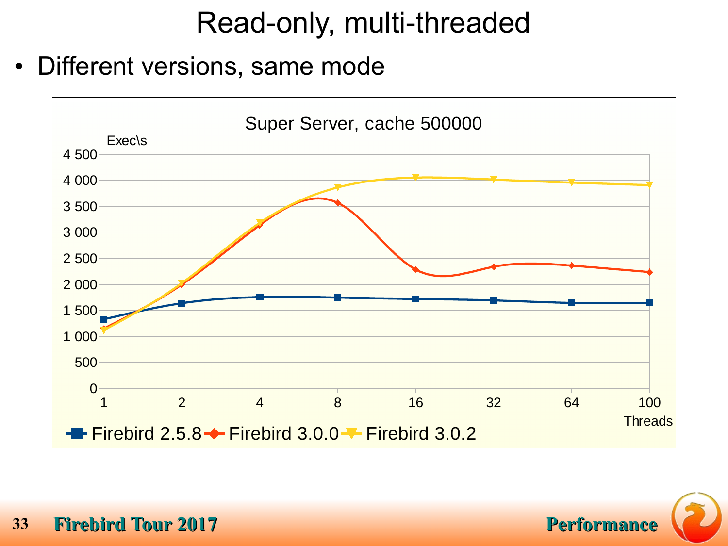# Read-only, multi-threaded

- Different versions, same mode

Super Server, cache 500000

Exec\s

| Threads | Firebird 2.5.8 | Firebird 3.0.0 | Firebird 3.0.2 |
|---|---|---|---|
| 1 | ~1 330 | ~1 150 | ~1 120 |
| 2 | ~1 640 | ~2 000 | ~2 030 |
| 4 | ~1 760 | ~3 140 | ~3 190 |
| 8 | ~1 750 | ~3 560 | ~3 870 |
| 16 | ~1 720 | ~2 280 | ~4 060 |
| 32 | ~1 690 | ~2 340 | ~4 020 |
| 64 | ~1 640 | ~2 360 | ~3 960 |
| 100 | ~1 640 | ~2 240 | ~3 910 |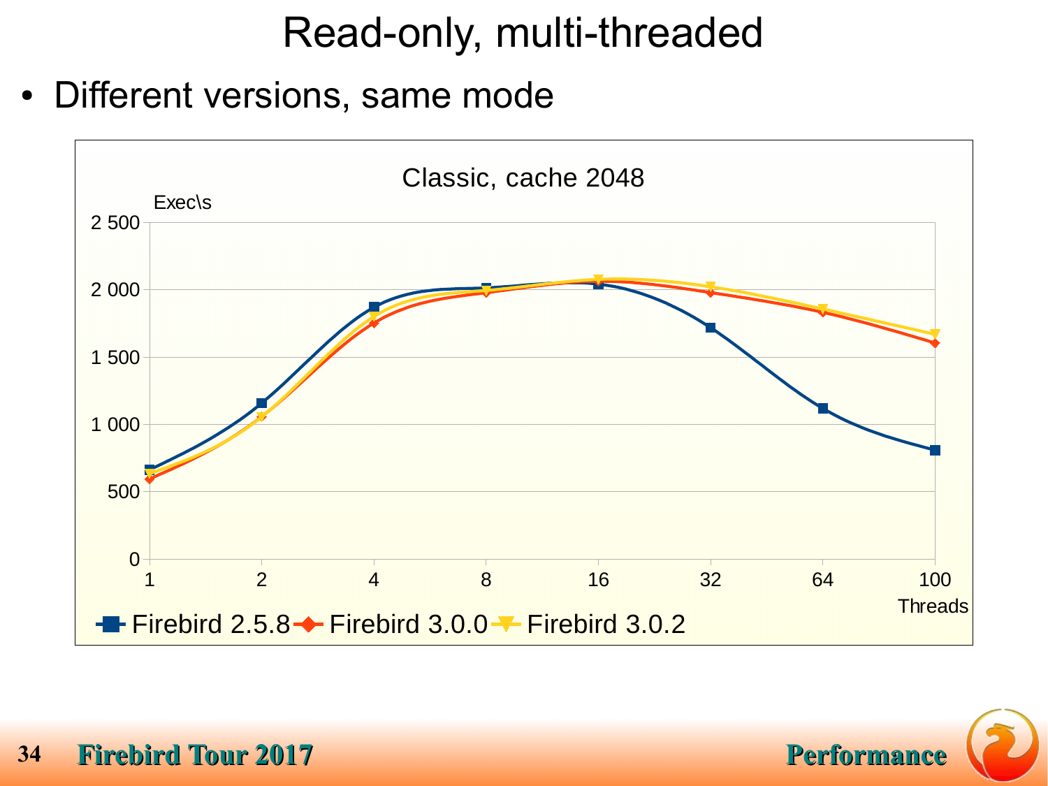# Read-only, multi-threaded

- Different versions, same mode

Classic, cache 2048

Exec\s

| Threads | Firebird 2.5.8 | Firebird 3.0.0 | Firebird 3.0.2 |
|---|---|---|---|
| 1 | ~660 | ~600 | ~640 |
| 2 | ~1 160 | ~1 060 | ~1 060 |
| 4 | ~1 870 | ~1 750 | ~1 800 |
| 8 | ~2 010 | ~1 980 | ~2 000 |
| 16 | ~2 040 | ~2 060 | ~2 080 |
| 32 | ~1 720 | ~1 980 | ~2 020 |
| 64 | ~1 120 | ~1 840 | ~1 860 |
| 100 | ~810 | ~1 610 | ~1 670 |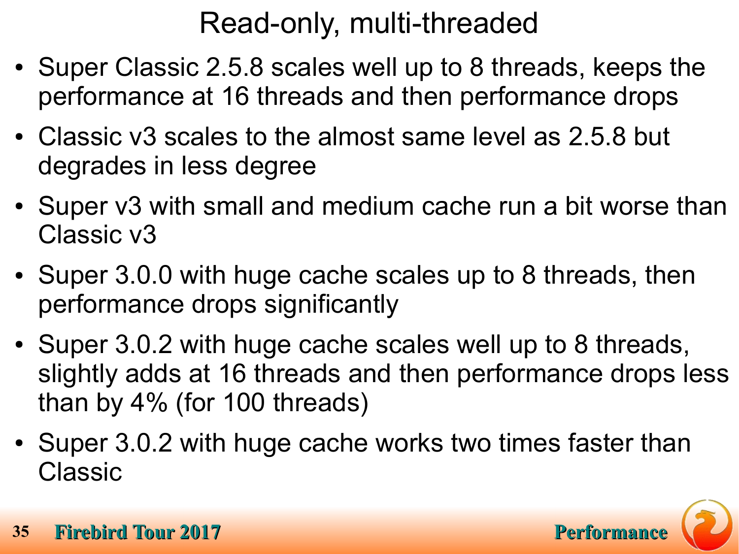# Read-only, multi-threaded

- Super Classic 2.5.8 scales well up to 8 threads, keeps the performance at 16 threads and then performance drops
- Classic v3 scales to the almost same level as 2.5.8 but degrades in less degree
- Super v3 with small and medium cache run a bit worse than Classic v3
- Super 3.0.0 with huge cache scales up to 8 threads, then performance drops significantly
- Super 3.0.2 with huge cache scales well up to 8 threads, slightly adds at 16 threads and then performance drops less than by 4% (for 100 threads)
- Super 3.0.2 with huge cache works two times faster than Classic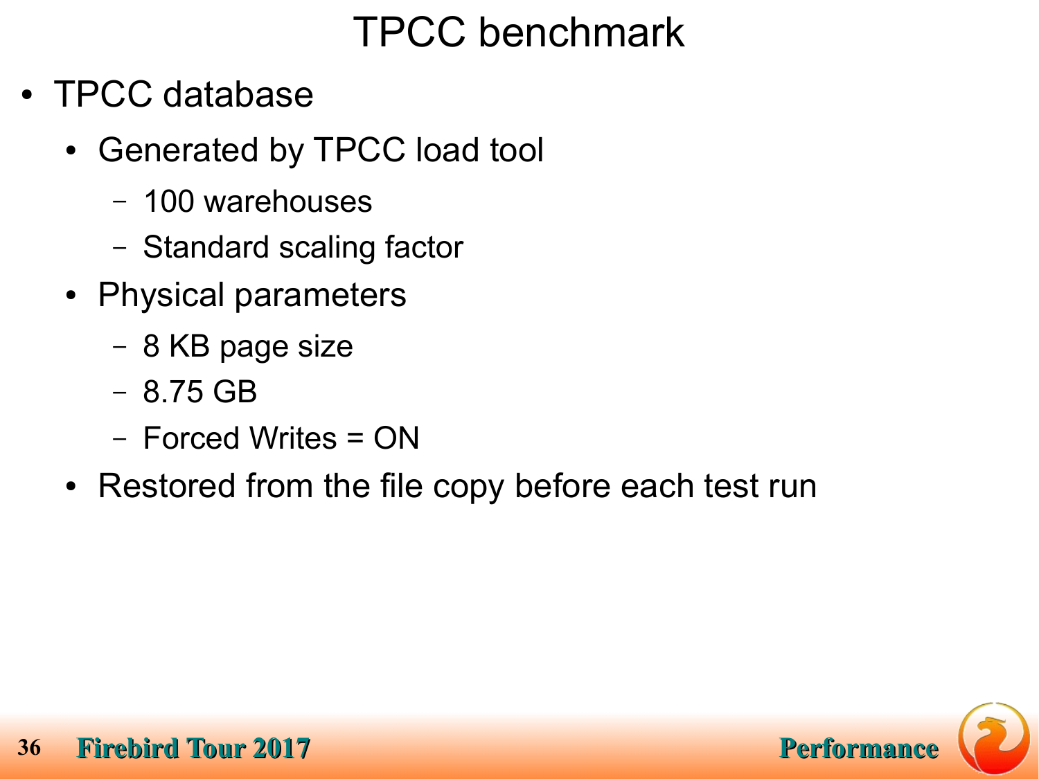# TPCC benchmark

- TPCC database
  - Generated by TPCC load tool
    - 100 warehouses
    - Standard scaling factor
  - Physical parameters
    - 8 KB page size
    - 8.75 GB
    - Forced Writes = ON
  - Restored from the file copy before each test run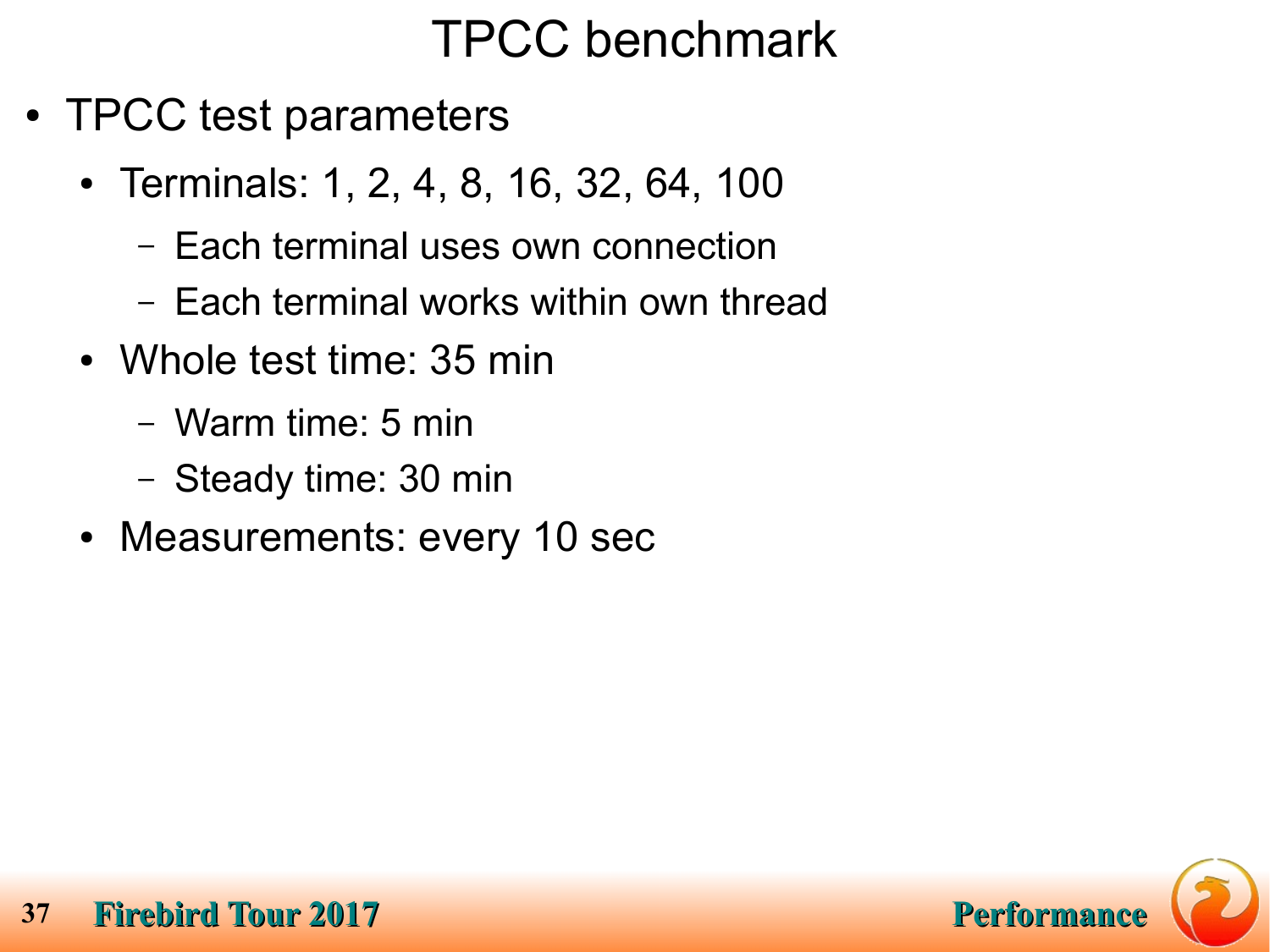# TPCC benchmark

- TPCC test parameters
  - Terminals: 1, 2, 4, 8, 16, 32, 64, 100
    - Each terminal uses own connection
    - Each terminal works within own thread
  - Whole test time: 35 min
    - Warm time: 5 min
    - Steady time: 30 min
  - Measurements: every 10 sec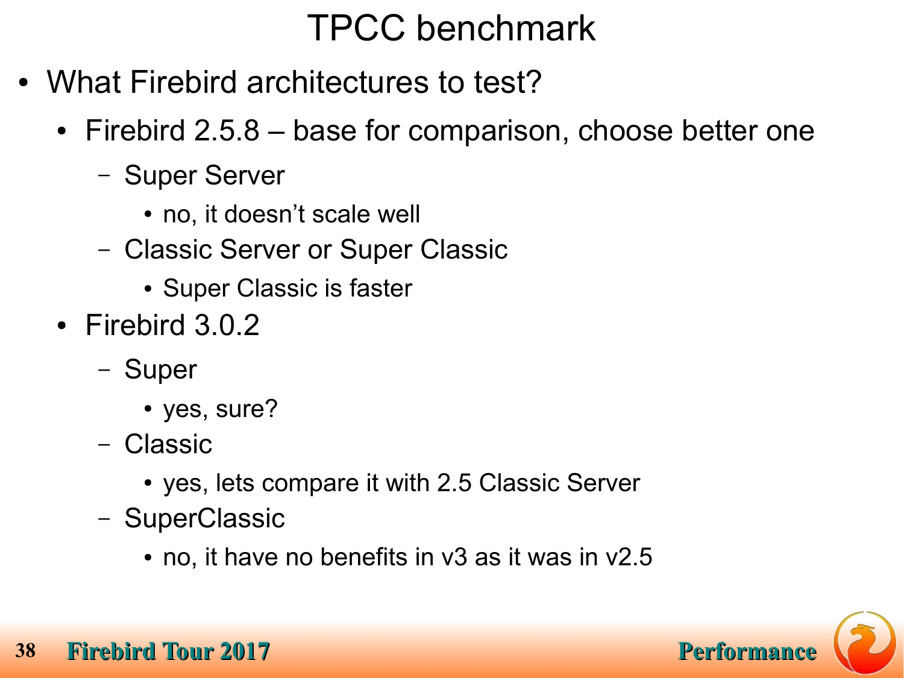# TPCC benchmark

- What Firebird architectures to test?
  - Firebird 2.5.8 – base for comparison, choose better one
    - Super Server
      - no, it doesn't scale well
    - Classic Server or Super Classic
      - Super Classic is faster
  - Firebird 3.0.2
    - Super
      - yes, sure?
    - Classic
      - yes, lets compare it with 2.5 Classic Server
    - SuperClassic
      - no, it have no benefits in v3 as it was in v2.5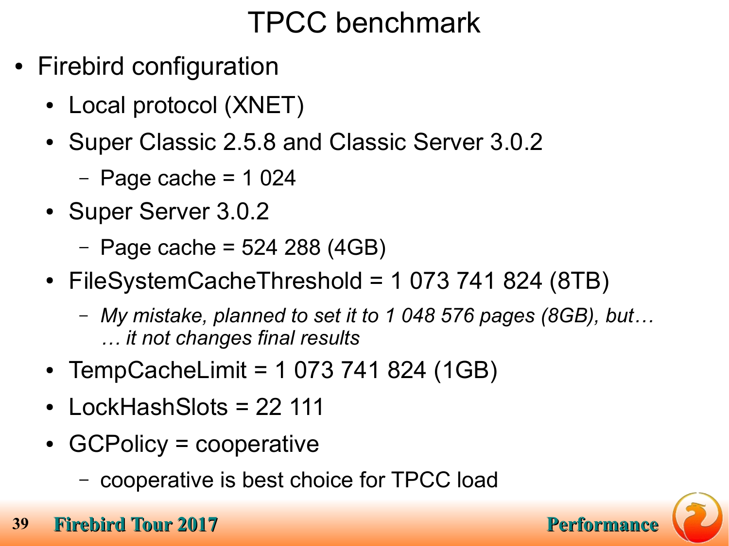# TPCC benchmark

- Firebird configuration
  - Local protocol (XNET)
  - Super Classic 2.5.8 and Classic Server 3.0.2
    - Page cache = 1 024
  - Super Server 3.0.2
    - Page cache = 524 288 (4GB)
  - FileSystemCacheThreshold = 1 073 741 824 (8TB)
    - *My mistake, planned to set it to 1 048 576 pages (8GB), but… … it not changes final results*
  - TempCacheLimit = 1 073 741 824 (1GB)
  - LockHashSlots = 22 111
  - GCPolicy = cooperative
    - cooperative is best choice for TPCC load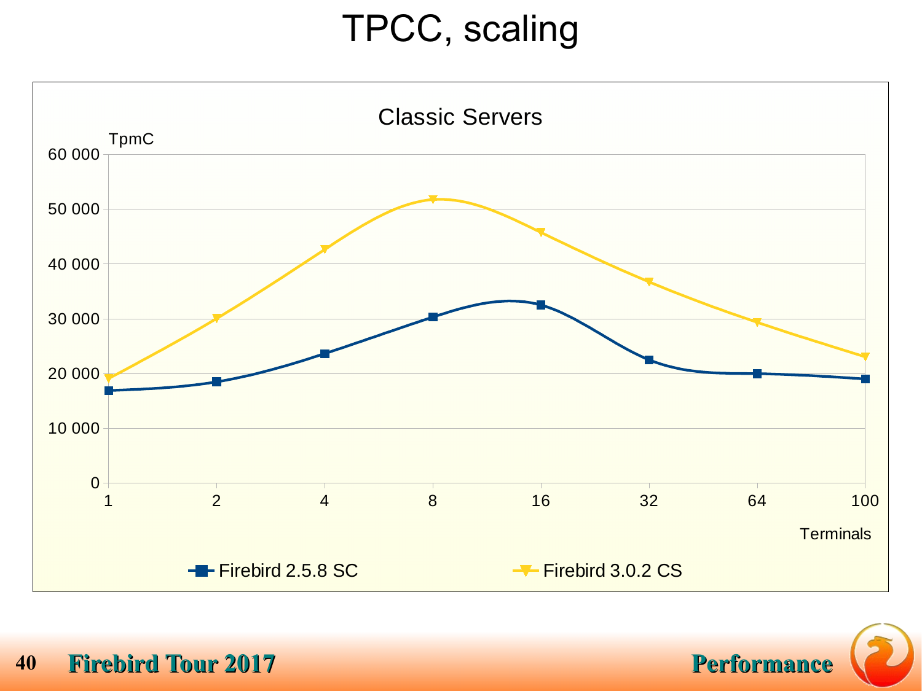# TPCC, scaling

## Classic Servers

| Terminals | Firebird 2.5.8 SC (TpmC) | Firebird 3.0.2 CS (TpmC) |
| --- | --- | --- |
| 1 | ~17 000 | ~19 000 |
| 2 | ~18 500 | ~30 000 |
| 4 | ~23 500 | ~42 500 |
| 8 | ~30 500 | ~52 000 |
| 16 | ~32 500 | ~46 000 |
| 32 | ~22 500 | ~37 000 |
| 64 | ~20 000 | ~29 500 |
| 100 | ~19 000 | ~23 000 |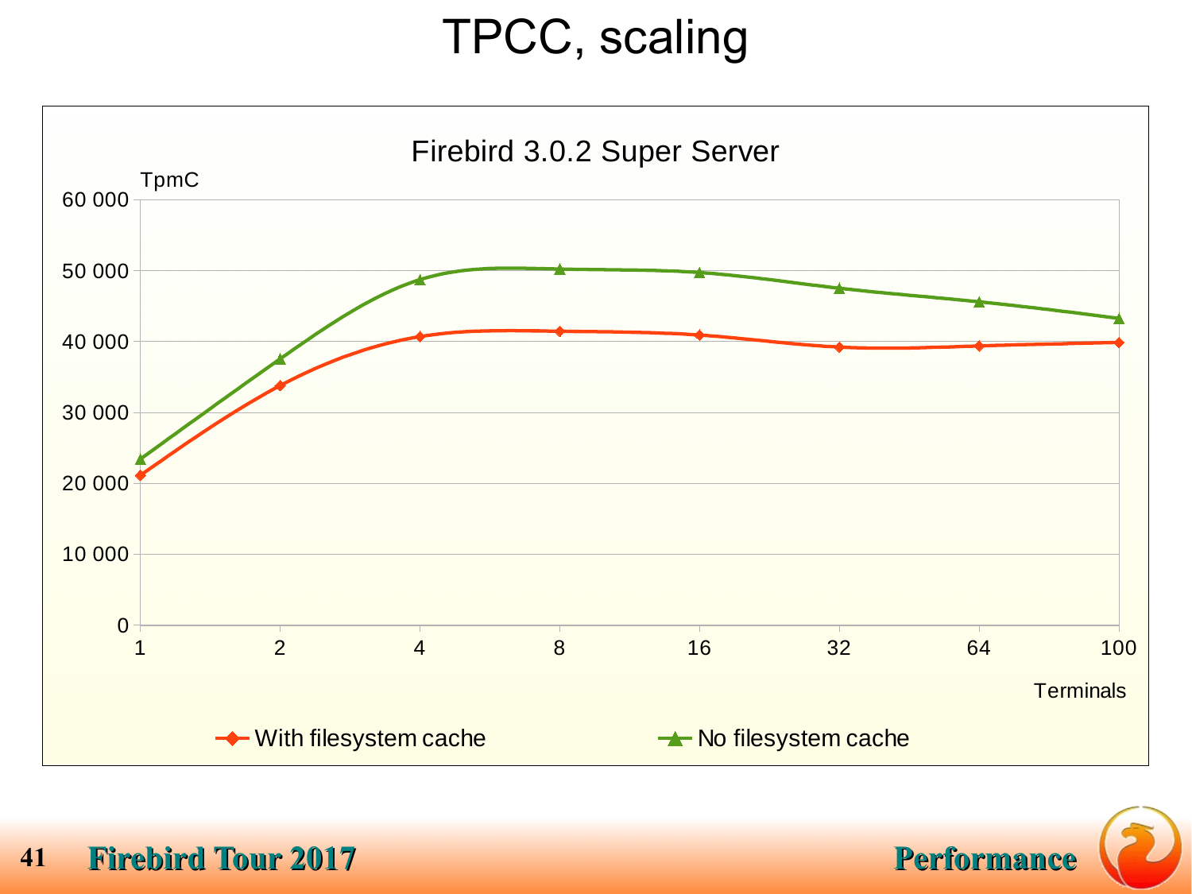# TPCC, scaling

Firebird 3.0.2 Super Server

TpmC

60 000
50 000
40 000
30 000
20 000
10 000
0

1 2 4 8 16 32 64 100

Terminals

With filesystem cache    No filesystem cache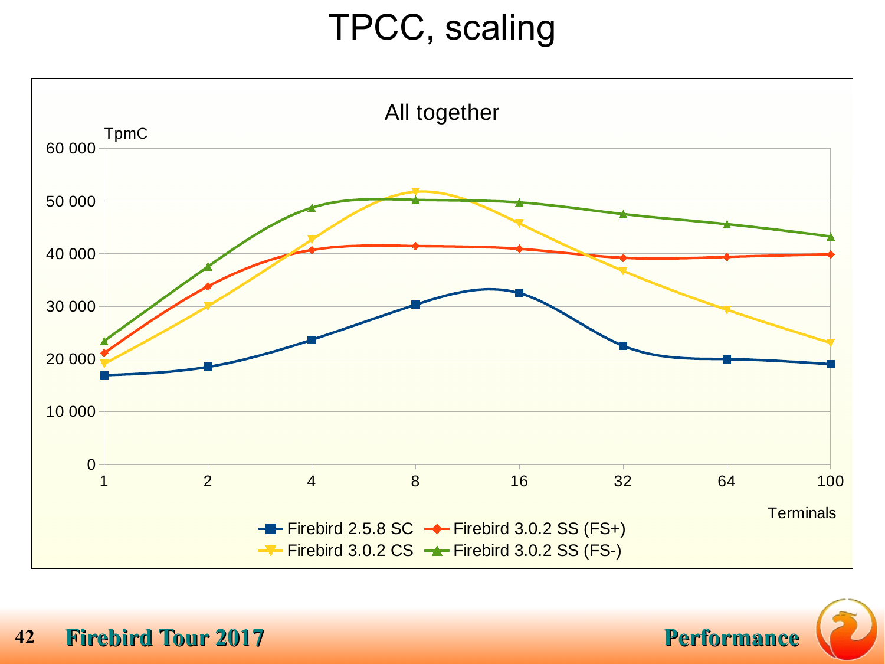# TPCC, scaling

## All together

TpmC

| Terminals | Firebird 2.5.8 SC | Firebird 3.0.2 SS (FS+) | Firebird 3.0.2 CS | Firebird 3.0.2 SS (FS-) |
|---|---|---|---|---|
| 1 | ~16 900 | ~21 100 | ~19 200 | ~23 400 |
| 2 | ~18 500 | ~33 800 | ~30 000 | ~37 500 |
| 4 | ~23 600 | ~40 700 | ~42 700 | ~48 700 |
| 8 | ~30 300 | ~41 400 | ~51 800 | ~50 200 |
| 16 | ~32 500 | ~40 900 | ~45 800 | ~49 700 |
| 32 | ~22 500 | ~39 200 | ~36 800 | ~47 500 |
| 64 | ~20 000 | ~39 400 | ~29 400 | ~45 600 |
| 100 | ~19 100 | ~39 900 | ~23 100 | ~43 300 |

Terminals

Legend: Firebird 2.5.8 SC, Firebird 3.0.2 SS (FS+), Firebird 3.0.2 CS, Firebird 3.0.2 SS (FS-)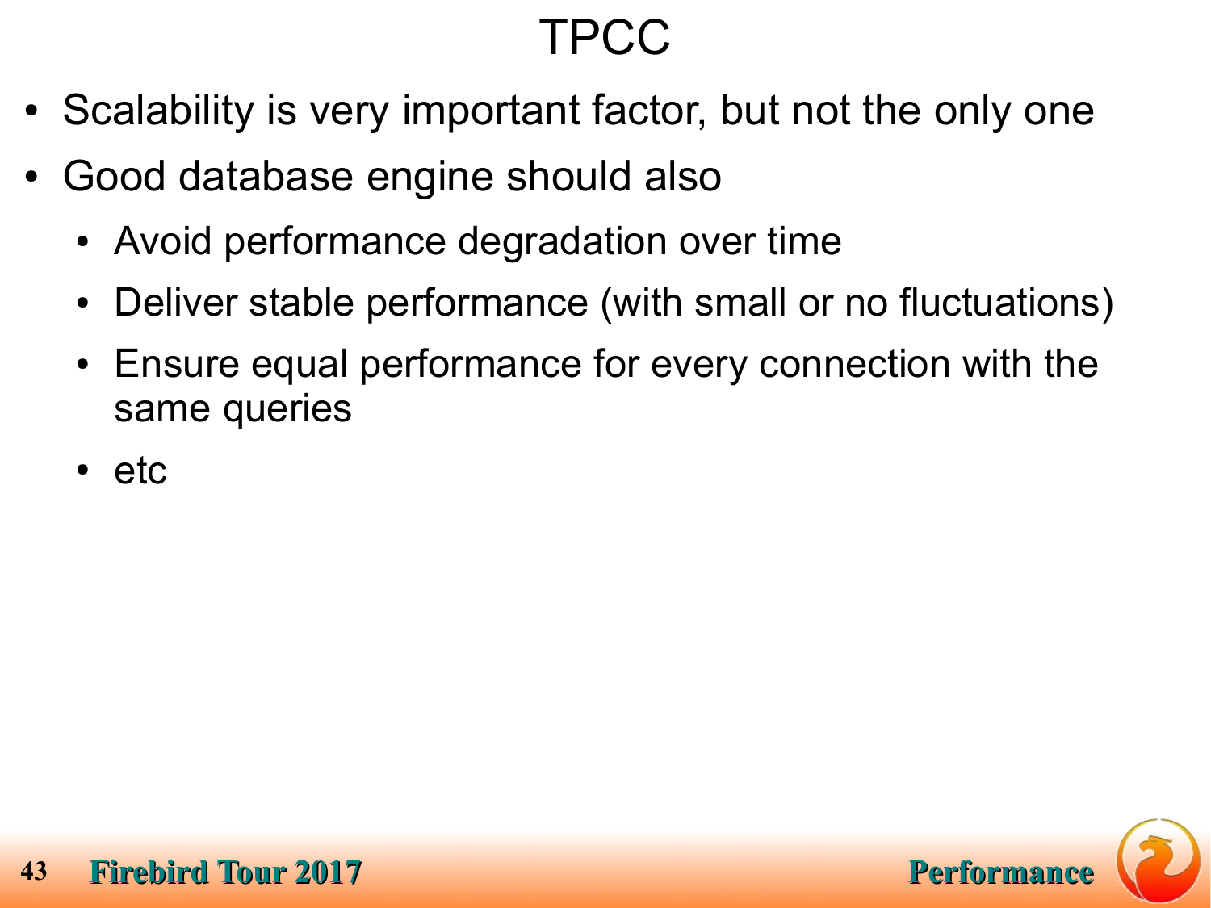# TPCC

- Scalability is very important factor, but not the only one
- Good database engine should also
  - Avoid performance degradation over time
  - Deliver stable performance (with small or no fluctuations)
  - Ensure equal performance for every connection with the same queries
  - etc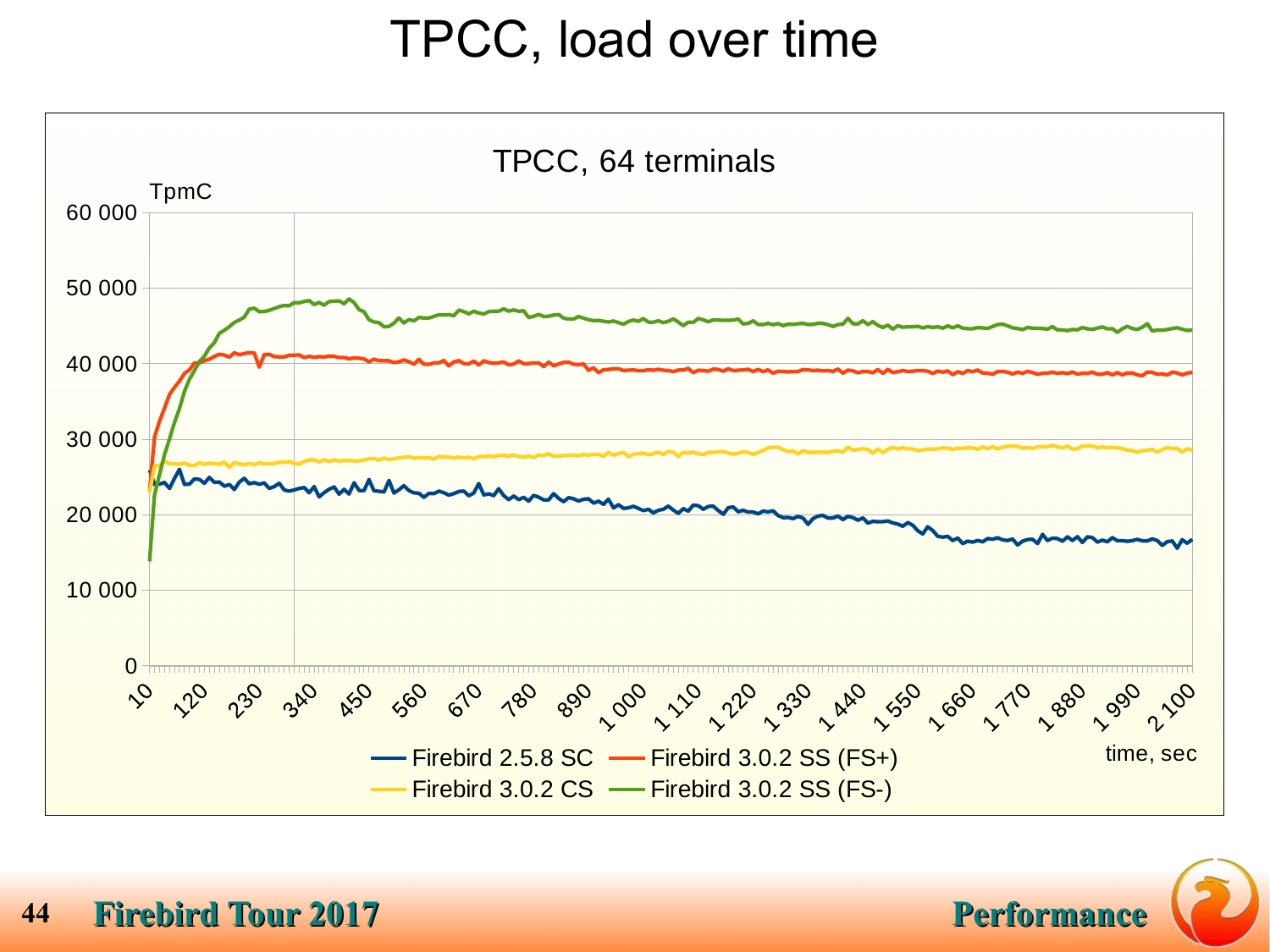# TPCC, load over time

TPCC, 64 terminals

TpmC

60 000
50 000
40 000
30 000
20 000
10 000
0

10, 120, 230, 340, 450, 560, 670, 780, 890, 1 000, 1 110, 1 220, 1 330, 1 440, 1 550, 1 660, 1 770, 1 880, 1 990, 2 100

time, sec

- Firebird 2.5.8 SC
- Firebird 3.0.2 SS (FS+)
- Firebird 3.0.2 CS
- Firebird 3.0.2 SS (FS-)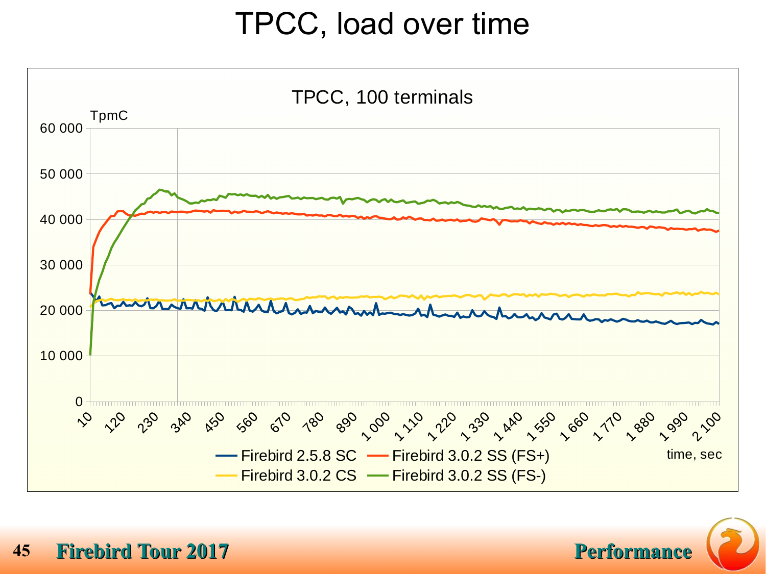# TPCC, load over time

TPCC, 100 terminals

TpmC

60 000
50 000
40 000
30 000
20 000
10 000
0

10, 120, 230, 340, 450, 560, 670, 780, 890, 1 000, 1 110, 1 220, 1 330, 1 440, 1 550, 1 660, 1 770, 1 880, 1 990, 2 100

time, sec

- Firebird 2.5.8 SC
- Firebird 3.0.2 SS (FS+)
- Firebird 3.0.2 CS
- Firebird 3.0.2 SS (FS-)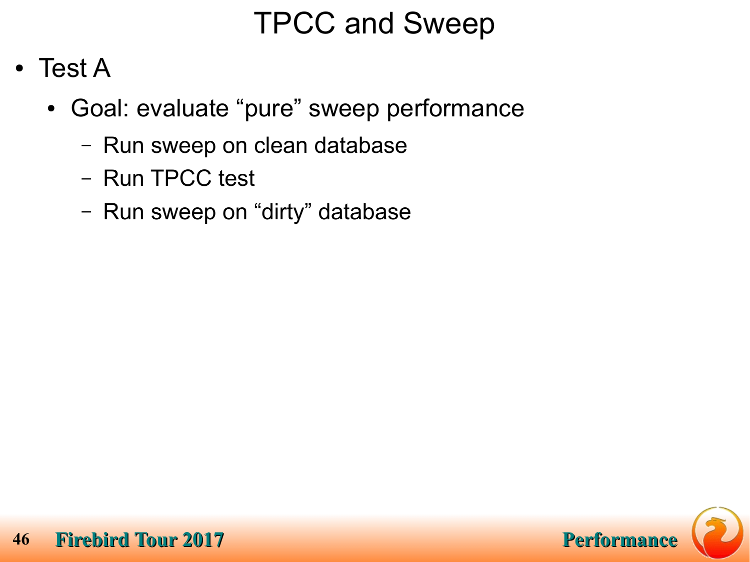# TPCC and Sweep

- Test A
  - Goal: evaluate “pure” sweep performance
    - Run sweep on clean database
    - Run TPCC test
    - Run sweep on “dirty” database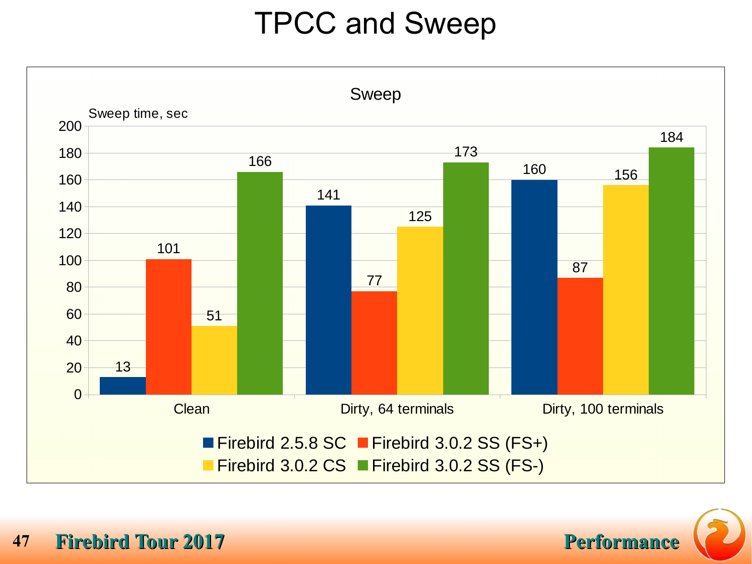# TPCC and Sweep

**Sweep**

Sweep time, sec

| | Firebird 2.5.8 SC | Firebird 3.0.2 SS (FS+) | Firebird 3.0.2 CS | Firebird 3.0.2 SS (FS-) |
|---|---|---|---|---|
| Clean | 13 | 101 | 51 | 166 |
| Dirty, 64 terminals | 141 | 77 | 125 | 173 |
| Dirty, 100 terminals | 160 | 87 | 156 | 184 |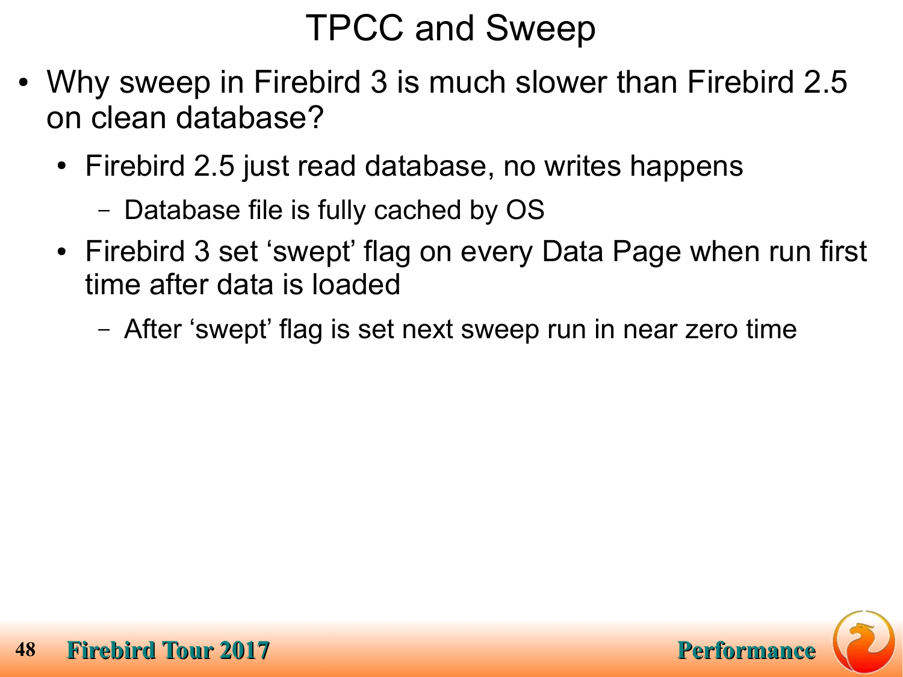# TPCC and Sweep

- Why sweep in Firebird 3 is much slower than Firebird 2.5 on clean database?
  - Firebird 2.5 just read database, no writes happens
    - Database file is fully cached by OS
  - Firebird 3 set ‘swept’ flag on every Data Page when run first time after data is loaded
    - After ‘swept’ flag is set next sweep run in near zero time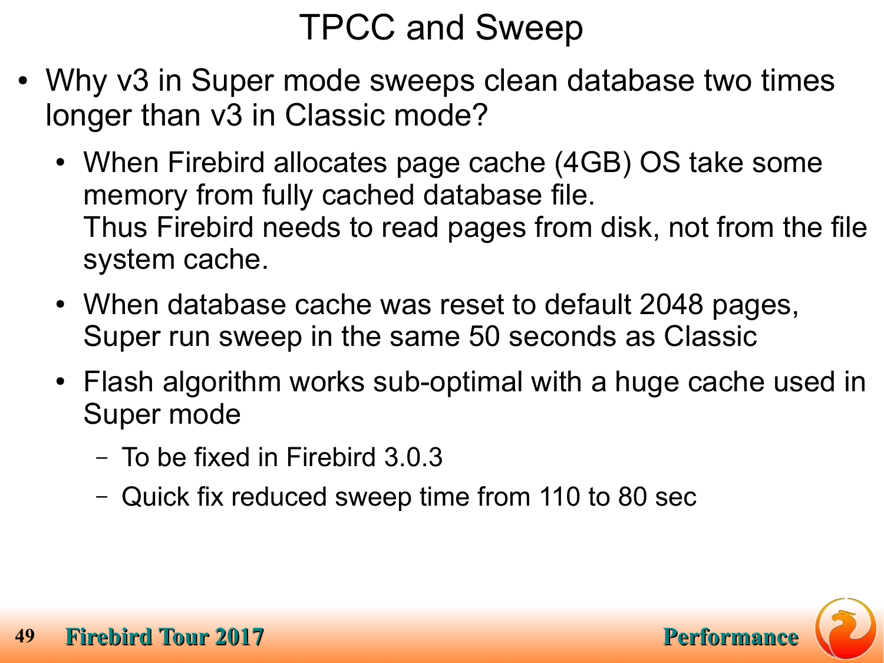# TPCC and Sweep

- Why v3 in Super mode sweeps clean database two times longer than v3 in Classic mode?
  - When Firebird allocates page cache (4GB) OS take some memory from fully cached database file.
    Thus Firebird needs to read pages from disk, not from the file system cache.
  - When database cache was reset to default 2048 pages, Super run sweep in the same 50 seconds as Classic
  - Flash algorithm works sub-optimal with a huge cache used in Super mode
    - To be fixed in Firebird 3.0.3
    - Quick fix reduced sweep time from 110 to 80 sec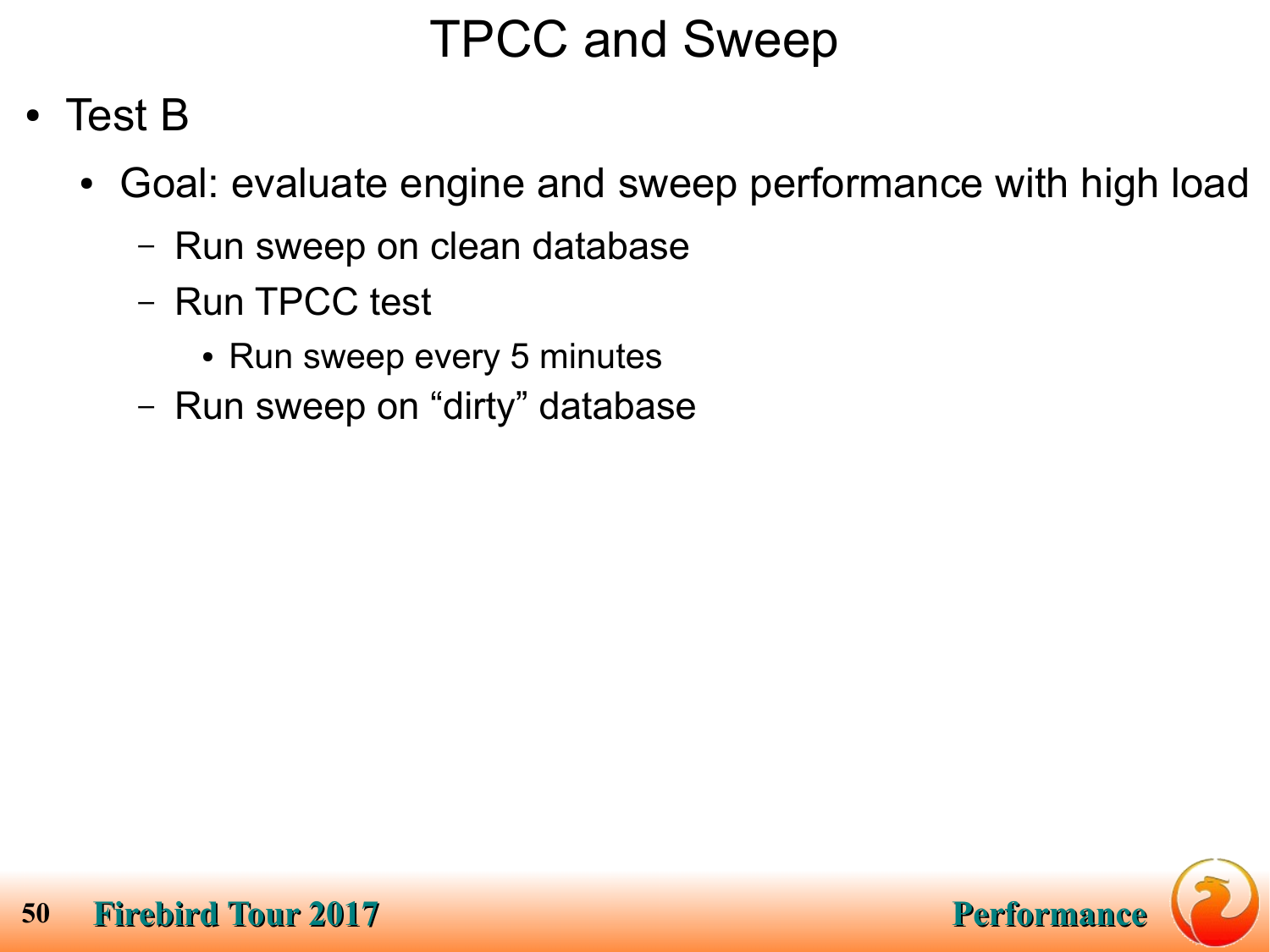# TPCC and Sweep

- Test B
  - Goal: evaluate engine and sweep performance with high load
    - Run sweep on clean database
    - Run TPCC test
      - Run sweep every 5 minutes
    - Run sweep on “dirty” database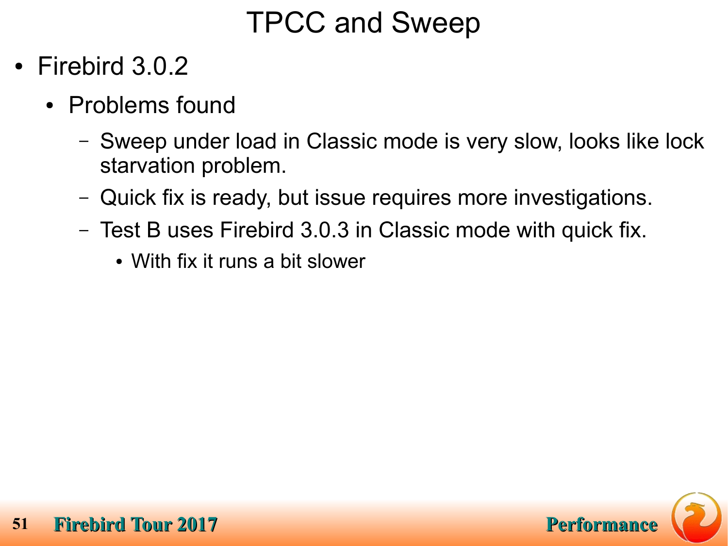# TPCC and Sweep

- Firebird 3.0.2
  - Problems found
    - Sweep under load in Classic mode is very slow, looks like lock starvation problem.
    - Quick fix is ready, but issue requires more investigations.
    - Test B uses Firebird 3.0.3 in Classic mode with quick fix.
      - With fix it runs a bit slower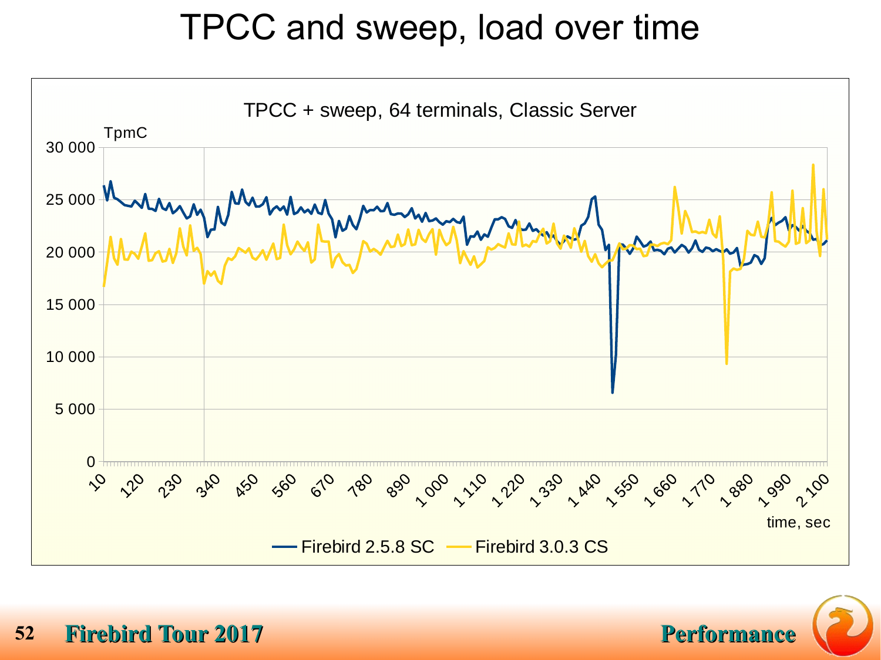# TPCC and sweep, load over time

TPCC + sweep, 64 terminals, Classic Server

TpmC

time, sec

Firebird 2.5.8 SC — Firebird 3.0.3 CS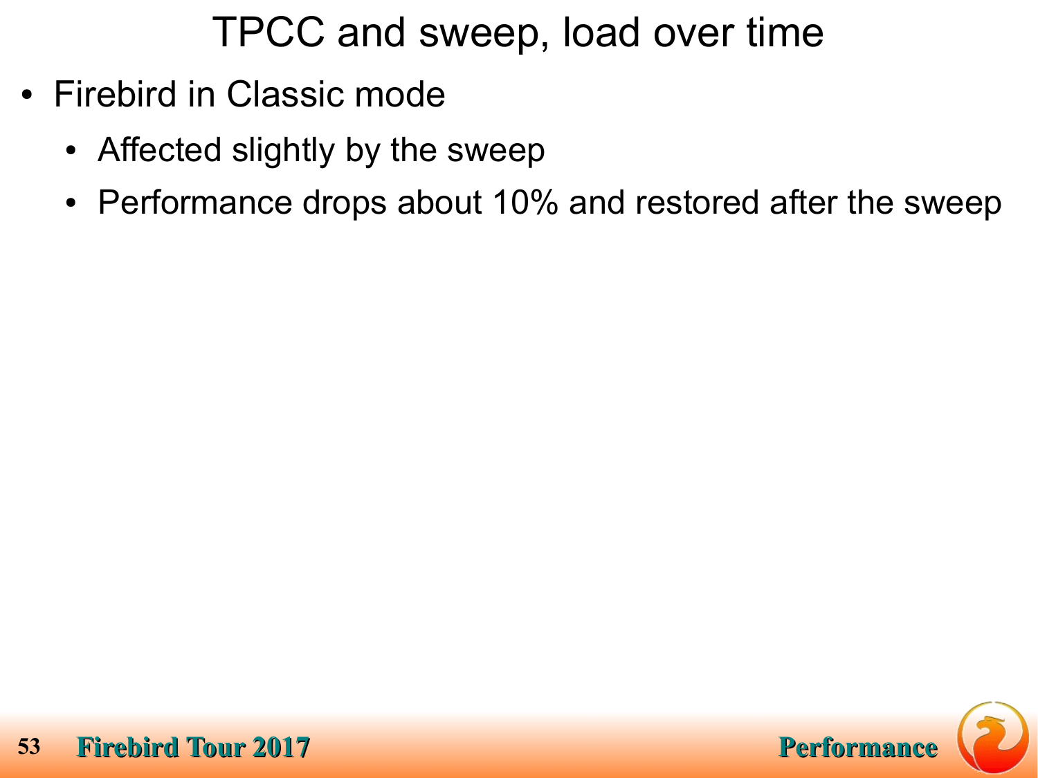# TPCC and sweep, load over time

- Firebird in Classic mode
  - Affected slightly by the sweep
  - Performance drops about 10% and restored after the sweep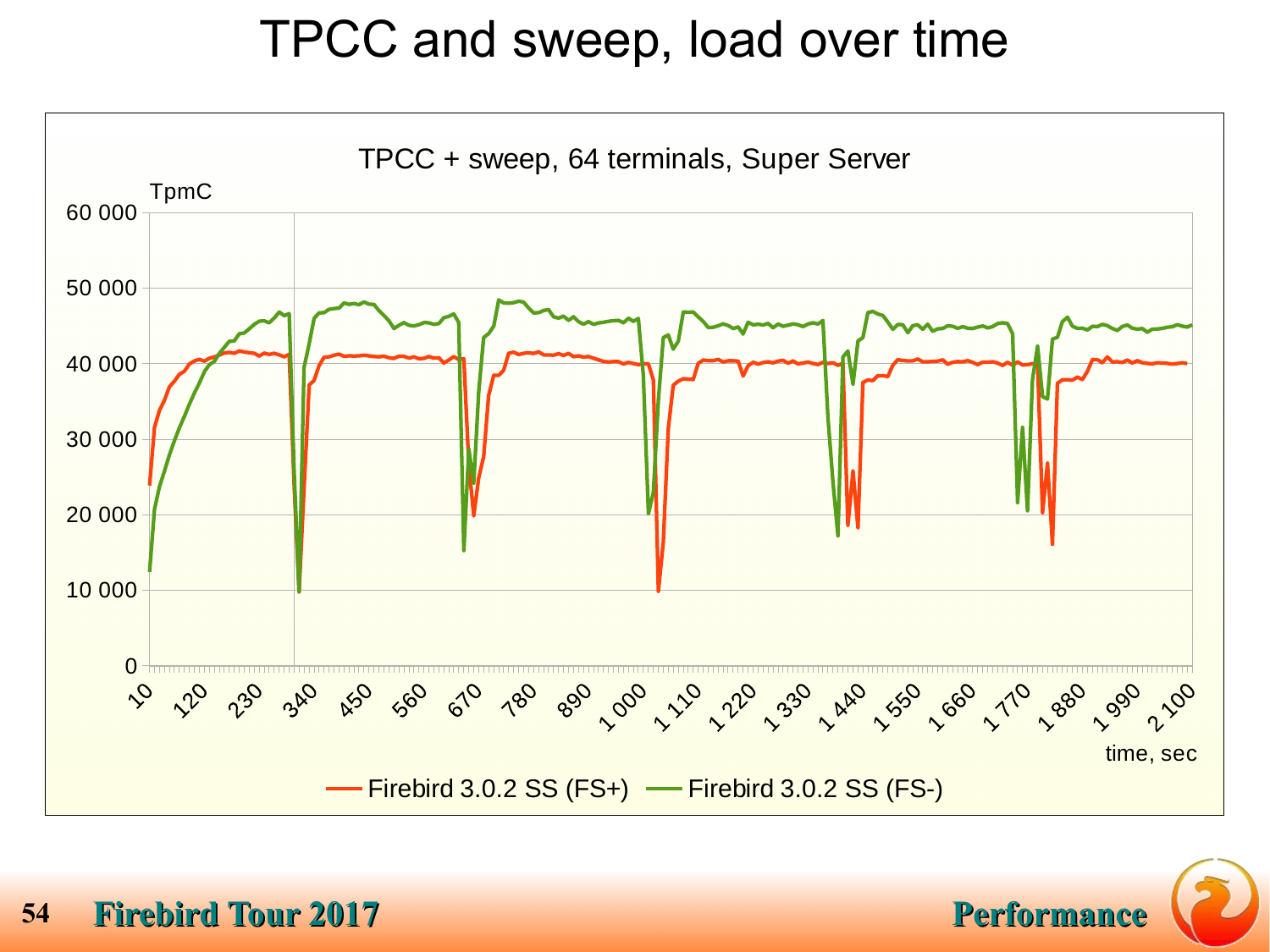# TPCC and sweep, load over time

TPCC + sweep, 64 terminals, Super Server

TpmC

60 000
50 000
40 000
30 000
20 000
10 000
0

10, 120, 230, 340, 450, 560, 670, 780, 890, 1 000, 1 110, 1 220, 1 330, 1 440, 1 550, 1 660, 1 770, 1 880, 1 990, 2 100

time, sec

— Firebird 3.0.2 SS (FS+) — Firebird 3.0.2 SS (FS-)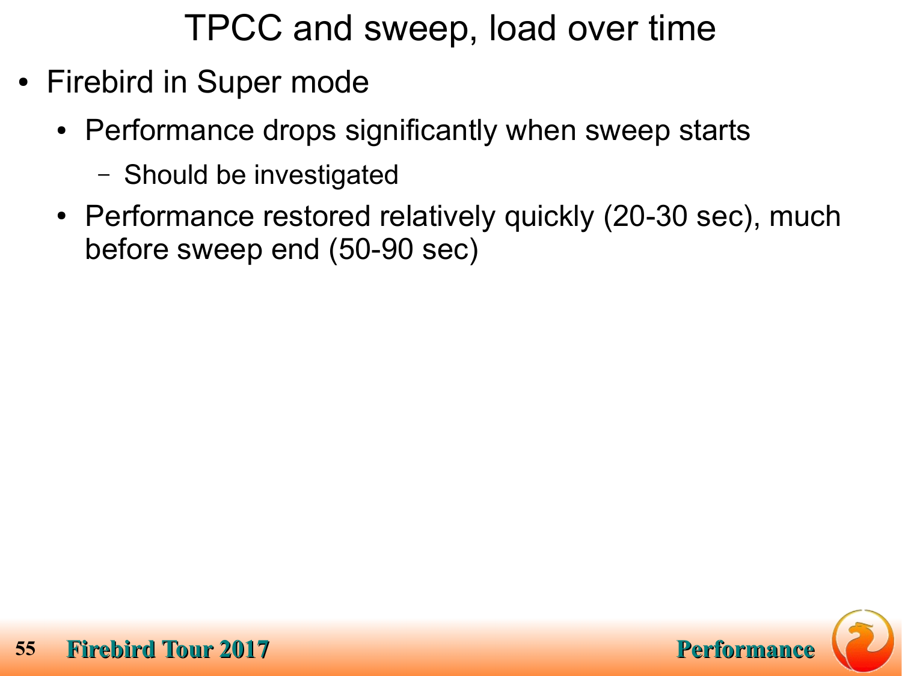# TPCC and sweep, load over time

- Firebird in Super mode
  - Performance drops significantly when sweep starts
    - Should be investigated
  - Performance restored relatively quickly (20-30 sec), much before sweep end (50-90 sec)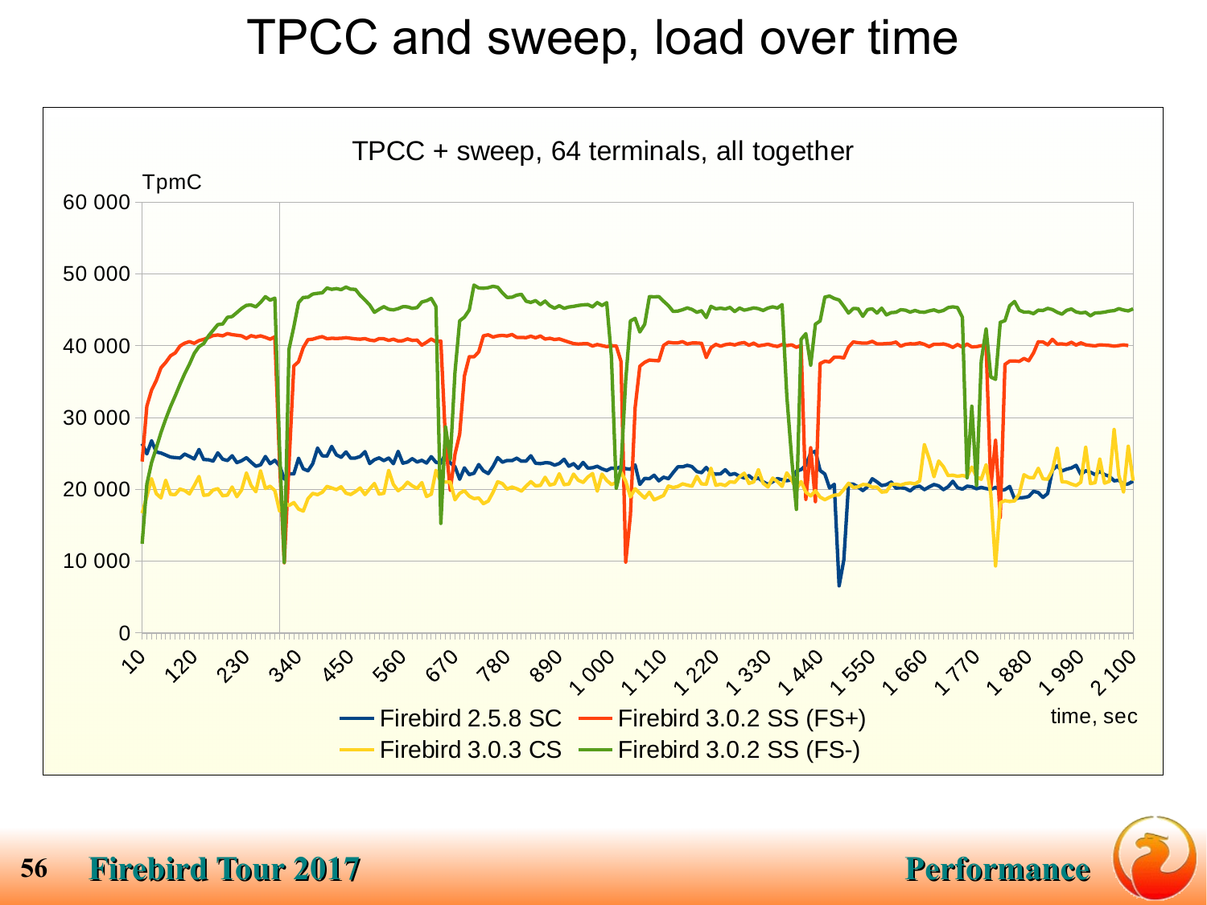# TPCC and sweep, load over time

TPCC + sweep, 64 terminals, all together

TpmC

60 000
50 000
40 000
30 000
20 000
10 000
0

10 120 230 340 450 560 670 780 890 1 000 1 110 1 220 1 330 1 440 1 550 1 660 1 770 1 880 1 990 2 100

time, sec

Firebird 2.5.8 SC | Firebird 3.0.2 SS (FS+) | Firebird 3.0.3 CS | Firebird 3.0.2 SS (FS-)

Performance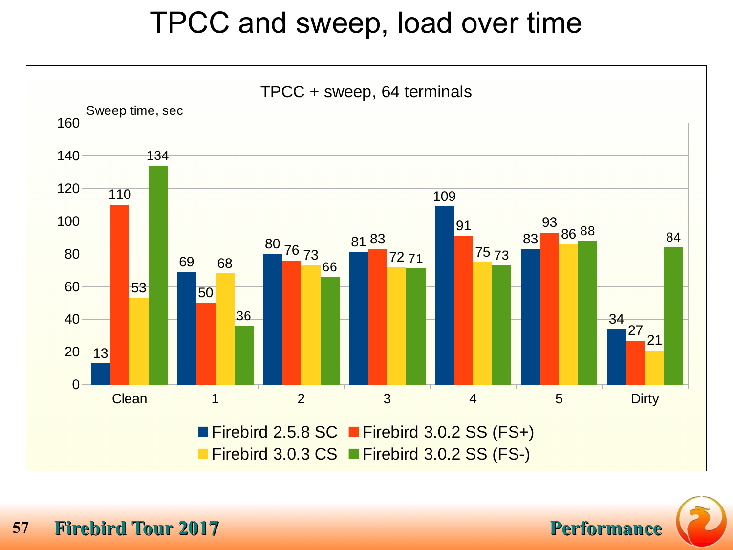# TPCC and sweep, load over time

**TPCC + sweep, 64 terminals**

Sweep time, sec

| | Clean | 1 | 2 | 3 | 4 | 5 | Dirty |
|---|---|---|---|---|---|---|---|
| Firebird 2.5.8 SC | 13 | 69 | 80 | 81 | 109 | 83 | 34 |
| Firebird 3.0.2 SS (FS+) | 110 | 50 | 76 | 83 | 91 | 93 | 27 |
| Firebird 3.0.3 CS | 53 | 68 | 73 | 72 | 75 | 86 | 21 |
| Firebird 3.0.2 SS (FS-) | 134 | 36 | 66 | 71 | 73 | 88 | 84 |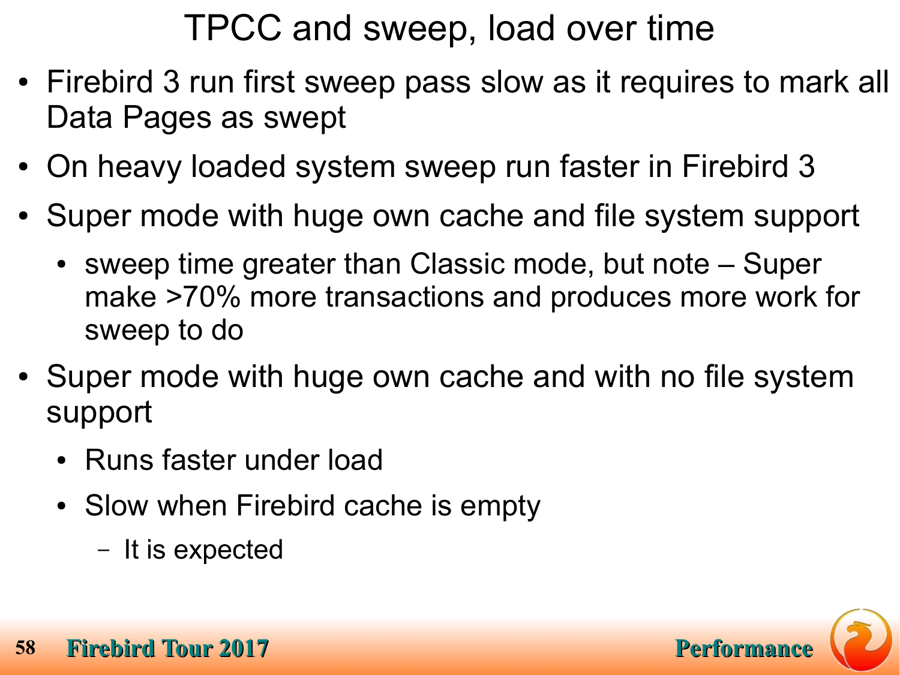# TPCC and sweep, load over time

- Firebird 3 run first sweep pass slow as it requires to mark all Data Pages as swept
- On heavy loaded system sweep run faster in Firebird 3
- Super mode with huge own cache and file system support
  - sweep time greater than Classic mode, but note – Super make >70% more transactions and produces more work for sweep to do
- Super mode with huge own cache and with no file system support
  - Runs faster under load
  - Slow when Firebird cache is empty
    - It is expected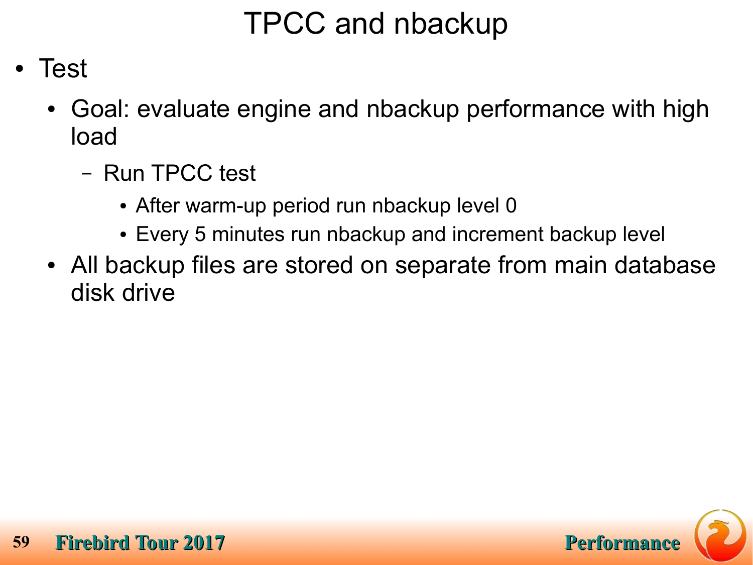# TPCC and nbackup

- Test
  - Goal: evaluate engine and nbackup performance with high load
    - Run TPCC test
      - After warm-up period run nbackup level 0
      - Every 5 minutes run nbackup and increment backup level
  - All backup files are stored on separate from main database disk drive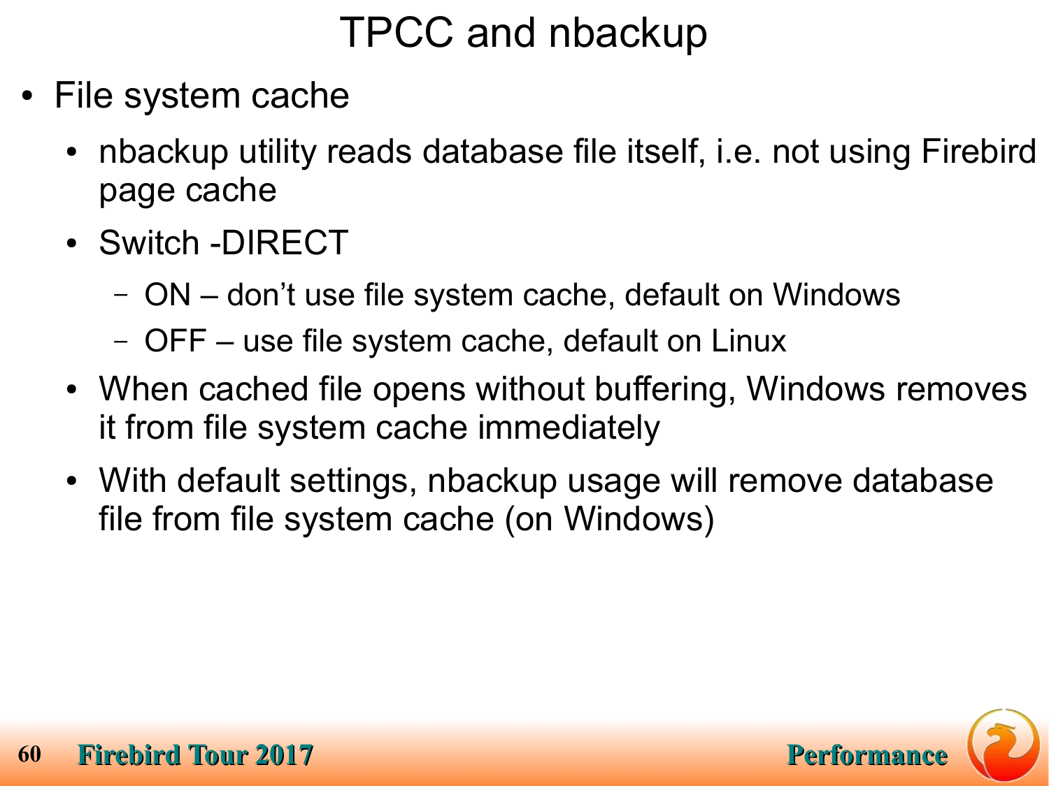# TPCC and nbackup

- File system cache
  - nbackup utility reads database file itself, i.e. not using Firebird page cache
  - Switch -DIRECT
    - ON – don’t use file system cache, default on Windows
    - OFF – use file system cache, default on Linux
  - When cached file opens without buffering, Windows removes it from file system cache immediately
  - With default settings, nbackup usage will remove database file from file system cache (on Windows)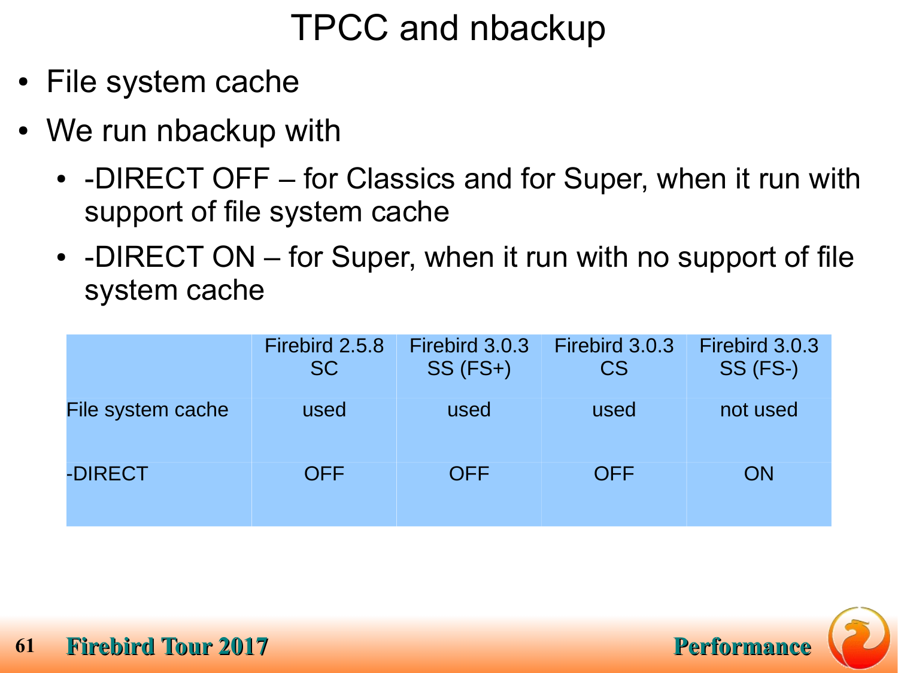# TPCC and nbackup

- File system cache
- We run nbackup with
  - -DIRECT OFF – for Classics and for Super, when it run with support of file system cache
  - -DIRECT ON – for Super, when it run with no support of file system cache

| | Firebird 2.5.8 SC | Firebird 3.0.3 SS (FS+) | Firebird 3.0.3 CS | Firebird 3.0.3 SS (FS-) |
|---|---|---|---|---|
| File system cache | used | used | used | not used |
| -DIRECT | OFF | OFF | OFF | ON |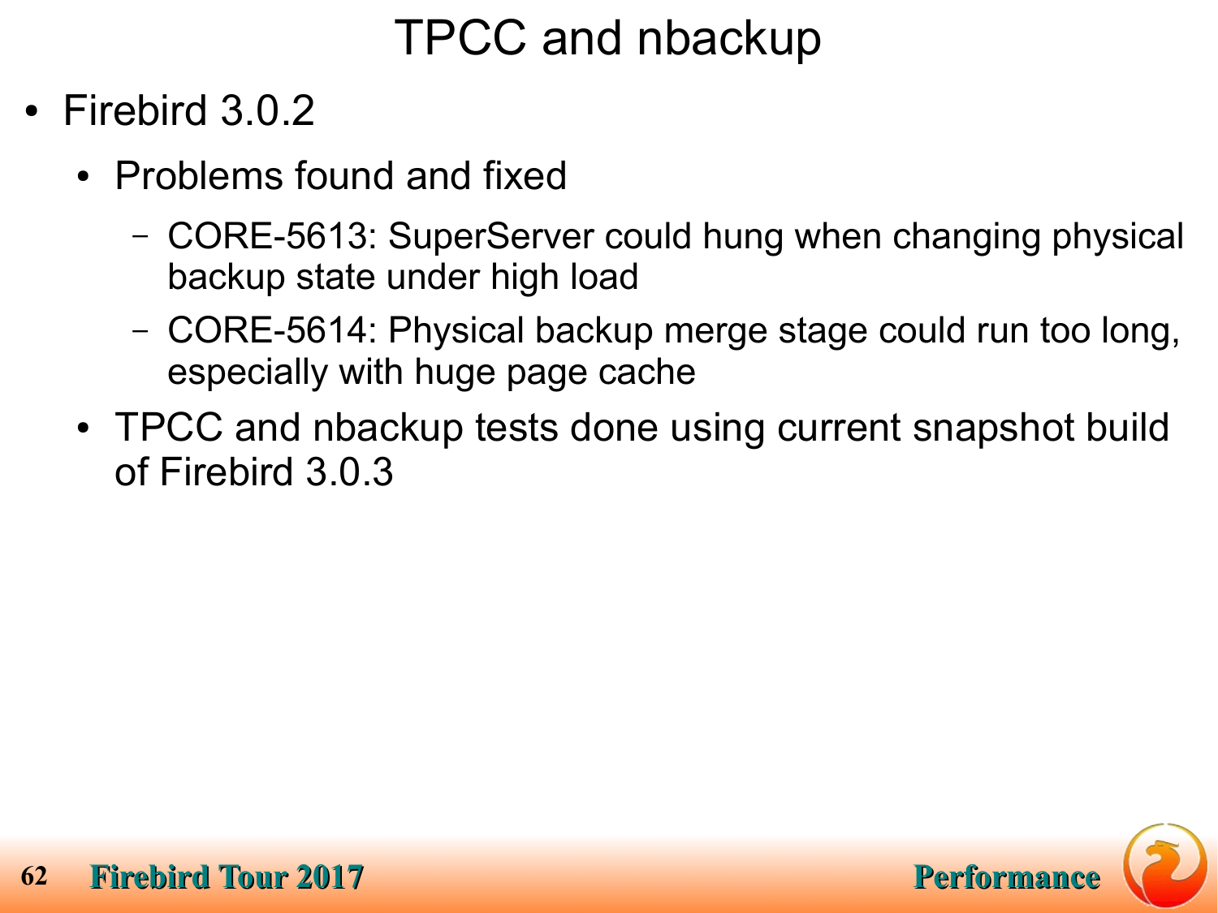# TPCC and nbackup

- Firebird 3.0.2
  - Problems found and fixed
    - CORE-5613: SuperServer could hung when changing physical backup state under high load
    - CORE-5614: Physical backup merge stage could run too long, especially with huge page cache
  - TPCC and nbackup tests done using current snapshot build of Firebird 3.0.3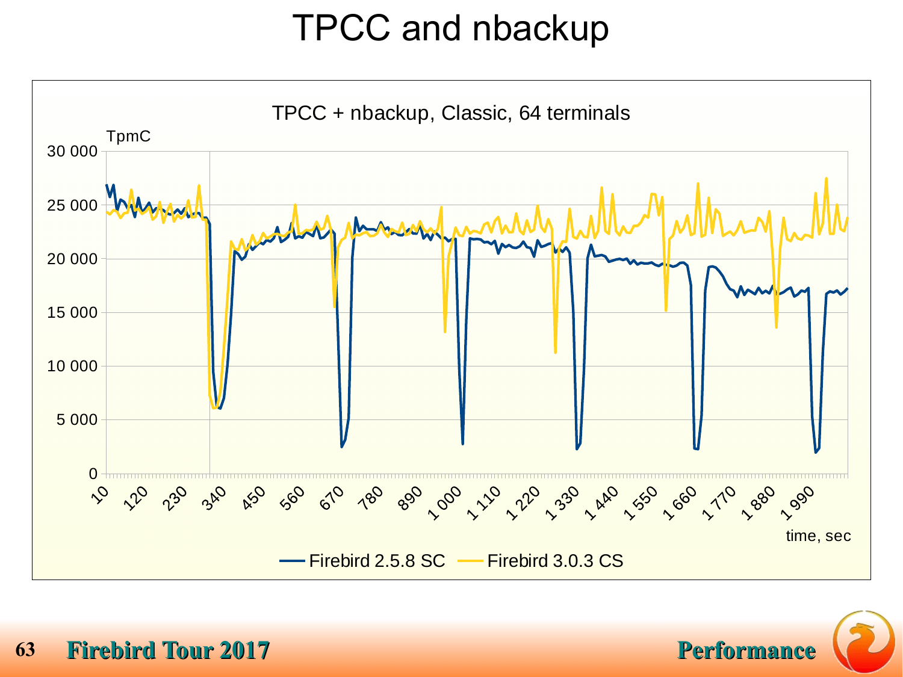# TPCC and nbackup

TPCC + nbackup, Classic, 64 terminals

TpmC

time, sec

Firebird 2.5.8 SC — Firebird 3.0.3 CS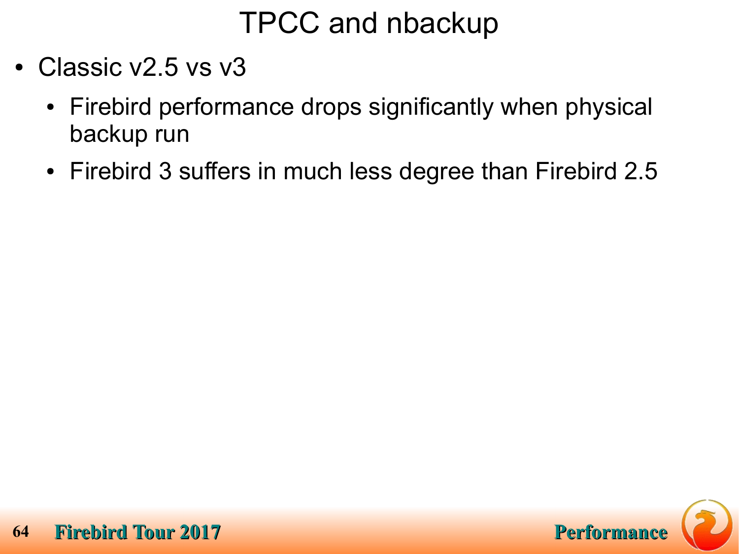# TPCC and nbackup

- Classic v2.5 vs v3
  - Firebird performance drops significantly when physical backup run
  - Firebird 3 suffers in much less degree than Firebird 2.5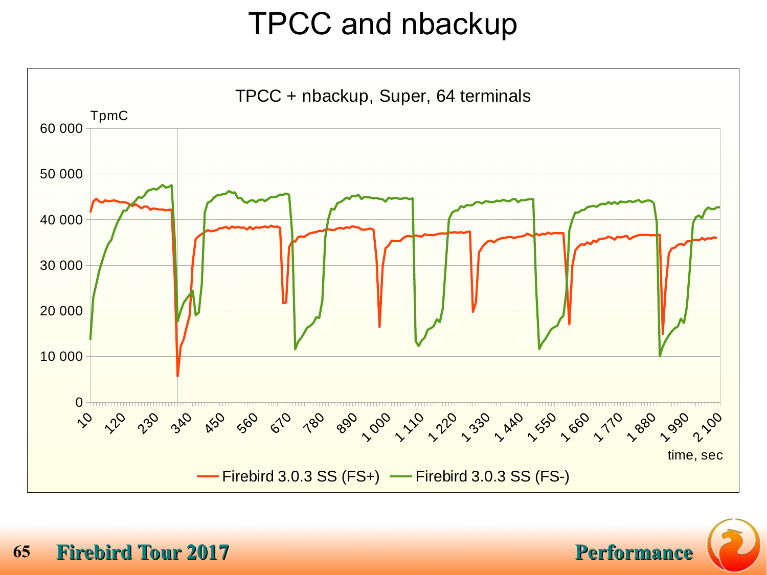# TPCC and nbackup

TPCC + nbackup, Super, 64 terminals

TpmC

60 000
50 000
40 000
30 000
20 000
10 000
0

10, 120, 230, 340, 450, 560, 670, 780, 890, 1 000, 1 110, 1 220, 1 330, 1 440, 1 550, 1 660, 1 770, 1 880, 1 990, 2 100

time, sec

Firebird 3.0.3 SS (FS+) — Firebird 3.0.3 SS (FS-)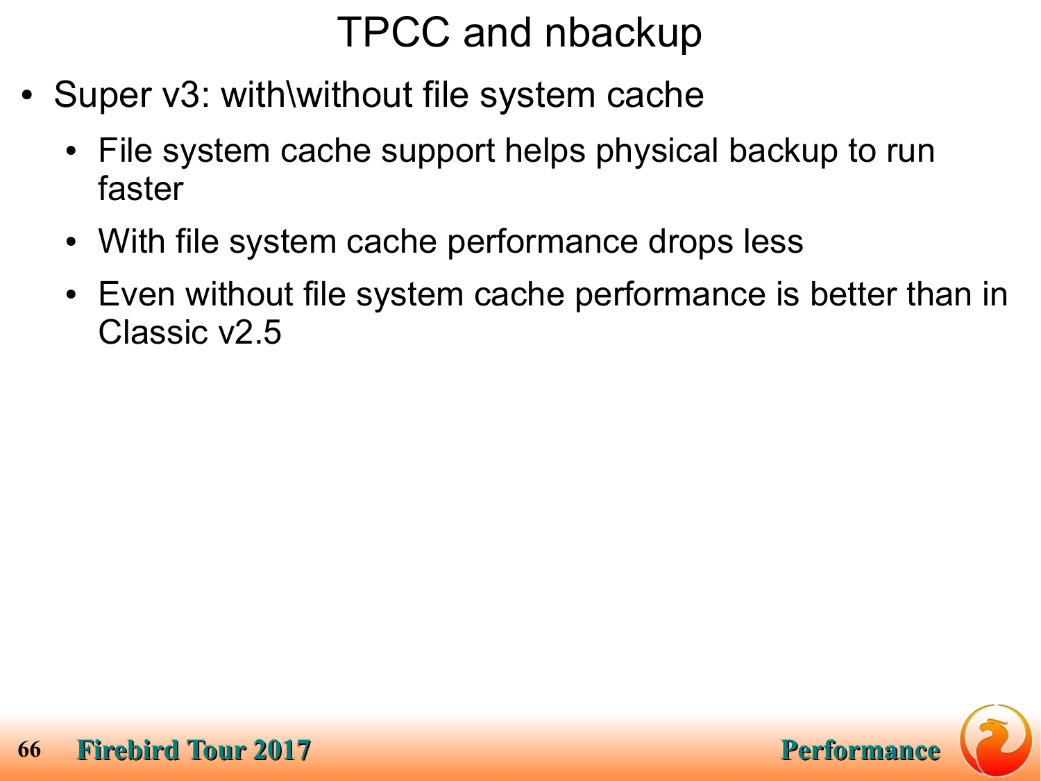# TPCC and nbackup

- Super v3: with\without file system cache
  - File system cache support helps physical backup to run faster
  - With file system cache performance drops less
  - Even without file system cache performance is better than in Classic v2.5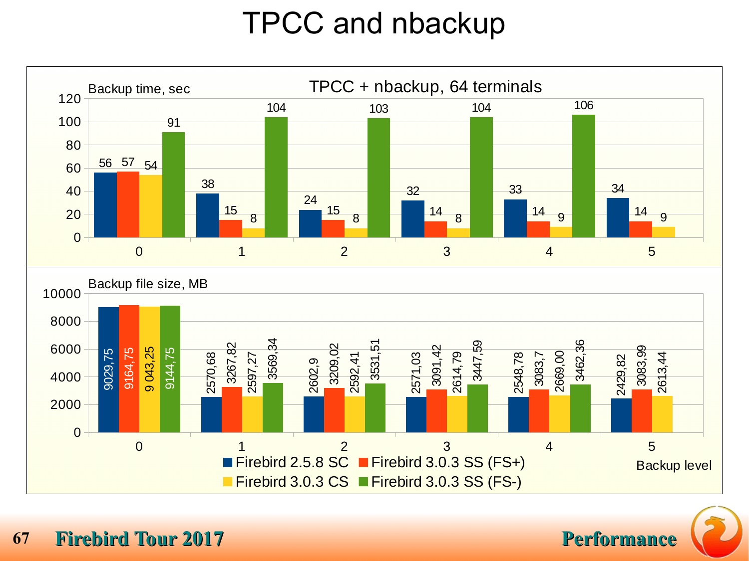# TPCC and nbackup

**TPCC + nbackup, 64 terminals**

Backup time, sec

| Backup level | Firebird 2.5.8 SC | Firebird 3.0.3 SS (FS+) | Firebird 3.0.3 CS | Firebird 3.0.3 SS (FS-) |
|---|---|---|---|---|
| 0 | 56 | 57 | 54 | 91 |
| 1 | 38 | 15 | 8 | 104 |
| 2 | 24 | 15 | 8 | 103 |
| 3 | 32 | 14 | 8 | 104 |
| 4 | 33 | 14 | 9 | 106 |
| 5 | 34 | 14 | 9 | |

Backup file size, MB

| Backup level | Firebird 2.5.8 SC | Firebird 3.0.3 SS (FS+) | Firebird 3.0.3 CS | Firebird 3.0.3 SS (FS-) |
|---|---|---|---|---|
| 0 | 9029,75 | 9164,75 | 9 043,25 | 9144,75 |
| 1 | 2570,68 | 3267,82 | 2597,27 | 3569,34 |
| 2 | 2602,9 | 3209,02 | 2592,41 | 3531,51 |
| 3 | 2571,03 | 3091,42 | 2614,79 | 3447,59 |
| 4 | 2548,78 | 3083,7 | 2669,00 | 3462,36 |
| 5 | 2429,82 | 3083,99 | 2613,44 | |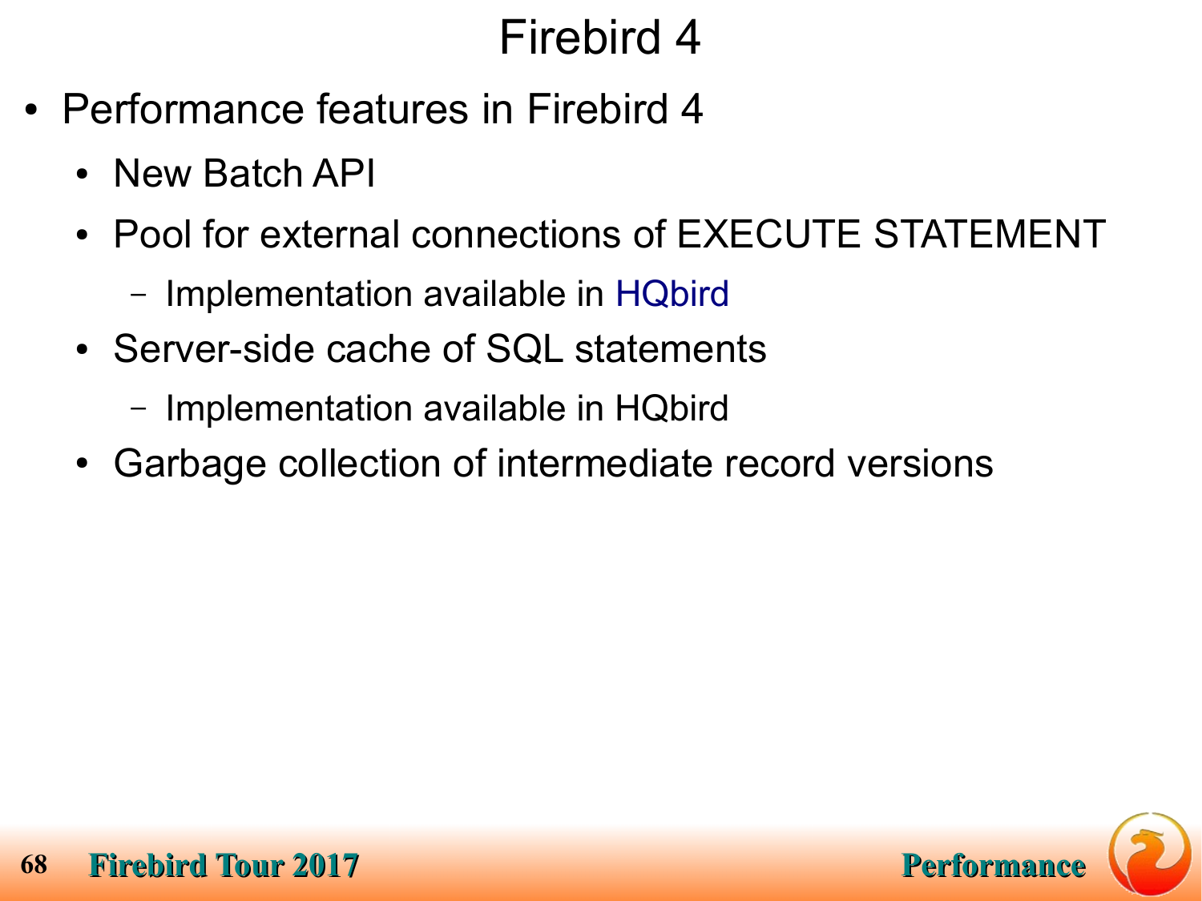# Firebird 4

- Performance features in Firebird 4
  - New Batch API
  - Pool for external connections of EXECUTE STATEMENT
    - Implementation available in HQbird
  - Server-side cache of SQL statements
    - Implementation available in HQbird
  - Garbage collection of intermediate record versions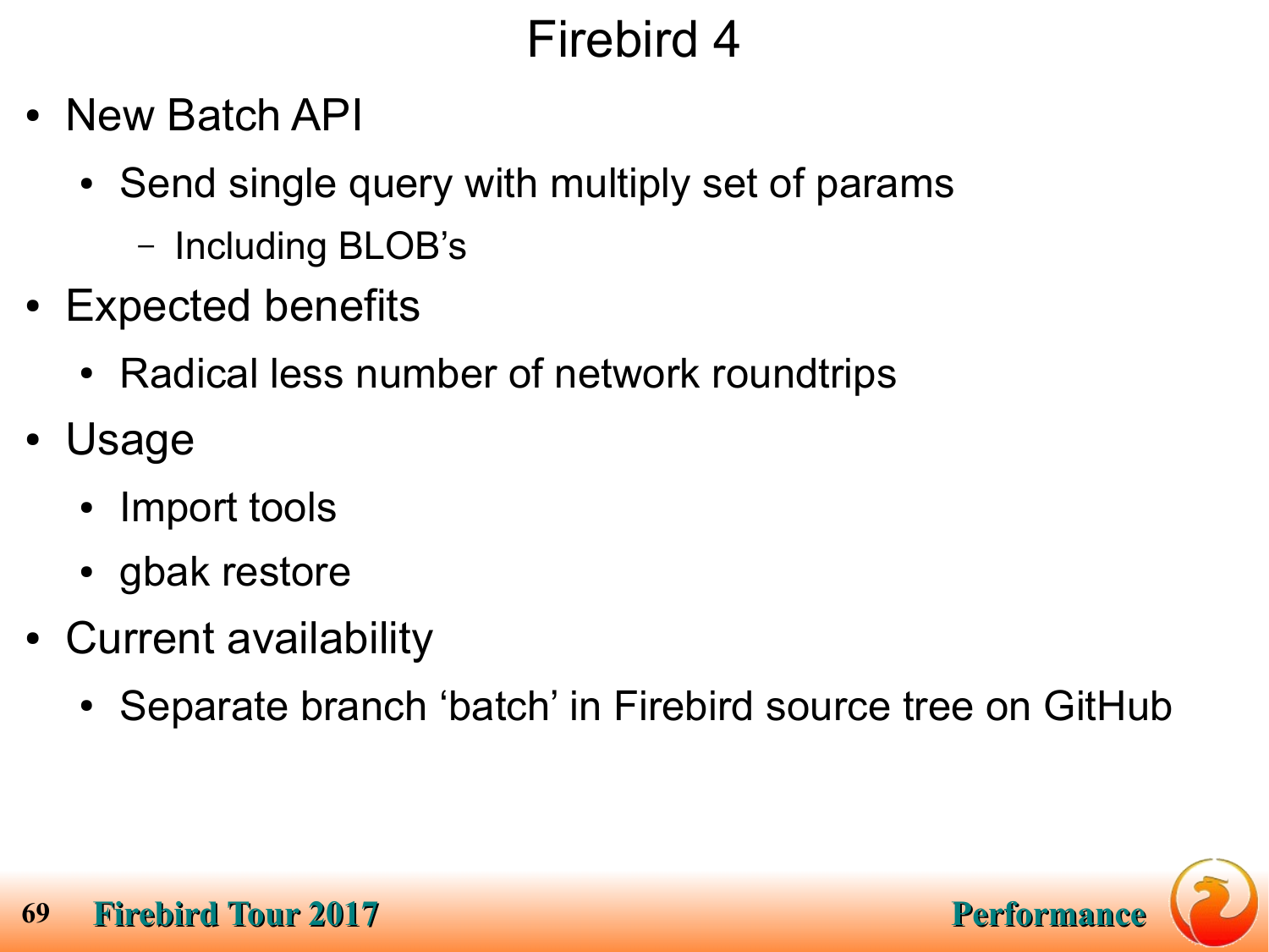# Firebird 4

- New Batch API
  - Send single query with multiply set of params
    - Including BLOB’s
- Expected benefits
  - Radical less number of network roundtrips
- Usage
  - Import tools
  - gbak restore
- Current availability
  - Separate branch ‘batch’ in Firebird source tree on GitHub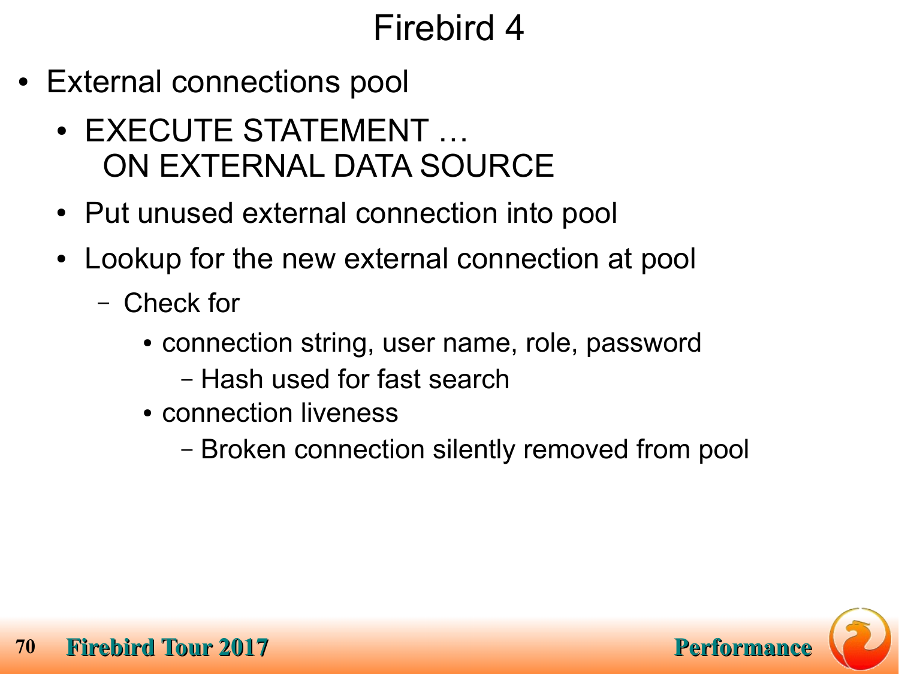# Firebird 4

- External connections pool
  - EXECUTE STATEMENT …
    ON EXTERNAL DATA SOURCE
  - Put unused external connection into pool
  - Lookup for the new external connection at pool
    - Check for
      - connection string, user name, role, password
        - Hash used for fast search
      - connection liveness
        - Broken connection silently removed from pool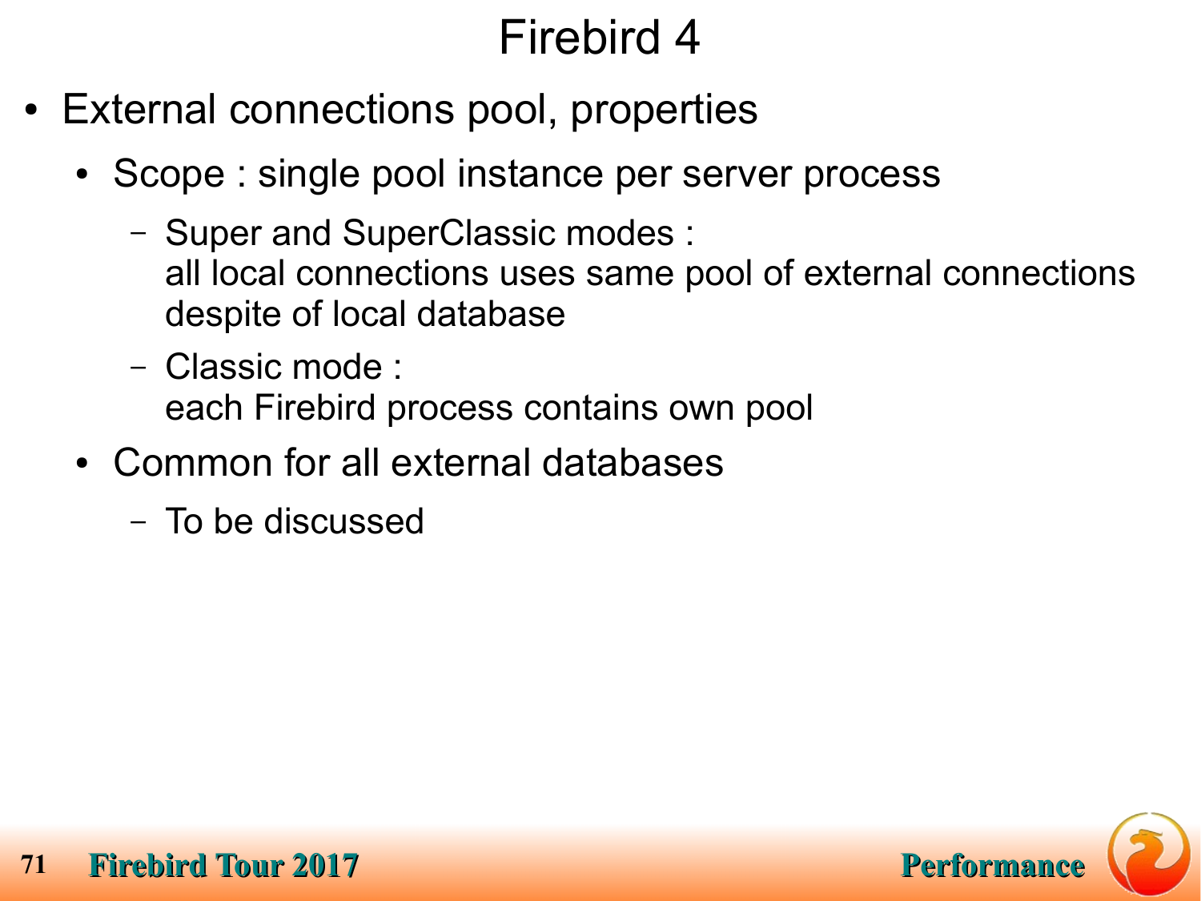# Firebird 4

- External connections pool, properties
  - Scope : single pool instance per server process
    - Super and SuperClassic modes :
      all local connections uses same pool of external connections despite of local database
    - Classic mode :
      each Firebird process contains own pool
  - Common for all external databases
    - To be discussed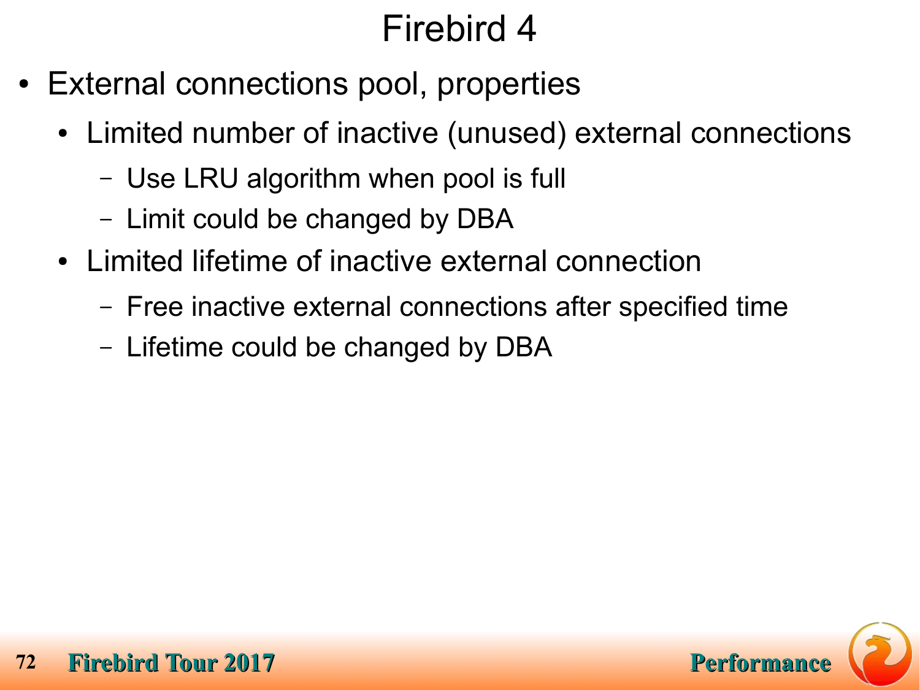# Firebird 4

- External connections pool, properties
  - Limited number of inactive (unused) external connections
    - Use LRU algorithm when pool is full
    - Limit could be changed by DBA
  - Limited lifetime of inactive external connection
    - Free inactive external connections after specified time
    - Lifetime could be changed by DBA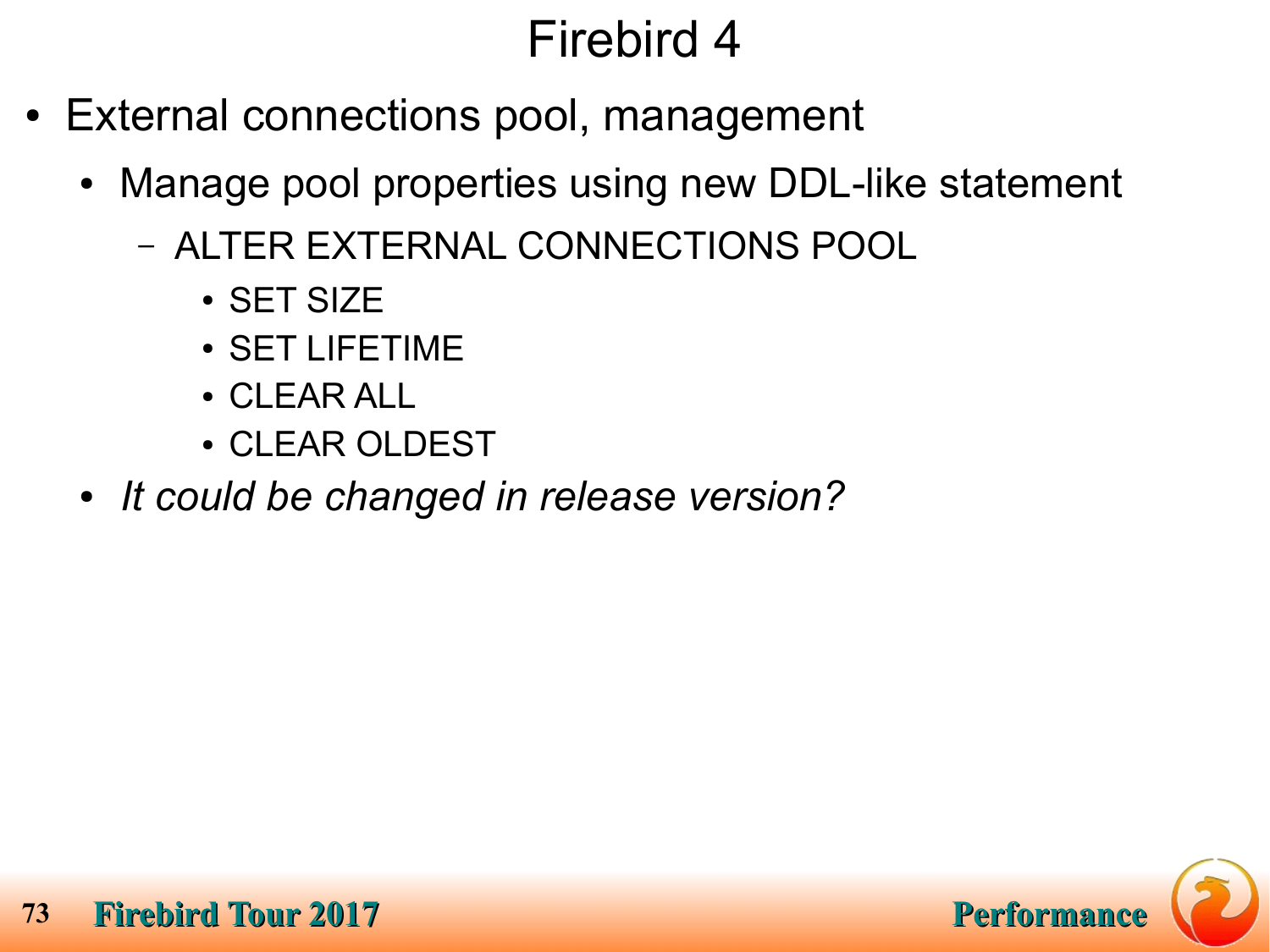# Firebird 4

- External connections pool, management
  - Manage pool properties using new DDL-like statement
    - ALTER EXTERNAL CONNECTIONS POOL
      - SET SIZE
      - SET LIFETIME
      - CLEAR ALL
      - CLEAR OLDEST
  - *It could be changed in release version?*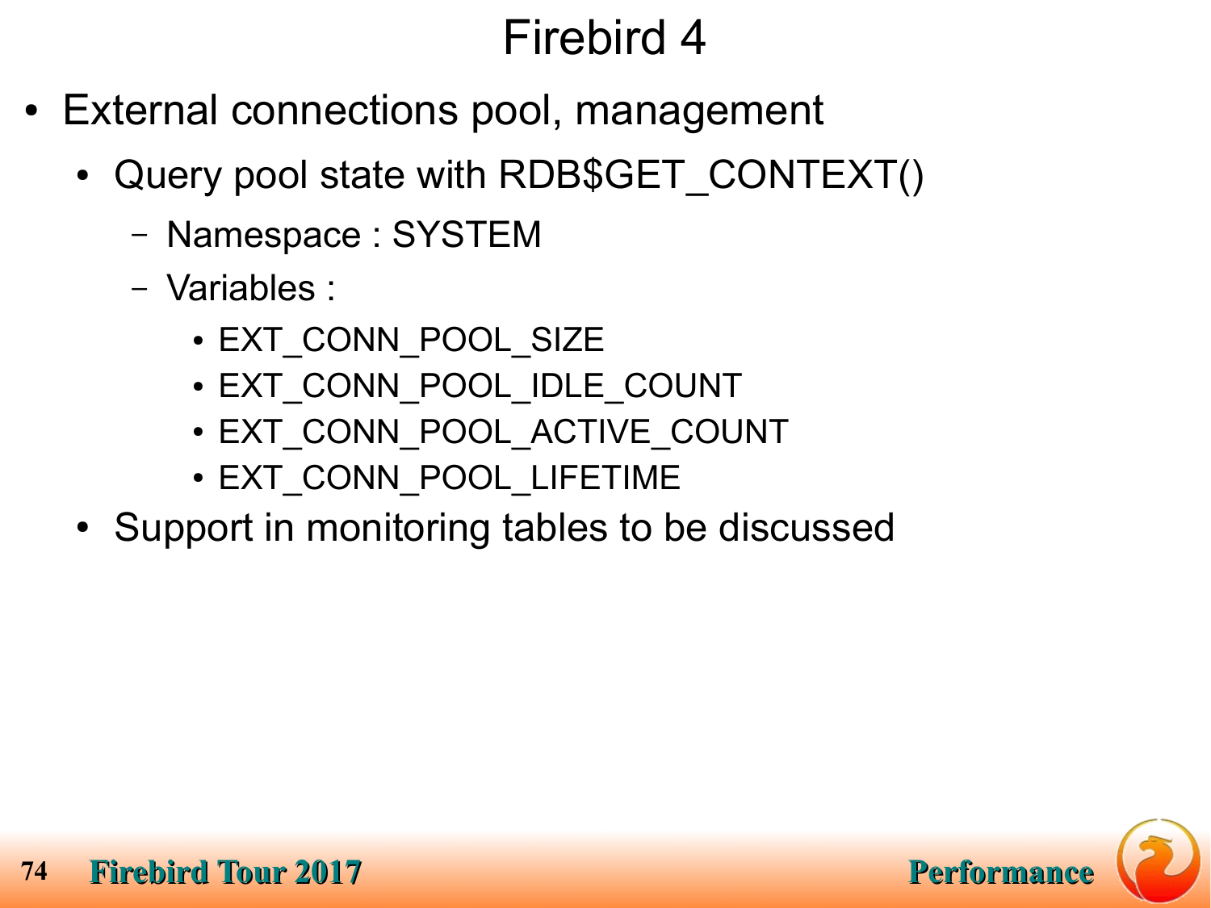# Firebird 4

- External connections pool, management
  - Query pool state with RDB$GET_CONTEXT()
    - Namespace : SYSTEM
    - Variables :
      - EXT_CONN_POOL_SIZE
      - EXT_CONN_POOL_IDLE_COUNT
      - EXT_CONN_POOL_ACTIVE_COUNT
      - EXT_CONN_POOL_LIFETIME
  - Support in monitoring tables to be discussed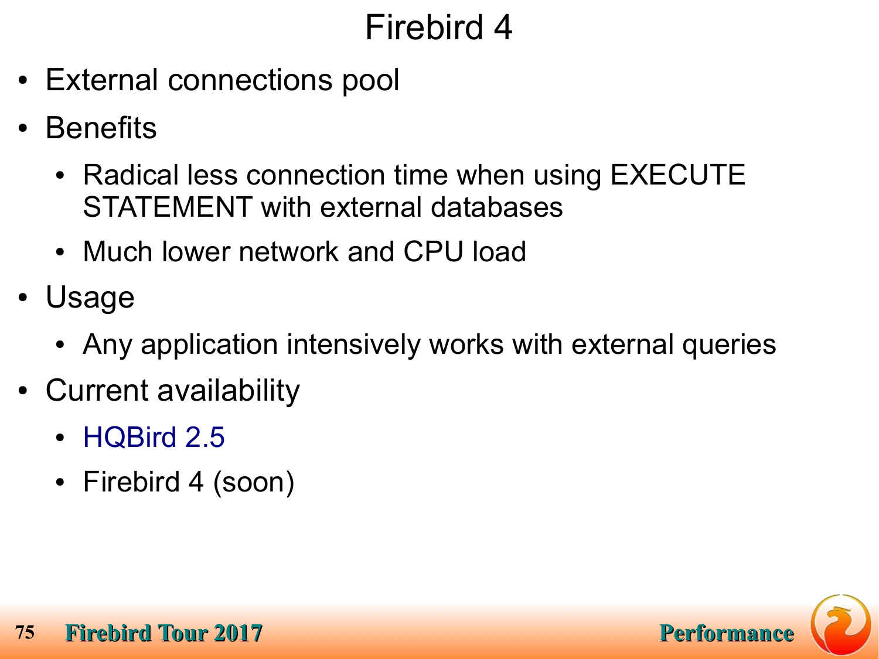# Firebird 4

- External connections pool
- Benefits
  - Radical less connection time when using EXECUTE STATEMENT with external databases
  - Much lower network and CPU load
- Usage
  - Any application intensively works with external queries
- Current availability
  - HQBird 2.5
  - Firebird 4 (soon)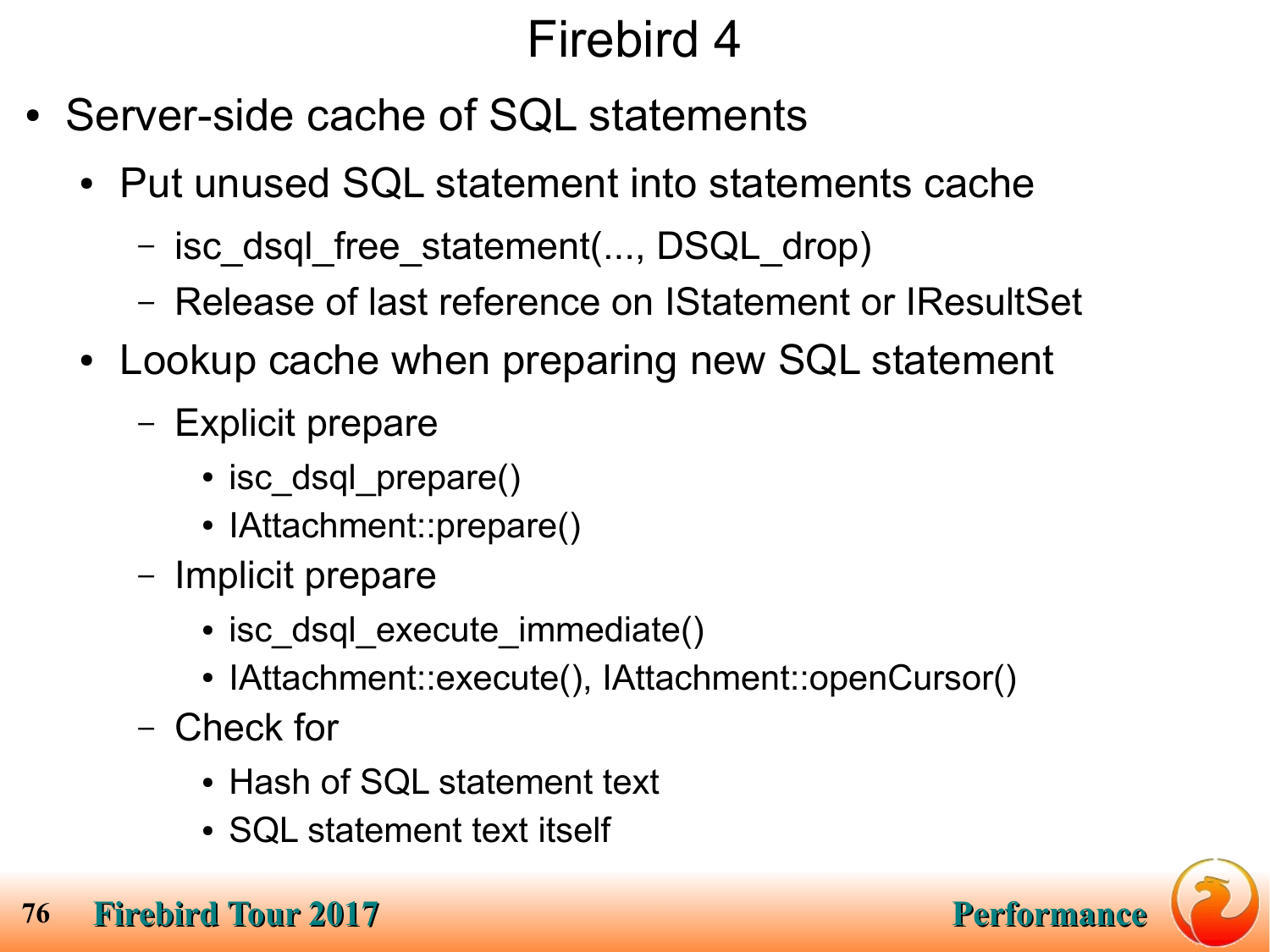# Firebird 4

- Server-side cache of SQL statements
  - Put unused SQL statement into statements cache
    - isc_dsql_free_statement(..., DSQL_drop)
    - Release of last reference on IStatement or IResultSet
  - Lookup cache when preparing new SQL statement
    - Explicit prepare
      - isc_dsql_prepare()
      - IAttachment::prepare()
    - Implicit prepare
      - isc_dsql_execute_immediate()
      - IAttachment::execute(), IAttachment::openCursor()
    - Check for
      - Hash of SQL statement text
      - SQL statement text itself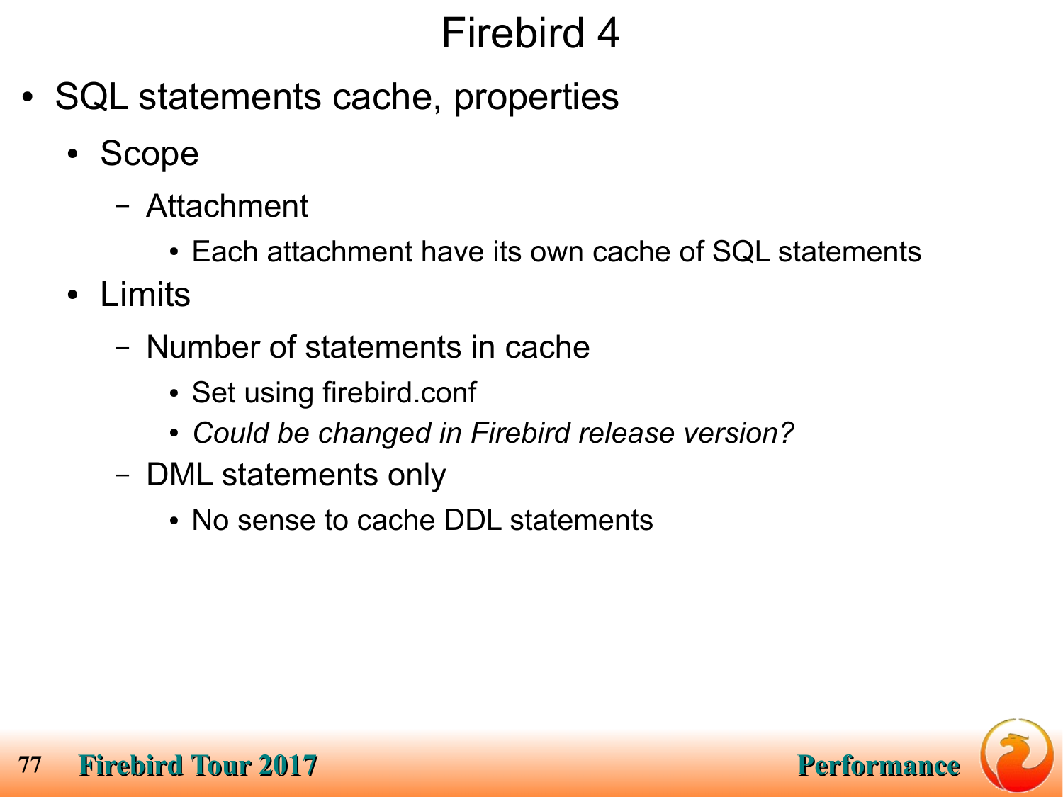# Firebird 4

- SQL statements cache, properties
  - Scope
    - Attachment
      - Each attachment have its own cache of SQL statements
  - Limits
    - Number of statements in cache
      - Set using firebird.conf
      - *Could be changed in Firebird release version?*
    - DML statements only
      - No sense to cache DDL statements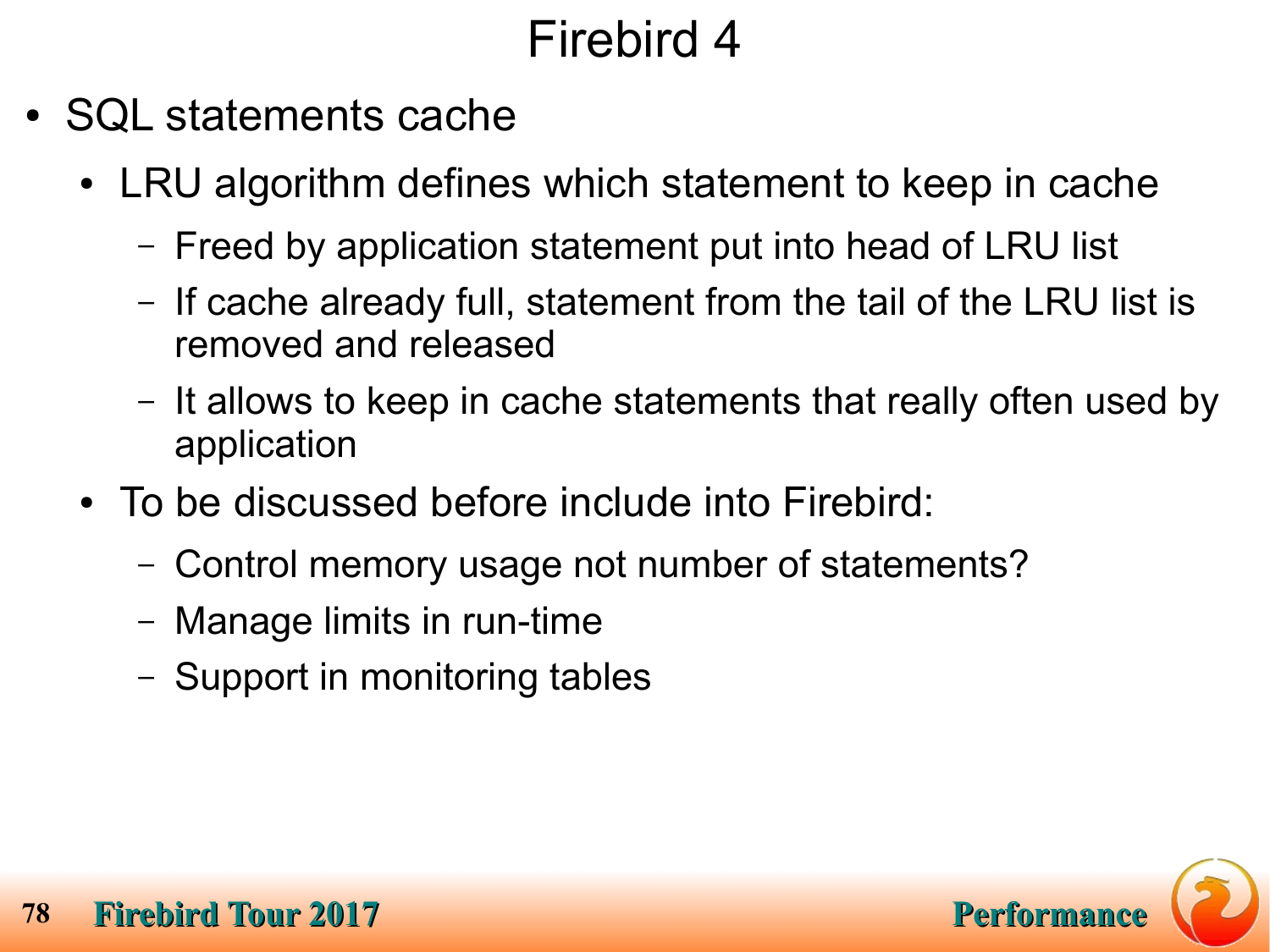# Firebird 4

- SQL statements cache
  - LRU algorithm defines which statement to keep in cache
    - Freed by application statement put into head of LRU list
    - If cache already full, statement from the tail of the LRU list is removed and released
    - It allows to keep in cache statements that really often used by application
  - To be discussed before include into Firebird:
    - Control memory usage not number of statements?
    - Manage limits in run-time
    - Support in monitoring tables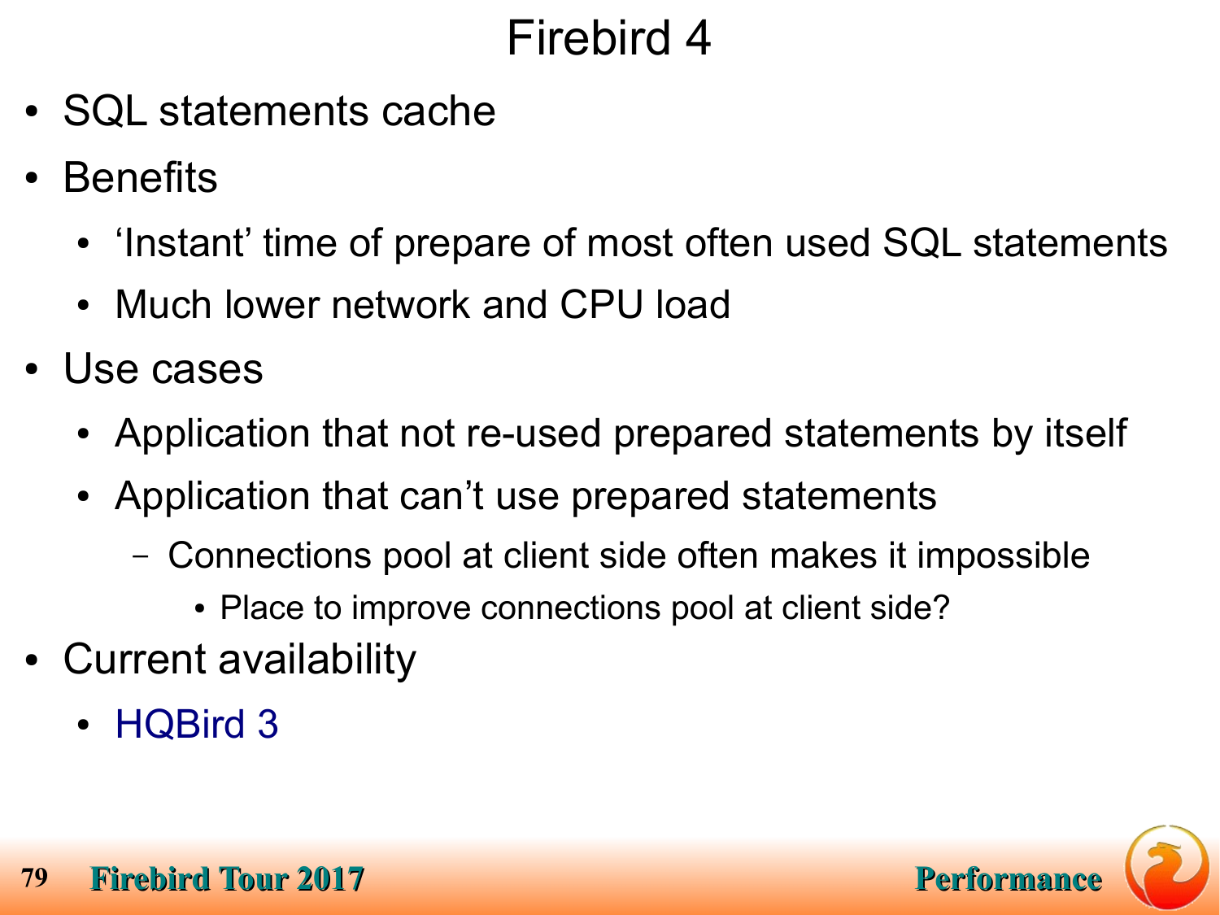# Firebird 4

- SQL statements cache
- Benefits
  - ‘Instant’ time of prepare of most often used SQL statements
  - Much lower network and CPU load
- Use cases
  - Application that not re-used prepared statements by itself
  - Application that can’t use prepared statements
    - Connections pool at client side often makes it impossible
      - Place to improve connections pool at client side?
- Current availability
  - HQBird 3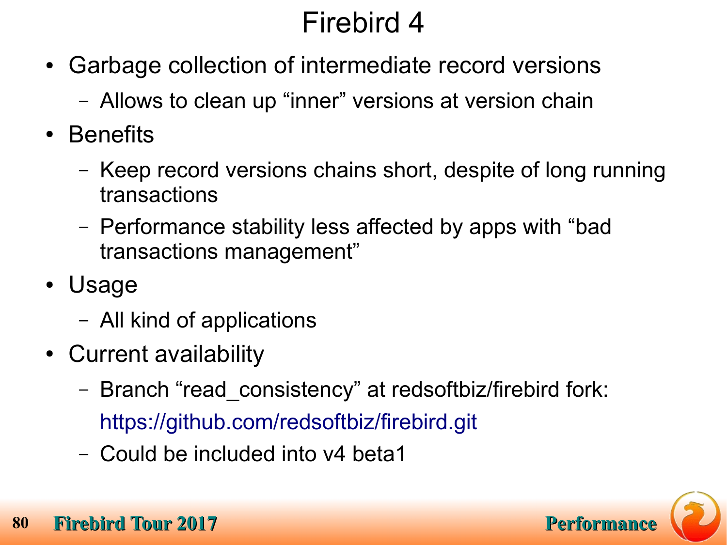# Firebird 4

- Garbage collection of intermediate record versions
  - Allows to clean up “inner” versions at version chain
- Benefits
  - Keep record versions chains short, despite of long running transactions
  - Performance stability less affected by apps with “bad transactions management”
- Usage
  - All kind of applications
- Current availability
  - Branch “read_consistency” at redsoftbiz/firebird fork: https://github.com/redsoftbiz/firebird.git
  - Could be included into v4 beta1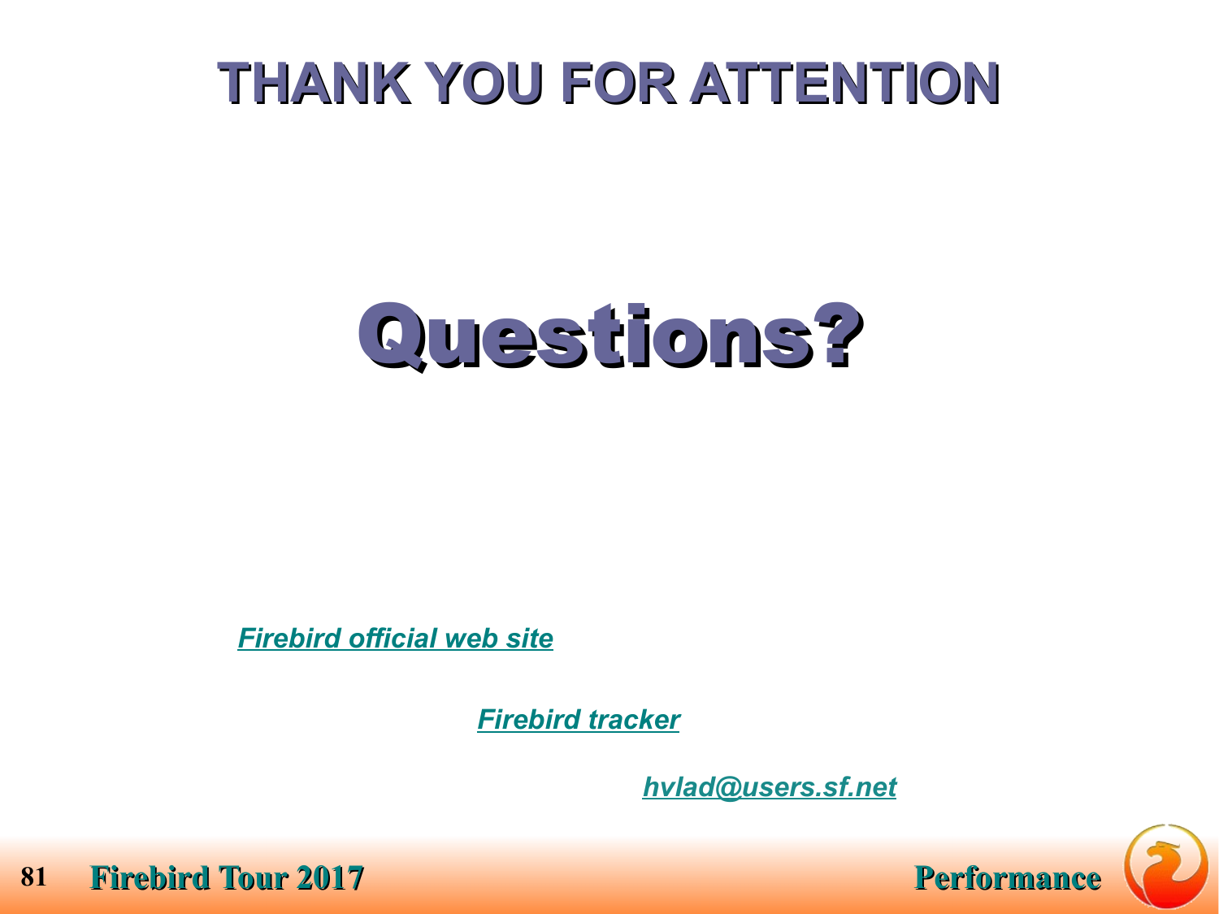# THANK YOU FOR ATTENTION

# Questions?

*Firebird official web site*

*Firebird tracker*

*hvlad@users.sf.net*